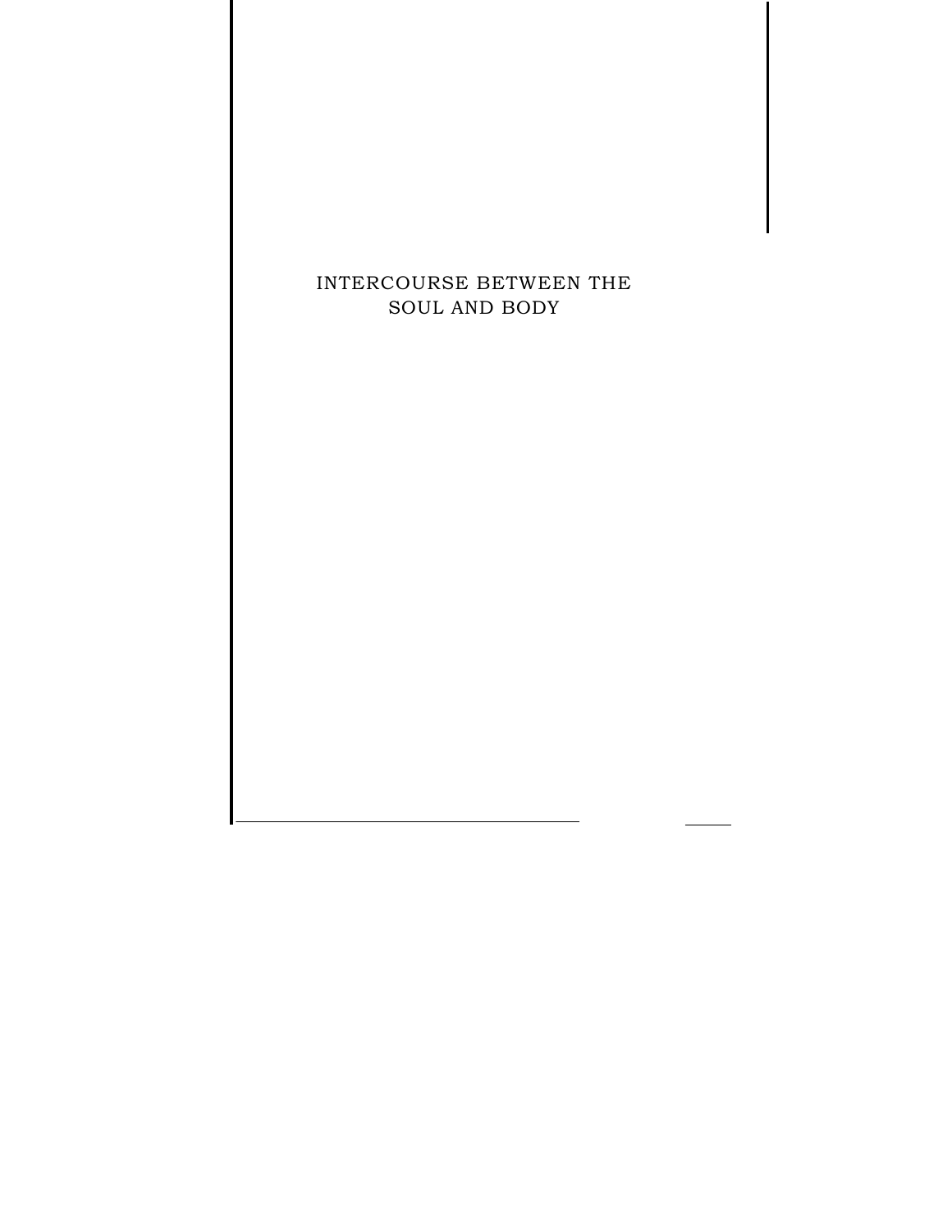# INTERCOURSE BETWEEN THE SOUL AND BODY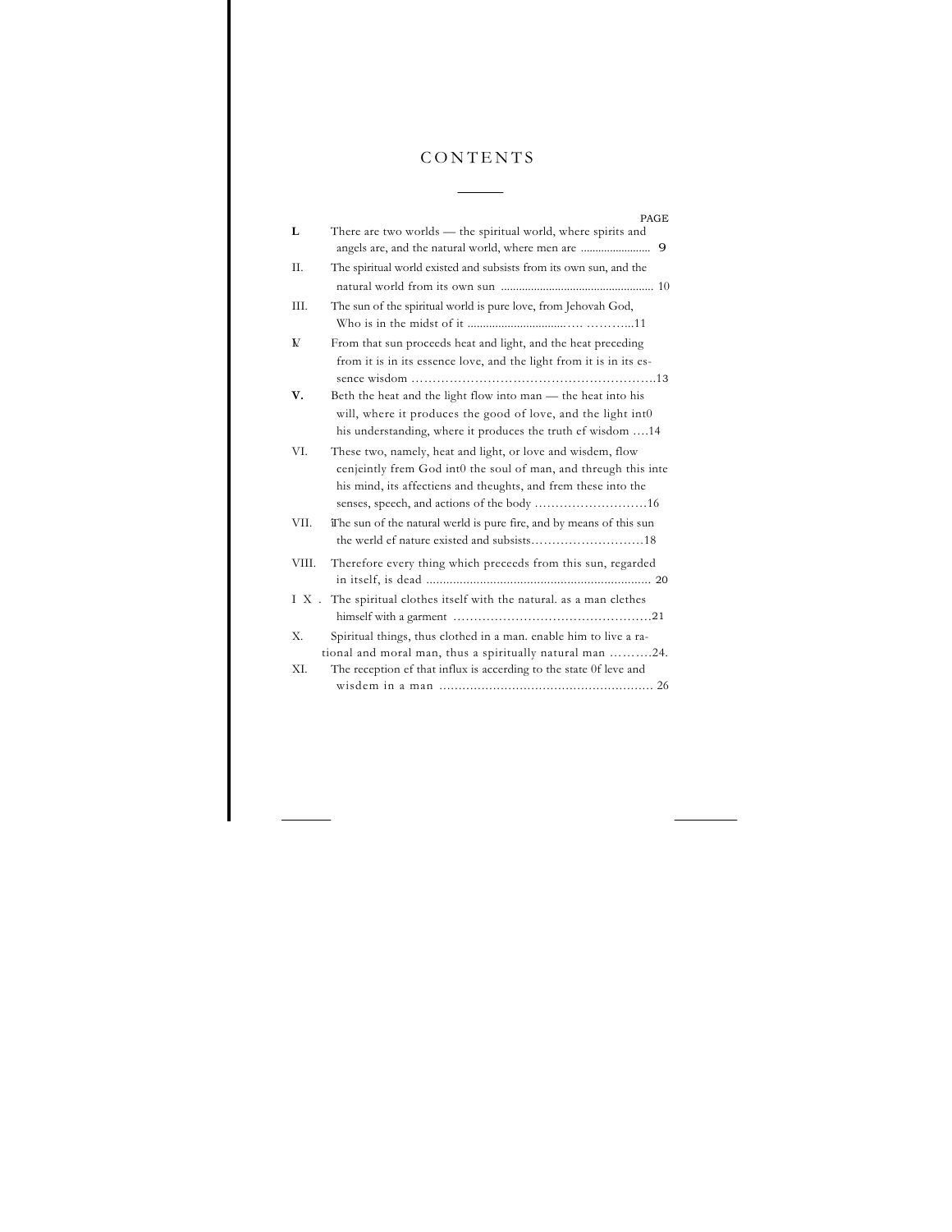# CONTENTS

| | | PAGE |
|---|---|---|
| L | There are two worlds — the spiritual world, where spirits and angels are, and the natural world, where men are ........................ | 9 |
| II. | The spiritual world existed and subsists from its own sun, and the natural world from its own sun .................................................. | 10 |
| III. | The sun of the spiritual world is pure love, from Jehovah God, Who is in the midst of it ................................… ………... | 11 |
| IV | From that sun proceeds heat and light, and the heat preceding from it is in its essence love, and the light from it is in its essence wisdom …………………………………………………. | 13 |
| V. | Beth the heat and the light flow into man — the heat into his will, where it produces the good of love, and the light int0 his understanding, where it produces the truth ef wisdom …. | 14 |
| VI. | These two, namely, heat and light, or love and wisdem, flow cenjeintly frem God int0 the soul of man, and threugh this inte his mind, its affectiens and theughts, and frem these into the senses, speech, and actions of the body ……………………… | 16 |
| VII. | The sun of the natural werld is pure fire, and by means of this sun the werld ef nature existed and subsists……………………… | 18 |
| VIII. | Therefore every thing which preceeds from this sun, regarded in itself, is dead .................................................................... | 20 |
| I X . | The spiritual clothes itself with the natural. as a man clethes himself with a garment …………………………………………. | 21 |
| X. | Spiritual things, thus clothed in a man. enable him to live a rational and moral man, thus a spiritually natural man ………. | 24. |
| XI. | The reception ef that influx is accerding to the state 0f leve and wisdem in a man ........................................................ | 26 |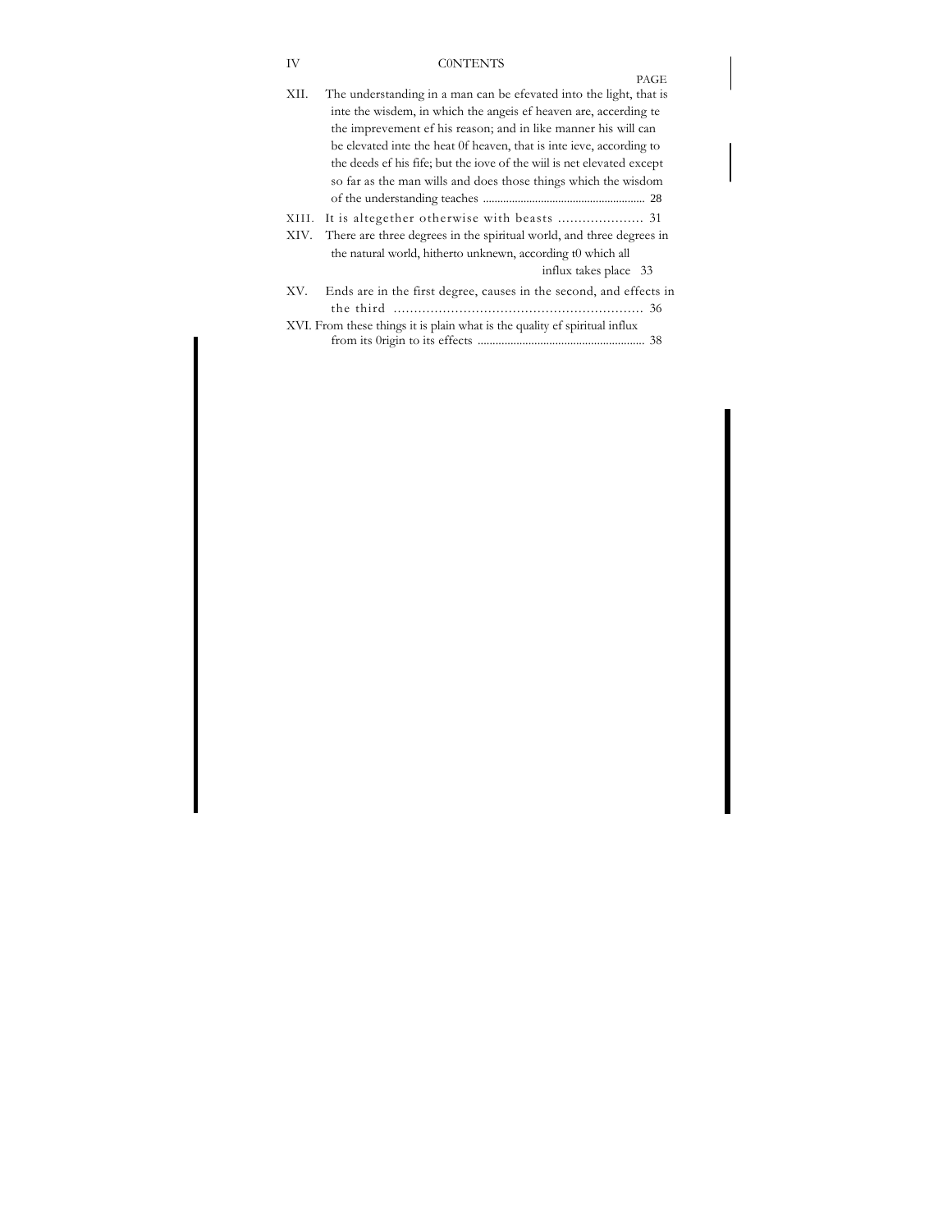| | | PAGE |
|---|---|---|
| XII. | The understanding in a man can be efevated into the light, that is inte the wisdem, in which the angeis ef heaven are, accerding te the imprevement ef his reason; and in like manner his will can be elevated inte the heat 0f heaven, that is inte ieve, according to the deeds ef his fife; but the iove of the wiil is net elevated except so far as the man wills and does those things which the wisdom of the understanding teaches | 28 |
| XIII. | It is altegether otherwise with beasts | 31 |
| XIV. | There are three degrees in the spiritual world, and three degrees in the natural world, hitherto unknewn, according t0 which all influx takes place | 33 |
| XV. | Ends are in the first degree, causes in the second, and effects in the third | 36 |
| XVI. | From these things it is plain what is the quality ef spiritual influx from its 0rigin to its effects | 38 |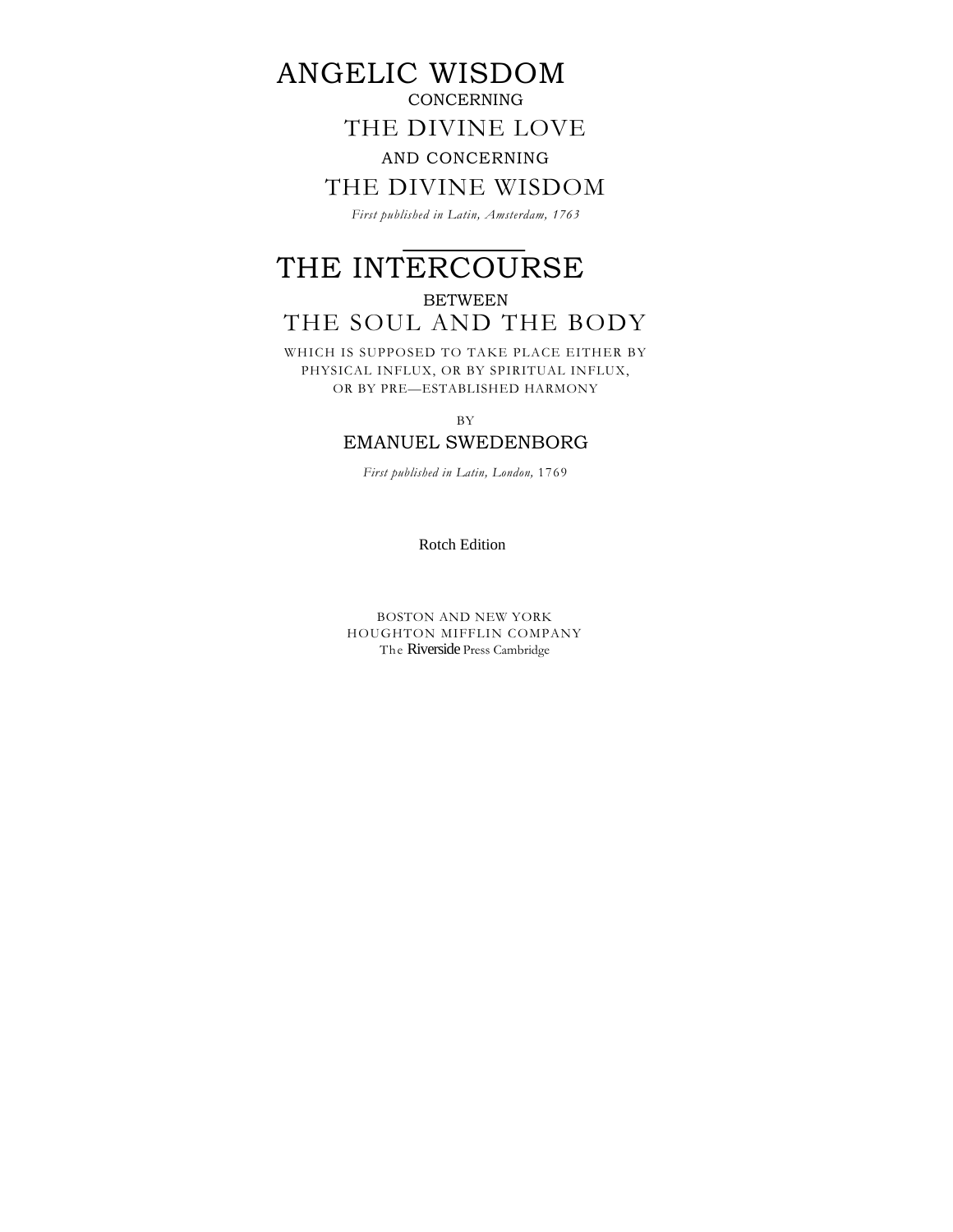# ANGELIC WISDOM

CONCERNING

## THE DIVINE LOVE

AND CONCERNING

## THE DIVINE WISDOM

*First published in Latin, Amsterdam, 1763*

---

# THE INTERCOURSE

BETWEEN

## THE SOUL AND THE BODY

WHICH IS SUPPOSED TO TAKE PLACE EITHER BY PHYSICAL INFLUX, OR BY SPIRITUAL INFLUX, OR BY PRE—ESTABLISHED HARMONY

BY

EMANUEL SWEDENBORG

*First published in Latin, London,* 1769

Rotch Edition

BOSTON AND NEW YORK
HOUGHTON MIFFLIN COMPANY
The Riverside Press Cambridge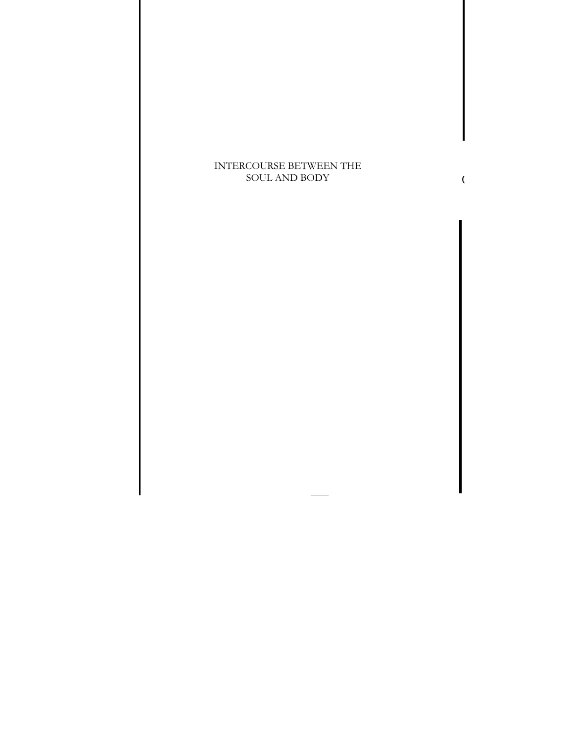# INTERCOURSE BETWEEN THE SOUL AND BODY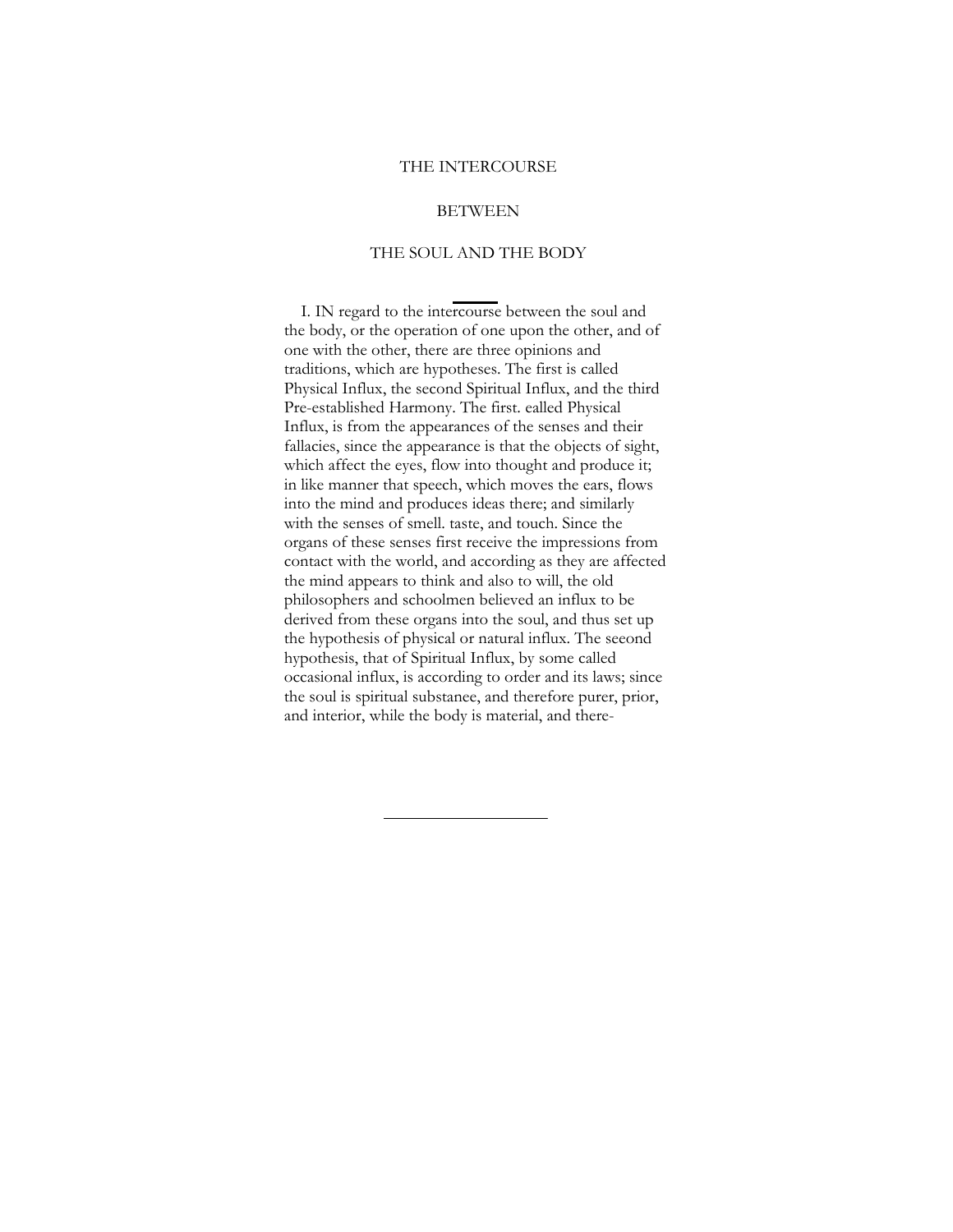# THE INTERCOURSE

# BETWEEN

# THE SOUL AND THE BODY

I. IN regard to the intercourse between the soul and the body, or the operation of one upon the other, and of one with the other, there are three opinions and traditions, which are hypotheses. The first is called Physical Influx, the second Spiritual Influx, and the third Pre-established Harmony. The first. ealled Physical Influx, is from the appearances of the senses and their fallacies, since the appearance is that the objects of sight, which affect the eyes, flow into thought and produce it; in like manner that speech, which moves the ears, flows into the mind and produces ideas there; and similarly with the senses of smell. taste, and touch. Since the organs of these senses first receive the impressions from contact with the world, and according as they are affected the mind appears to think and also to will, the old philosophers and schoolmen believed an influx to be derived from these organs into the soul, and thus set up the hypothesis of physical or natural influx. The seeond hypothesis, that of Spiritual Influx, by some called occasional influx, is according to order and its laws; since the soul is spiritual substanee, and therefore purer, prior, and interior, while the body is material, and there-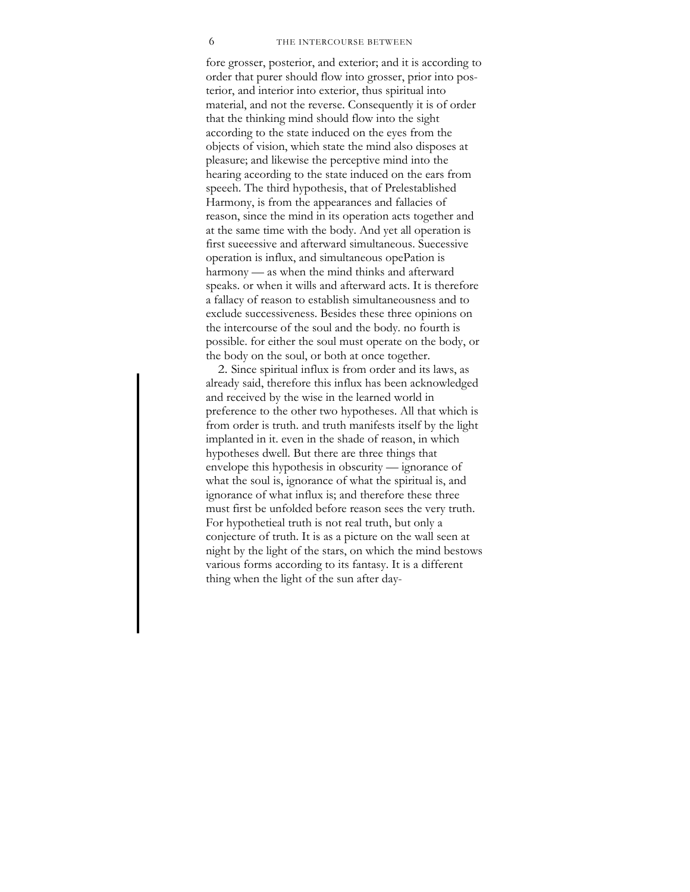fore grosser, posterior, and exterior; and it is according to order that purer should flow into grosser, prior into posterior, and interior into exterior, thus spiritual into material, and not the reverse. Consequently it is of order that the thinking mind should flow into the sight according to the state induced on the eyes from the objects of vision, whieh state the mind also disposes at pleasure; and likewise the perceptive mind into the hearing aceording to the state induced on the ears from speeeh. The third hypothesis, that of Prelestablished Harmony, is from the appearances and fallacies of reason, since the mind in its operation acts together and at the same time with the body. And yet all operation is first sueeessive and afterward simultaneous. Suecessive operation is influx, and simultaneous opePation is harmony — as when the mind thinks and afterward speaks. or when it wills and afterward acts. It is therefore a fallacy of reason to establish simultaneousness and to exclude successiveness. Besides these three opinions on the intercourse of the soul and the body. no fourth is possible. for either the soul must operate on the body, or the body on the soul, or both at once together.

2. Since spiritual influx is from order and its laws, as already said, therefore this influx has been acknowledged and received by the wise in the learned world in preference to the other two hypotheses. All that which is from order is truth. and truth manifests itself by the light implanted in it. even in the shade of reason, in which hypotheses dwell. But there are three things that envelope this hypothesis in obscurity — ignorance of what the soul is, ignorance of what the spiritual is, and ignorance of what influx is; and therefore these three must first be unfolded before reason sees the very truth. For hypothetieal truth is not real truth, but only a conjecture of truth. It is as a picture on the wall seen at night by the light of the stars, on which the mind bestows various forms according to its fantasy. It is a different thing when the light of the sun after day-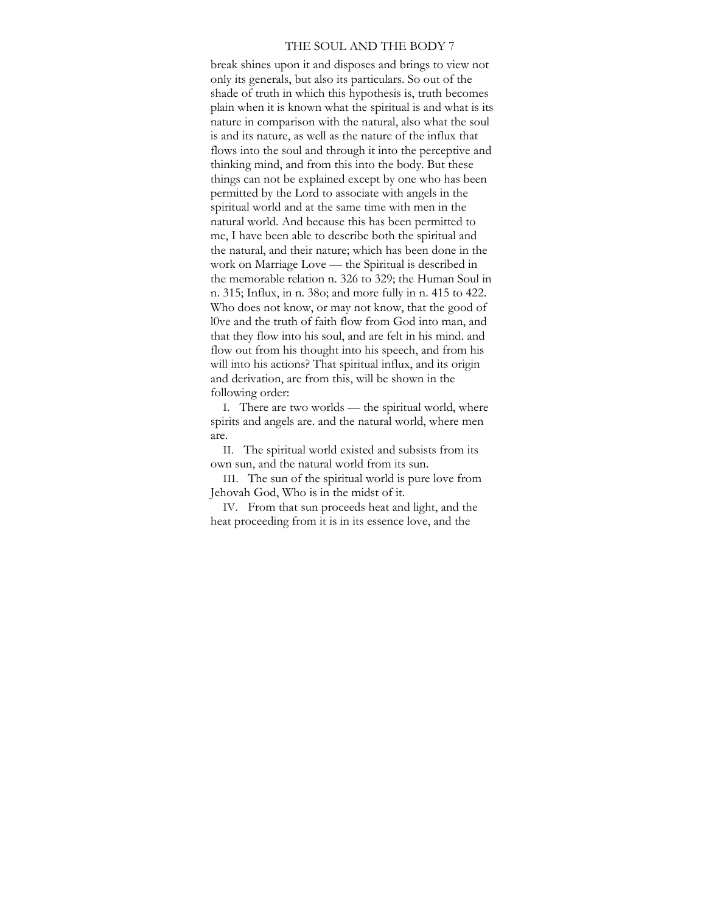break shines upon it and disposes and brings to view not only its generals, but also its particulars. So out of the shade of truth in which this hypothesis is, truth becomes plain when it is known what the spiritual is and what is its nature in comparison with the natural, also what the soul is and its nature, as well as the nature of the influx that flows into the soul and through it into the perceptive and thinking mind, and from this into the body. But these things can not be explained except by one who has been permitted by the Lord to associate with angels in the spiritual world and at the same time with men in the natural world. And because this has been permitted to me, I have been able to describe both the spiritual and the natural, and their nature; which has been done in the work on Marriage Love — the Spiritual is described in the memorable relation n. 326 to 329; the Human Soul in n. 315; Influx, in n. 38o; and more fully in n. 415 to 422. Who does not know, or may not know, that the good of l0ve and the truth of faith flow from God into man, and that they flow into his soul, and are felt in his mind. and flow out from his thought into his speech, and from his will into his actions? That spiritual influx, and its origin and derivation, are from this, will be shown in the following order:

I. There are two worlds — the spiritual world, where spirits and angels are. and the natural world, where men are.

II. The spiritual world existed and subsists from its own sun, and the natural world from its sun.

III. The sun of the spiritual world is pure love from Jehovah God, Who is in the midst of it.

IV. From that sun proceeds heat and light, and the heat proceeding from it is in its essence love, and the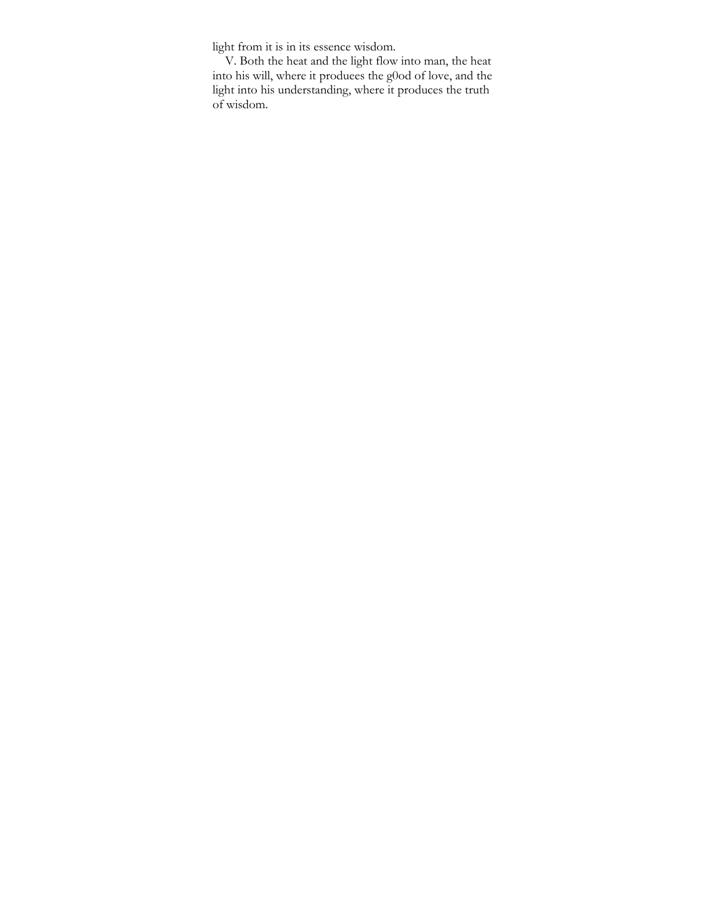light from it is in its essence wisdom.

V. Both the heat and the light flow into man, the heat into his will, where it produuees the g0od of love, and the light into his understanding, where it produces the truth of wisdom.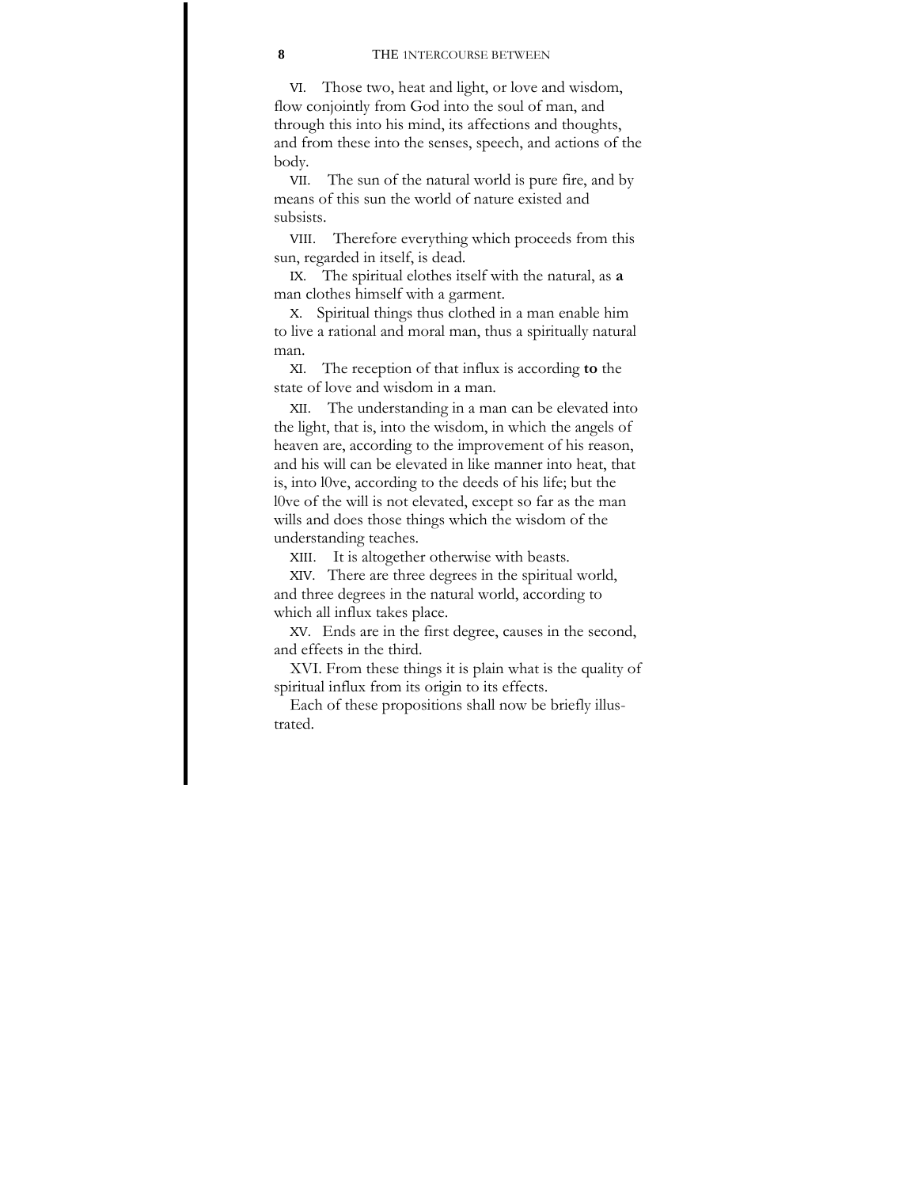VI. Those two, heat and light, or love and wisdom, flow conjointly from God into the soul of man, and through this into his mind, its affections and thoughts, and from these into the senses, speech, and actions of the body.

VII. The sun of the natural world is pure fire, and by means of this sun the world of nature existed and subsists.

VIII. Therefore everything which proceeds from this sun, regarded in itself, is dead.

IX. The spiritual elothes itself with the natural, as **a** man clothes himself with a garment.

X. Spiritual things thus clothed in a man enable him to live a rational and moral man, thus a spiritually natural man.

XI. The reception of that influx is according **to** the state of love and wisdom in a man.

XII. The understanding in a man can be elevated into the light, that is, into the wisdom, in which the angels of heaven are, according to the improvement of his reason, and his will can be elevated in like manner into heat, that is, into l0ve, according to the deeds of his life; but the l0ve of the will is not elevated, except so far as the man wills and does those things which the wisdom of the understanding teaches.

XIII. It is altogether otherwise with beasts.

XIV. There are three degrees in the spiritual world, and three degrees in the natural world, according to which all influx takes place.

XV. Ends are in the first degree, causes in the second, and effeets in the third.

XVI. From these things it is plain what is the quality of spiritual influx from its origin to its effects.

Each of these propositions shall now be briefly illustrated.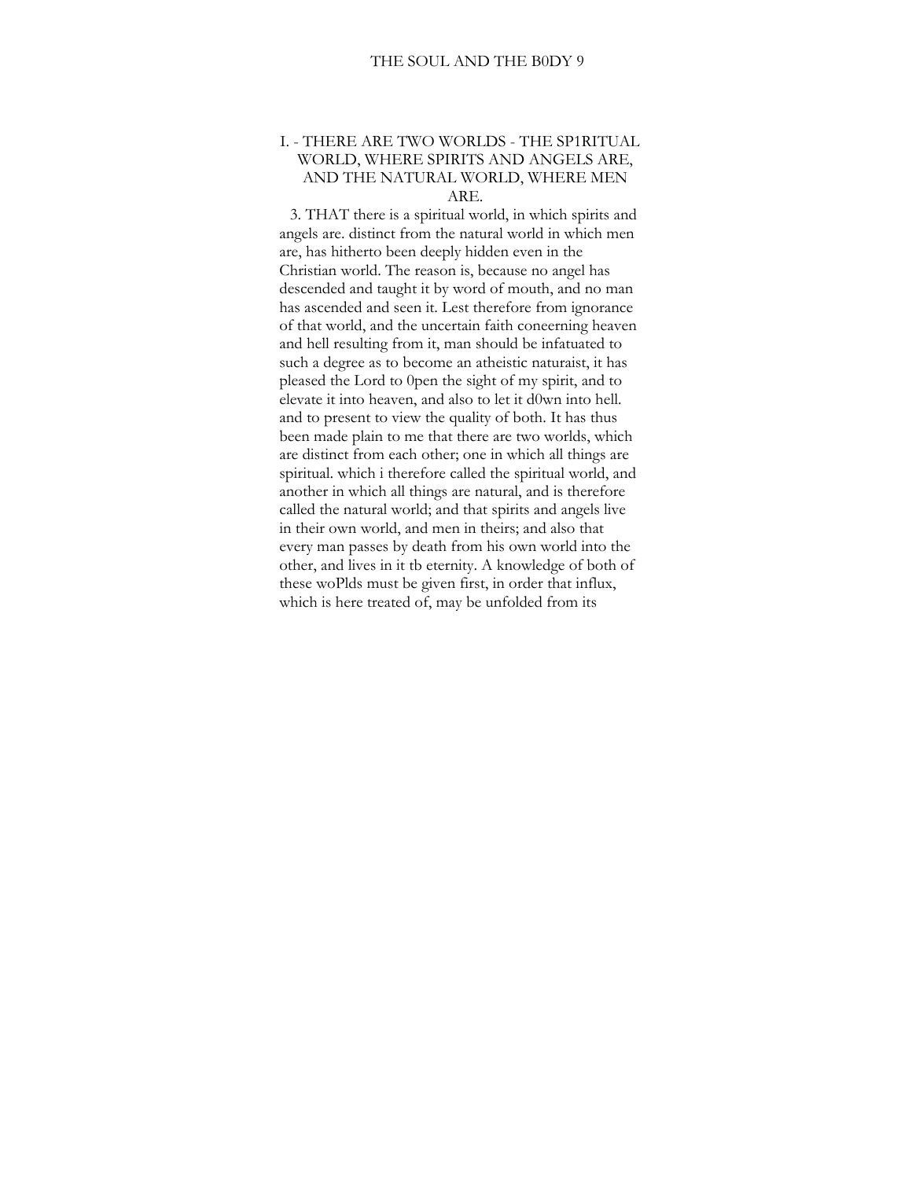## I. - THERE ARE TWO WORLDS - THE SP1RITUAL WORLD, WHERE SPIRITS AND ANGELS ARE, AND THE NATURAL WORLD, WHERE MEN ARE.

3. THAT there is a spiritual world, in which spirits and angels are. distinct from the natural world in which men are, has hitherto been deeply hidden even in the Christian world. The reason is, because no angel has descended and taught it by word of mouth, and no man has ascended and seen it. Lest therefore from ignorance of that world, and the uncertain faith coneerning heaven and hell resulting from it, man should be infatuated to such a degree as to become an atheistic naturaist, it has pleased the Lord to 0pen the sight of my spirit, and to elevate it into heaven, and also to let it d0wn into hell. and to present to view the quality of both. It has thus been made plain to me that there are two worlds, which are distinct from each other; one in which all things are spiritual. which i therefore called the spiritual world, and another in which all things are natural, and is therefore called the natural world; and that spirits and angels live in their own world, and men in theirs; and also that every man passes by death from his own world into the other, and lives in it tb eternity. A knowledge of both of these woPlds must be given first, in order that influx, which is here treated of, may be unfolded from its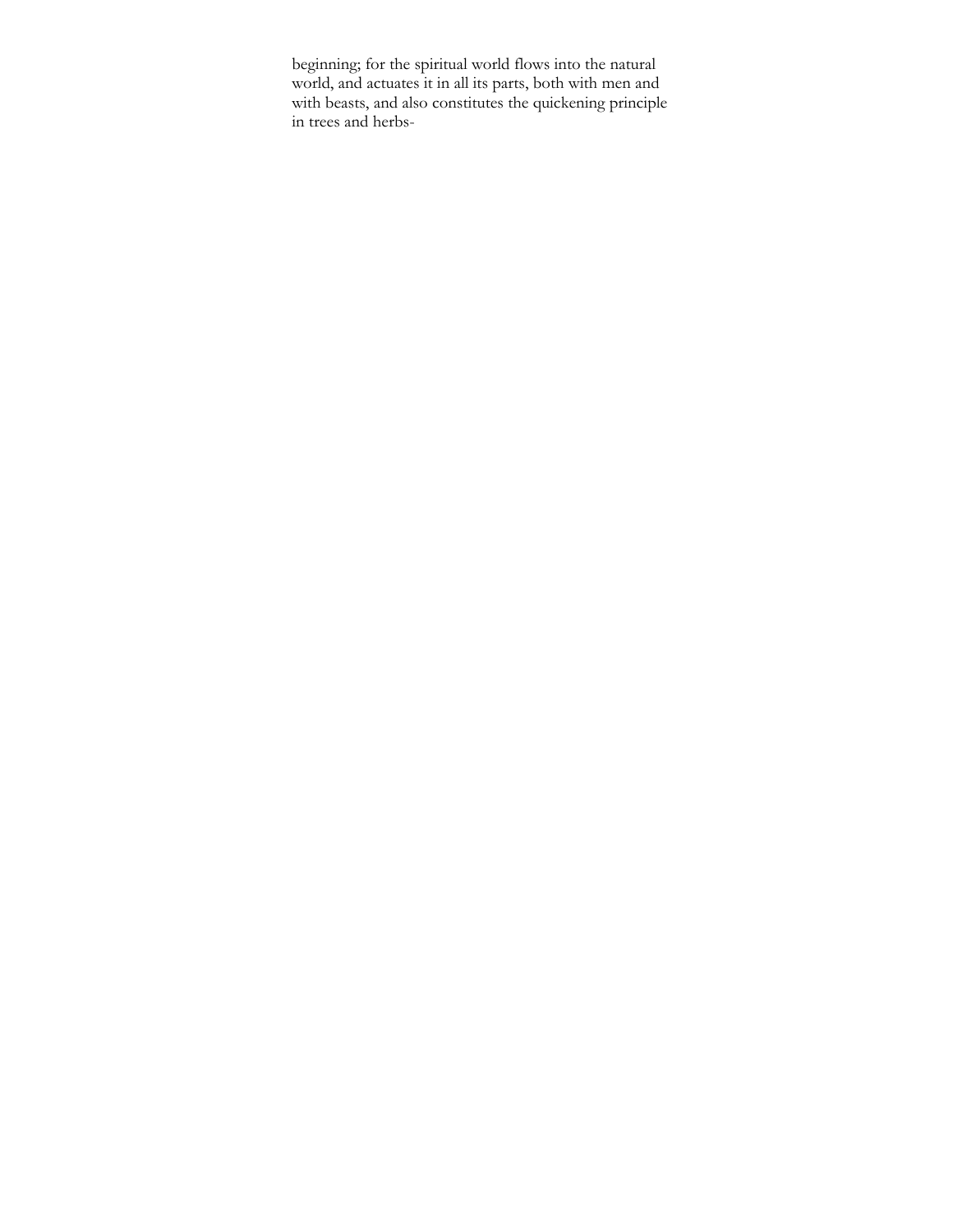beginning; for the spiritual world flows into the natural world, and actuates it in all its parts, both with men and with beasts, and also constitutes the quickening principle in trees and herbs-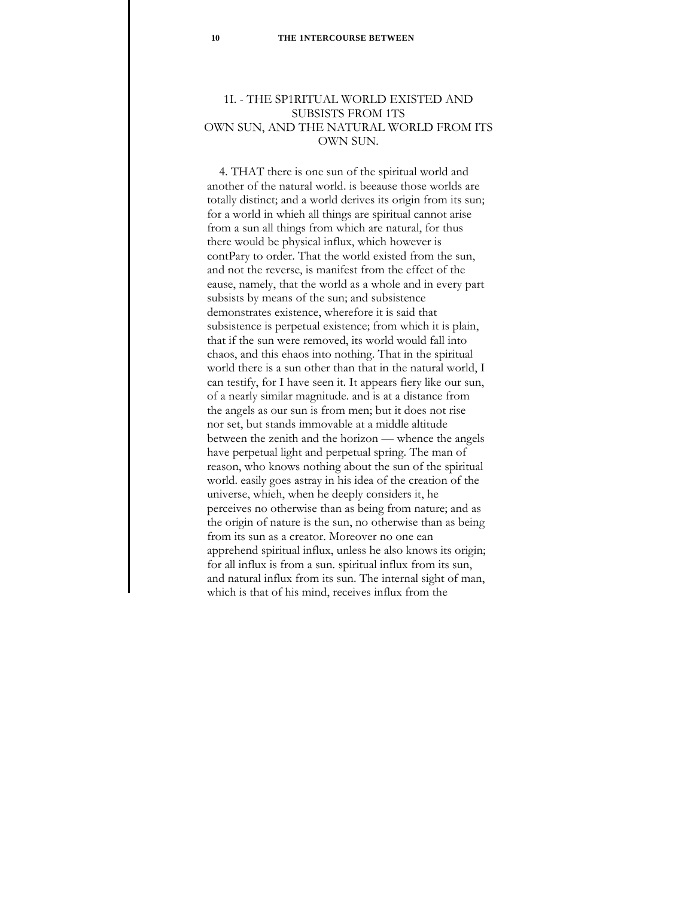## 1I. - THE SP1RITUAL WORLD EXISTED AND SUBSISTS FROM 1TS OWN SUN, AND THE NATURAL WORLD FROM ITS OWN SUN.

4. THAT there is one sun of the spiritual world and another of the natural world. is beeause those worlds are totally distinct; and a world derives its origin from its sun; for a world in whieh all things are spiritual cannot arise from a sun all things from which are natural, for thus there would be physical influx, which however is contPary to order. That the world existed from the sun, and not the reverse, is manifest from the effeet of the eause, namely, that the world as a whole and in every part subsists by means of the sun; and subsistence demonstrates existence, wherefore it is said that subsistence is perpetual existence; from which it is plain, that if the sun were removed, its world would fall into chaos, and this ehaos into nothing. That in the spiritual world there is a sun other than that in the natural world, I can testify, for I have seen it. It appears fiery like our sun, of a nearly similar magnitude. and is at a distance from the angels as our sun is from men; but it does not rise nor set, but stands immovable at a middle altitude between the zenith and the horizon — whence the angels have perpetual light and perpetual spring. The man of reason, who knows nothing about the sun of the spiritual world. easily goes astray in his idea of the creation of the universe, whieh, when he deeply considers it, he perceives no otherwise than as being from nature; and as the origin of nature is the sun, no otherwise than as being from its sun as a creator. Moreover no one ean apprehend spiritual influx, unless he also knows its origin; for all influx is from a sun. spiritual influx from its sun, and natural influx from its sun. The internal sight of man, which is that of his mind, receives influx from the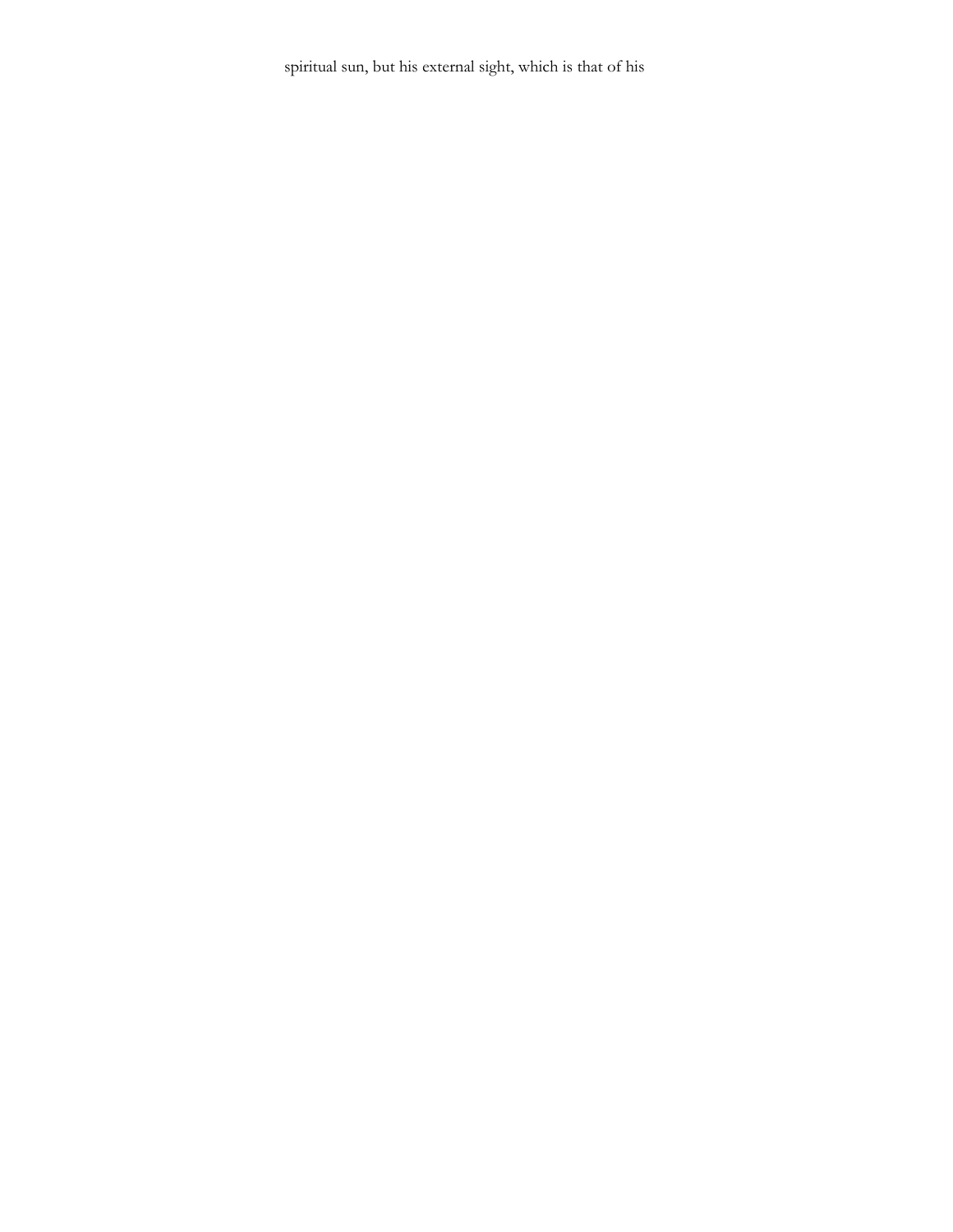spiritual sun, but his external sight, which is that of his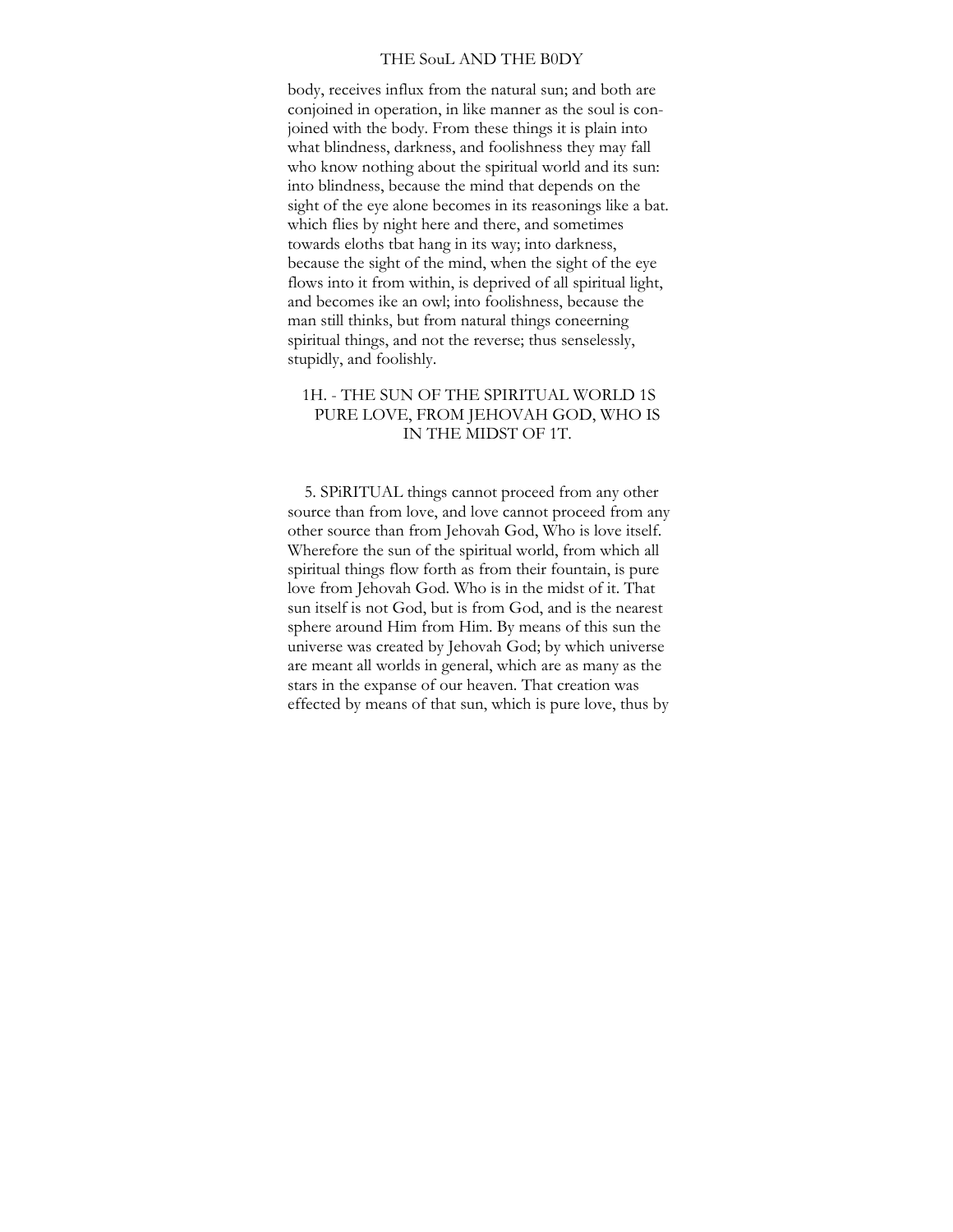body, receives influx from the natural sun; and both are conjoined in operation, in like manner as the soul is conjoined with the body. From these things it is plain into what blindness, darkness, and foolishness they may fall who know nothing about the spiritual world and its sun: into blindness, because the mind that depends on the sight of the eye alone becomes in its reasonings like a bat. which flies by night here and there, and sometimes towards eloths tbat hang in its way; into darkness, because the sight of the mind, when the sight of the eye flows into it from within, is deprived of all spiritual light, and becomes ike an owl; into foolishness, because the man still thinks, but from natural things coneerning spiritual things, and not the reverse; thus senselessly, stupidly, and foolishly.

## 1H. - THE SUN OF THE SPIRITUAL WORLD 1S PURE LOVE, FROM JEHOVAH GOD, WHO IS IN THE MIDST OF 1T.

5. SPiRITUAL things cannot proceed from any other source than from love, and love cannot proceed from any other source than from Jehovah God, Who is love itself. Wherefore the sun of the spiritual world, from which all spiritual things flow forth as from their fountain, is pure love from Jehovah God. Who is in the midst of it. That sun itself is not God, but is from God, and is the nearest sphere around Him from Him. By means of this sun the universe was created by Jehovah God; by which universe are meant all worlds in general, which are as many as the stars in the expanse of our heaven. That creation was effected by means of that sun, which is pure love, thus by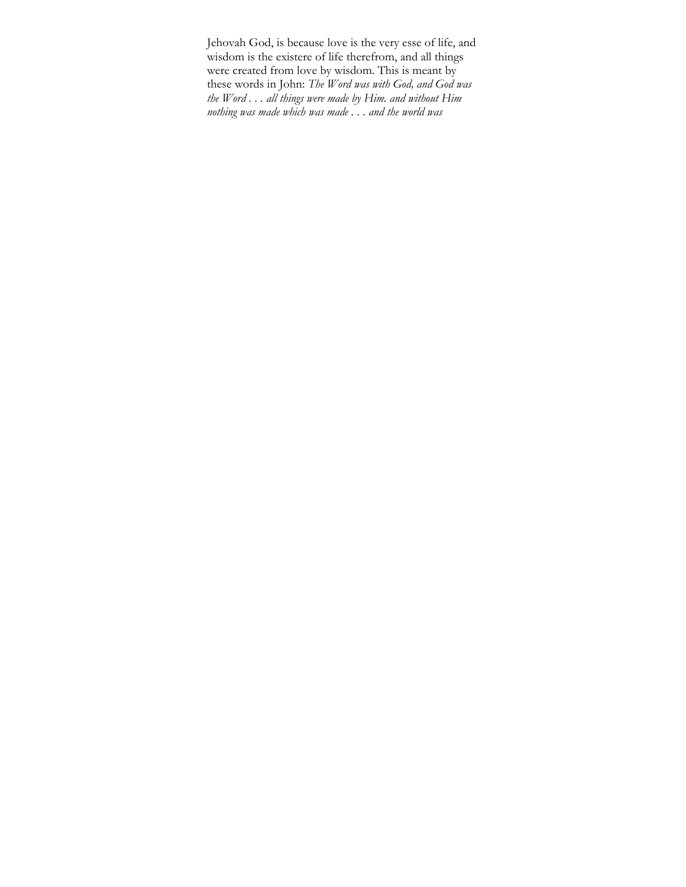Jehovah God, is because love is the very esse of life, and wisdom is the existere of life therefrom, and all things were created from love by wisdom. This is meant by these words in John: *The Word was with God, and God was the Word . . . all things were made by Him. and without Him nothing was made which was made . . . and the world was*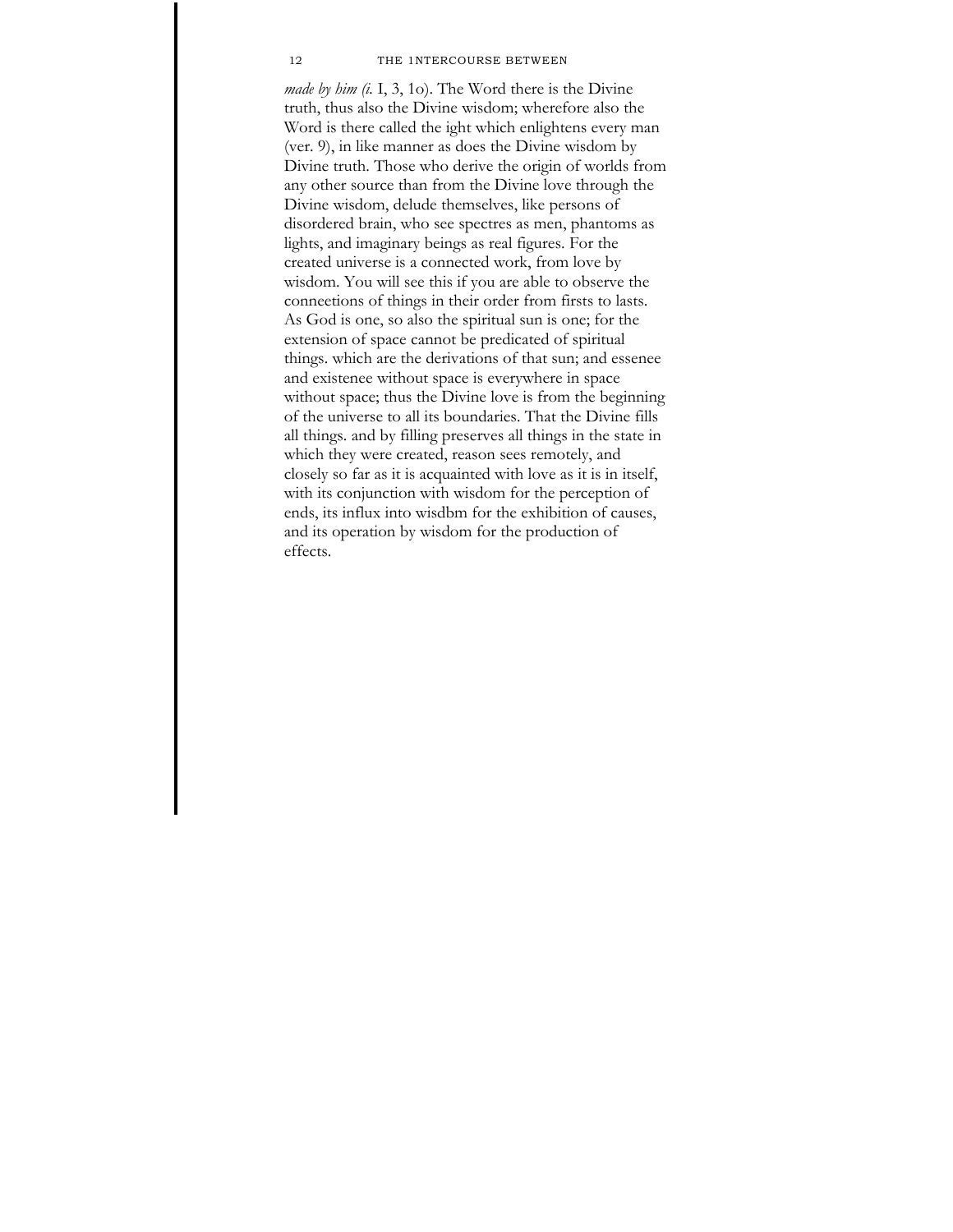*made by him (i.* I, 3, 1o). The Word there is the Divine truth, thus also the Divine wisdom; wherefore also the Word is there called the ight which enlightens every man (ver. 9), in like manner as does the Divine wisdom by Divine truth. Those who derive the origin of worlds from any other source than from the Divine love through the Divine wisdom, delude themselves, like persons of disordered brain, who see spectres as men, phantoms as lights, and imaginary beings as real figures. For the created universe is a connected work, from love by wisdom. You will see this if you are able to observe the conneetions of things in their order from firsts to lasts. As God is one, so also the spiritual sun is one; for the extension of space cannot be predicated of spiritual things. which are the derivations of that sun; and essenee and existenee without space is everywhere in space without space; thus the Divine love is from the beginning of the universe to all its boundaries. That the Divine fills all things. and by filling preserves all things in the state in which they were created, reason sees remotely, and closely so far as it is acquainted with love as it is in itself, with its conjunction with wisdom for the perception of ends, its influx into wisdbm for the exhibition of causes, and its operation by wisdom for the production of effects.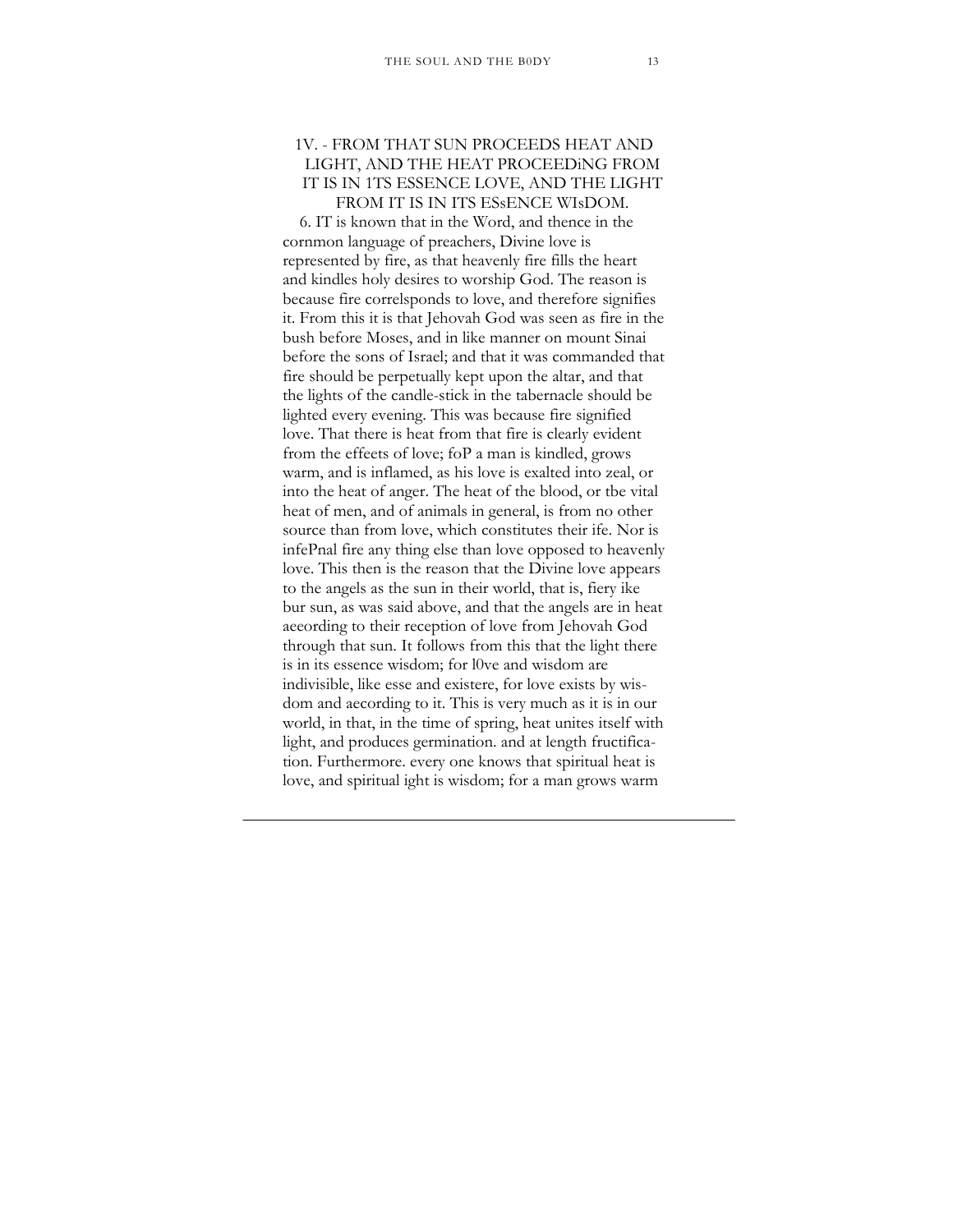## IV. - FROM THAT SUN PROCEEDS HEAT AND LIGHT, AND THE HEAT PROCEEDING FROM IT IS IN ITS ESSENCE LOVE, AND THE LIGHT FROM IT IS IN ITS ESSENCE WISDOM.

6. IT is known that in the Word, and thence in the common language of preachers, Divine love is represented by fire, as that heavenly fire fills the heart and kindles holy desires to worship God. The reason is because fire corresponds to love, and therefore signifies it. From this it is that Jehovah God was seen as fire in the bush before Moses, and in like manner on mount Sinai before the sons of Israel; and that it was commanded that fire should be perpetually kept upon the altar, and that the lights of the candle-stick in the tabernacle should be lighted every evening. This was because fire signified love. That there is heat from that fire is clearly evident from the effects of love; for a man is kindled, grows warm, and is inflamed, as his love is exalted into zeal, or into the heat of anger. The heat of the blood, or the vital heat of men, and of animals in general, is from no other source than from love, which constitutes their life. Nor is infernal fire any thing else than love opposed to heavenly love. This then is the reason that the Divine love appears to the angels as the sun in their world, that is, fiery like our sun, as was said above, and that the angels are in heat according to their reception of love from Jehovah God through that sun. It follows from this that the light there is in its essence wisdom; for love and wisdom are indivisible, like esse and existere, for love exists by wisdom and according to it. This is very much as it is in our world, in that, in the time of spring, heat unites itself with light, and produces germination. and at length fructification. Furthermore. every one knows that spiritual heat is love, and spiritual light is wisdom; for a man grows warm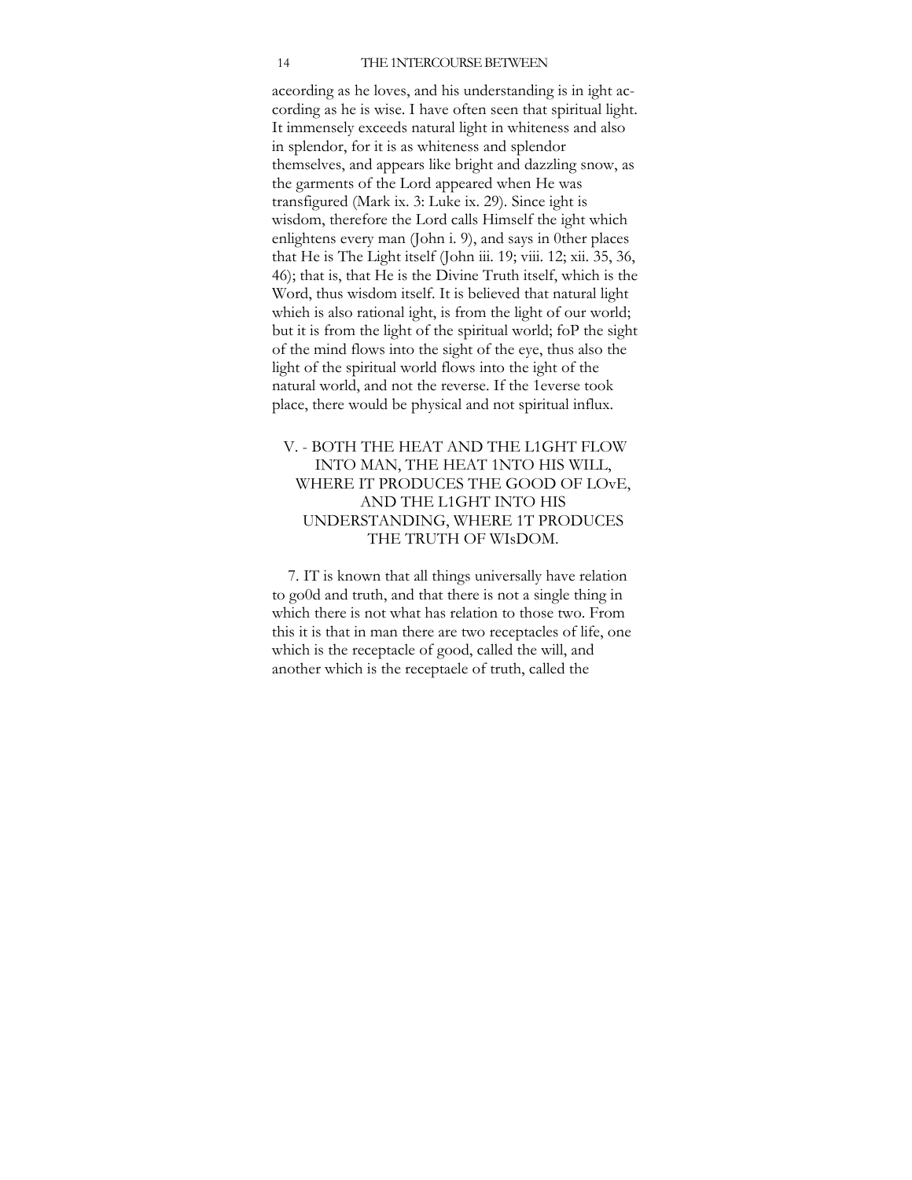aceording as he loves, and his understanding is in ight according as he is wise. I have often seen that spiritual light. It immensely exceeds natural light in whiteness and also in splendor, for it is as whiteness and splendor themselves, and appears like bright and dazzling snow, as the garments of the Lord appeared when He was transfigured (Mark ix. 3: Luke ix. 29). Since ight is wisdom, therefore the Lord calls Himself the ight which enlightens every man (John i. 9), and says in 0ther places that He is The Light itself (John iii. 19; viii. 12; xii. 35, 36, 46); that is, that He is the Divine Truth itself, which is the Word, thus wisdom itself. It is believed that natural light whieh is also rational ight, is from the light of our world; but it is from the light of the spiritual world; foP the sight of the mind flows into the sight of the eye, thus also the light of the spiritual world flows into the ight of the natural world, and not the reverse. If the 1everse took place, there would be physical and not spiritual influx.

## V. - BOTH THE HEAT AND THE L1GHT FLOW INTO MAN, THE HEAT 1NTO HIS WILL, WHERE IT PRODUCES THE GOOD OF LOvE, AND THE L1GHT INTO HIS UNDERSTANDING, WHERE 1T PRODUCES THE TRUTH OF WIsDOM.

7. IT is known that all things universally have relation to go0d and truth, and that there is not a single thing in which there is not what has relation to those two. From this it is that in man there are two receptacles of life, one which is the receptacle of good, called the will, and another which is the receptaele of truth, called the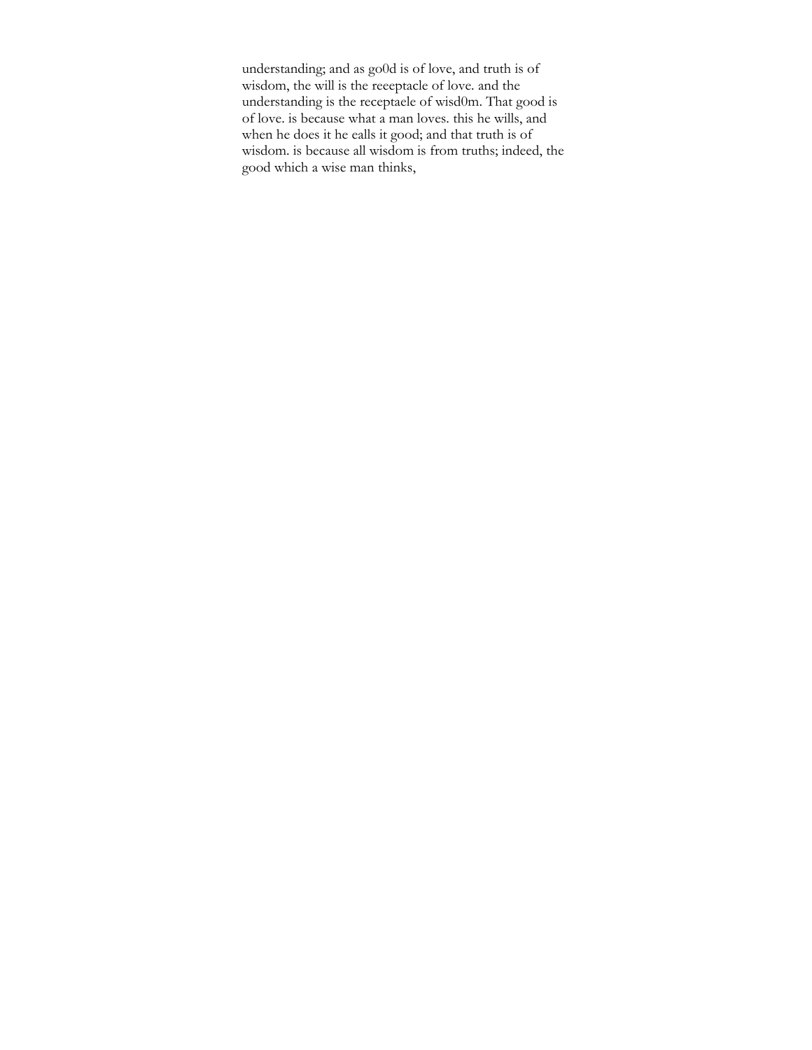understanding; and as go0d is of love, and truth is of wisdom, the will is the reeeptacle of love. and the understanding is the receptaele of wisd0m. That good is of love. is because what a man loves. this he wills, and when he does it he ealls it good; and that truth is of wisdom. is because all wisdom is from truths; indeed, the good which a wise man thinks,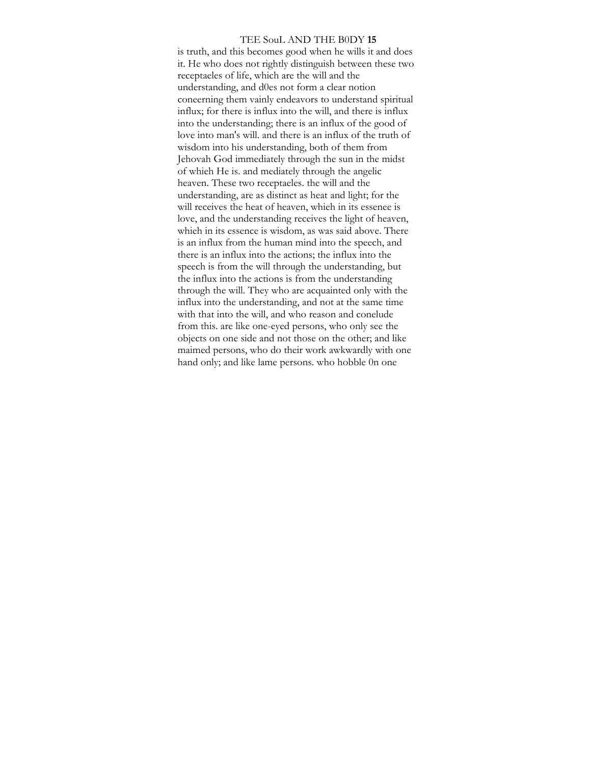is truth, and this becomes good when he wills it and does it. He who does not rightly distinguish between these two receptaeles of life, which are the will and the understanding, and d0es not form a clear notion coneerning them vainly endeavors to understand spiritual influx; for there is influx into the will, and there is influx into the understanding; there is an influx of the good of love into man's will. and there is an influx of the truth of wisdom into his understanding, both of them from Jehovah God immediately through the sun in the midst of whieh He is. and mediately through the angelic heaven. These two receptaeles. the will and the understanding, are as distinct as heat and light; for the will receives the heat of heaven, whieh in its essenee is love, and the understanding receives the light of heaven, whieh in its essence is wisdom, as was said above. There is an influx from the human mind into the speech, and there is an influx into the actions; the influx into the speech is from the will through the understanding, but the influx into the actions is from the understanding through the will. They who are acquainted only with the influx into the understanding, and not at the same time with that into the will, and who reason and conelude from this. are like one-eyed persons, who only see the objects on one side and not those on the other; and like maimed persons, who do their work awkwardly with one hand only; and like lame persons. who hobble 0n one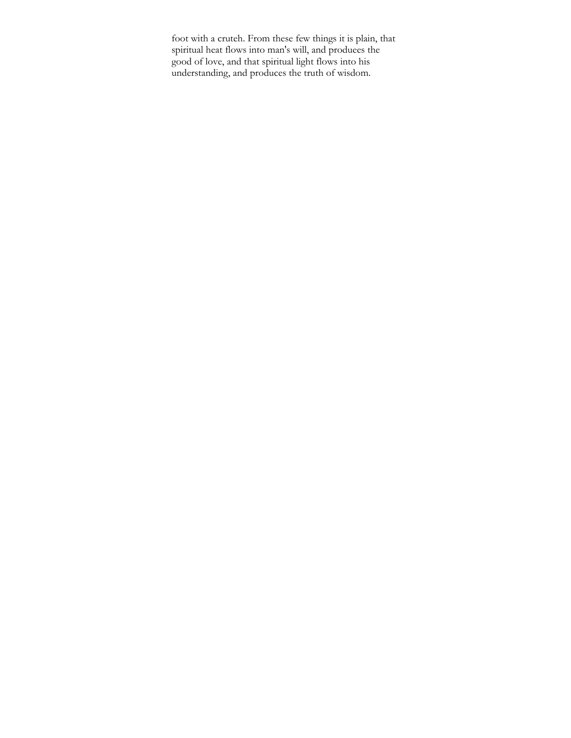foot with a cruteh. From these few things it is plain, that spiritual heat flows into man's will, and produees the good of love, and that spiritual light flows into his understanding, and produces the truth of wisdom.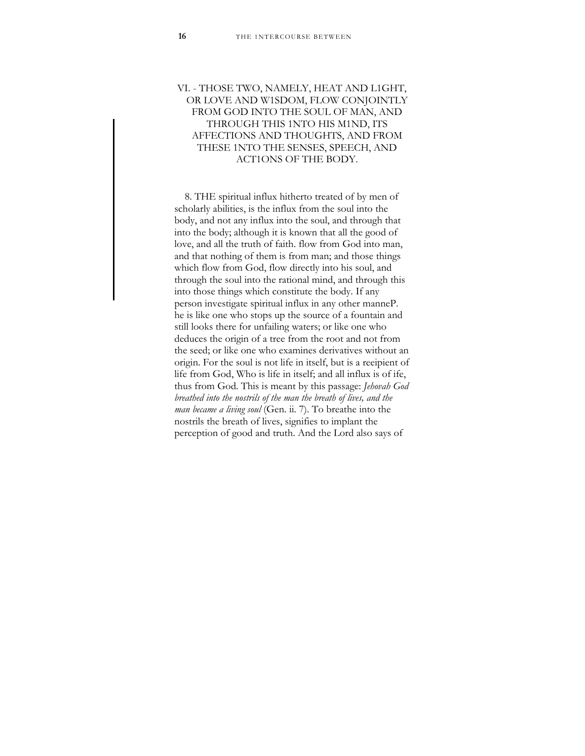## VI. - THOSE TWO, NAMELY, HEAT AND L1GHT, OR LOVE AND W1SDOM, FLOW CONJOINTLY FROM GOD INTO THE SOUL OF MAN, AND THROUGH THIS 1NTO HIS M1ND, ITS AFFECTIONS AND THOUGHTS, AND FROM THESE 1NTO THE SENSES, SPEECH, AND ACT1ONS OF THE BODY.

8. THE spiritual influx hitherto treated of by men of scholarly abilities, is the influx from the soul into the body, and not any influx into the soul, and through that into the body; although it is known that all the good of love, and all the truth of faith. flow from God into man, and that nothing of them is from man; and those things which flow from God, flow directly into his soul, and through the soul into the rational mind, and through this into those things which constitute the body. If any person investigate spiritual influx in any other manneP. he is like one who stops up the source of a fountain and still looks there for unfailing waters; or like one who deduces the origin of a tree from the root and not from the seed; or like one who examines derivatives without an origin. For the soul is not life in itself, but is a reeipient of life from God, Who is life in itself; and all influx is of ife, thus from God. This is meant by this passage: *Jehovah God breathed into the nostrils of the man the breath of lives, and the man became a living soul* (Gen. ii. 7). To breathe into the nostrils the breath of lives, signifies to implant the perception of good and truth. And the Lord also says of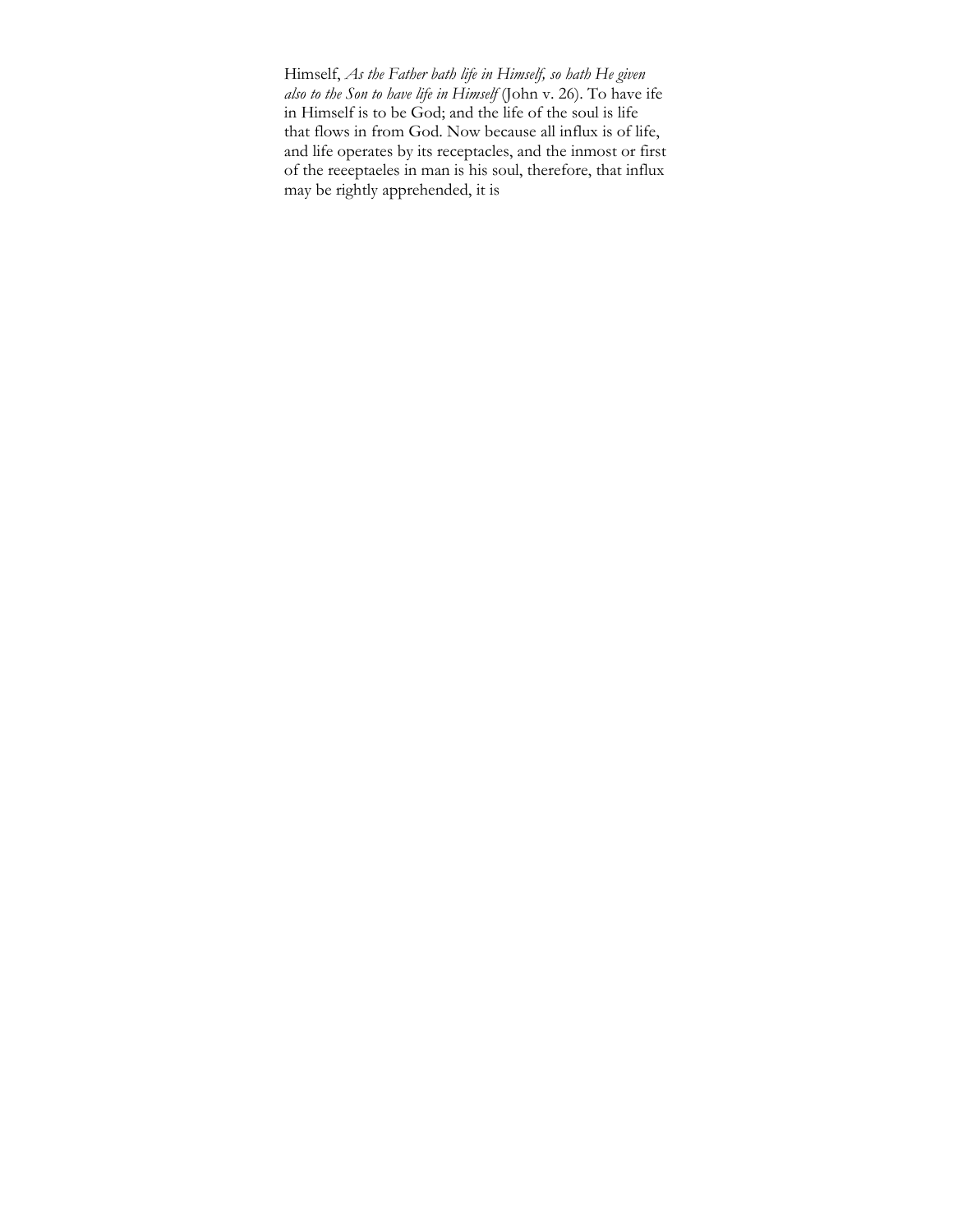Himself, *As the Father bath life in Himself, so hath He given also to the Son to have life in Himself* (John v. 26). To have ife in Himself is to be God; and the life of the soul is life that flows in from God. Now because all influx is of life, and life operates by its receptacles, and the inmost or first of the reeeptaeles in man is his soul, therefore, that influx may be rightly apprehended, it is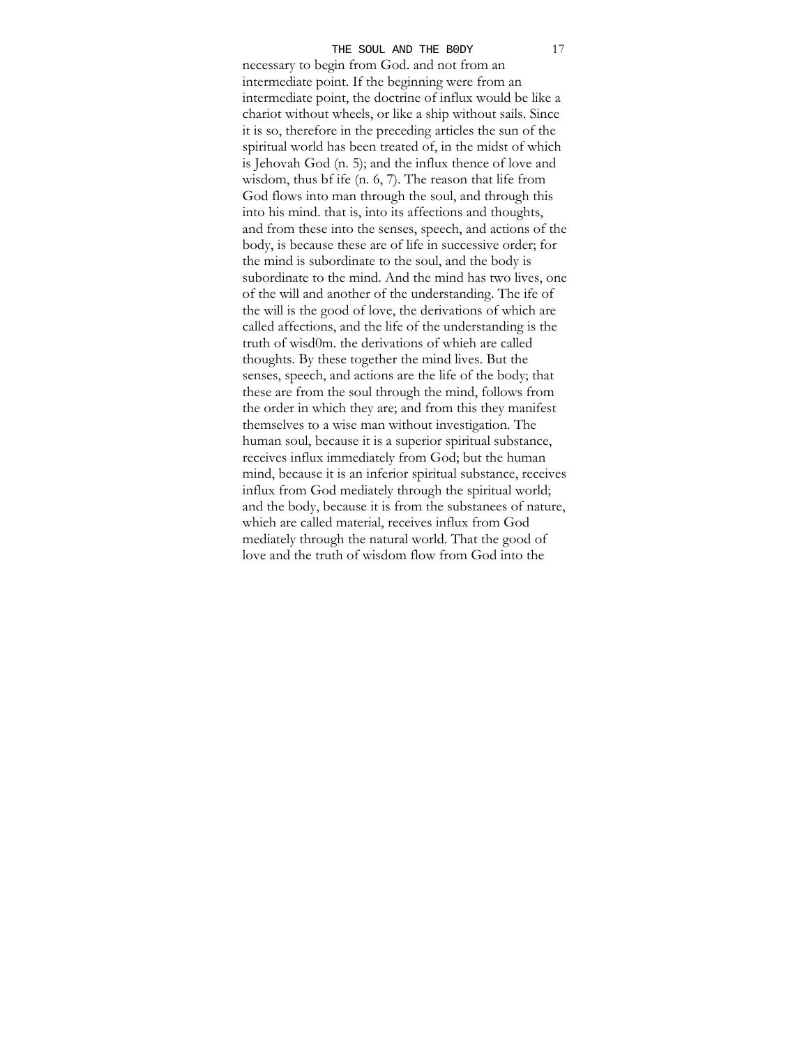necessary to begin from God. and not from an intermediate point. If the beginning were from an intermediate point, the doctrine of influx would be like a chariot without wheels, or like a ship without sails. Since it is so, therefore in the preceding articles the sun of the spiritual world has been treated of, in the midst of which is Jehovah God (n. 5); and the influx thence of love and wisdom, thus bf ife (n. 6, 7). The reason that life from God flows into man through the soul, and through this into his mind. that is, into its affections and thoughts, and from these into the senses, speech, and actions of the body, is because these are of life in successive order; for the mind is subordinate to the soul, and the body is subordinate to the mind. And the mind has two lives, one of the will and another of the understanding. The ife of the will is the good of love, the derivations of which are called affections, and the life of the understanding is the truth of wisd0m. the derivations of whieh are called thoughts. By these together the mind lives. But the senses, speech, and actions are the life of the body; that these are from the soul through the mind, follows from the order in which they are; and from this they manifest themselves to a wise man without investigation. The human soul, because it is a superior spiritual substance, receives influx immediately from God; but the human mind, because it is an inferior spiritual substance, receives influx from God mediately through the spiritual world; and the body, because it is from the substanees of nature, whieh are called material, receives influx from God mediately through the natural world. That the good of love and the truth of wisdom flow from God into the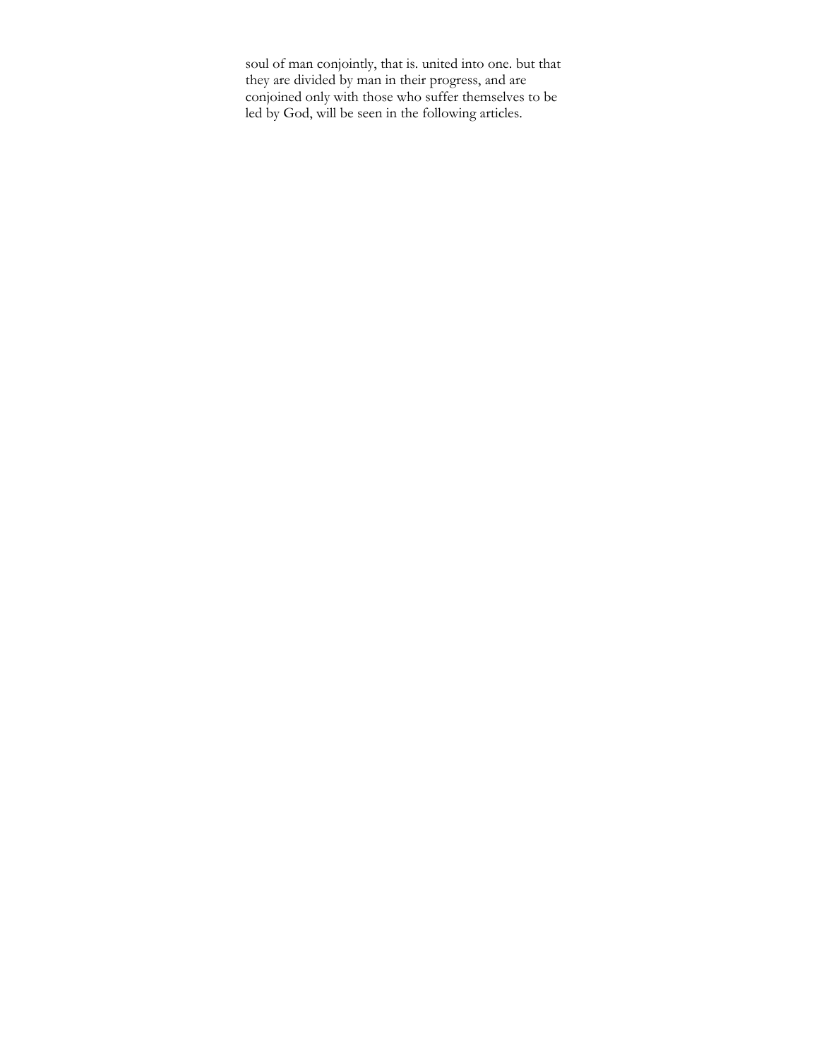soul of man conjointly, that is. united into one. but that they are divided by man in their progress, and are conjoined only with those who suffer themselves to be led by God, will be seen in the following articles.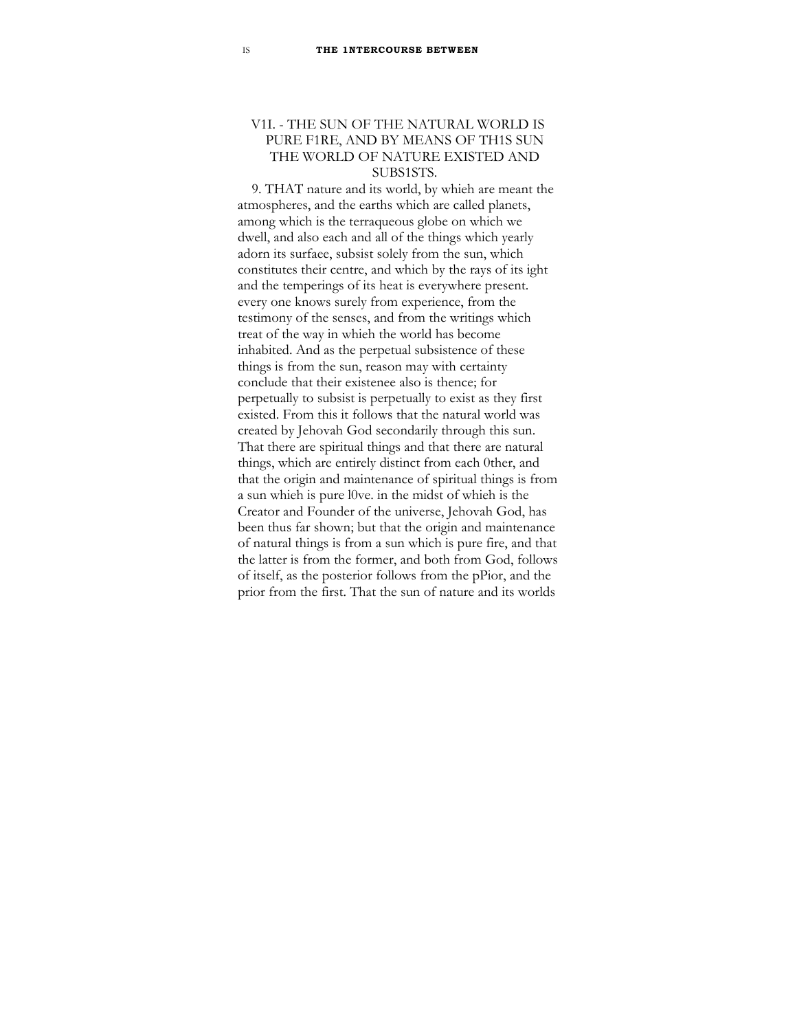## VII. - THE SUN OF THE NATURAL WORLD IS PURE FIRE, AND BY MEANS OF THIS SUN THE WORLD OF NATURE EXISTED AND SUBSISTS.

9. THAT nature and its world, by which are meant the atmospheres, and the earths which are called planets, among which is the terraqueous globe on which we dwell, and also each and all of the things which yearly adorn its surface, subsist solely from the sun, which constitutes their centre, and which by the rays of its light and the temperings of its heat is everywhere present. every one knows surely from experience, from the testimony of the senses, and from the writings which treat of the way in which the world has become inhabited. And as the perpetual subsistence of these things is from the sun, reason may with certainty conclude that their existence also is thence; for perpetually to subsist is perpetually to exist as they first existed. From this it follows that the natural world was created by Jehovah God secondarily through this sun. That there are spiritual things and that there are natural things, which are entirely distinct from each other, and that the origin and maintenance of spiritual things is from a sun which is pure love. in the midst of which is the Creator and Founder of the universe, Jehovah God, has been thus far shown; but that the origin and maintenance of natural things is from a sun which is pure fire, and that the latter is from the former, and both from God, follows of itself, as the posterior follows from the prior, and the prior from the first. That the sun of nature and its worlds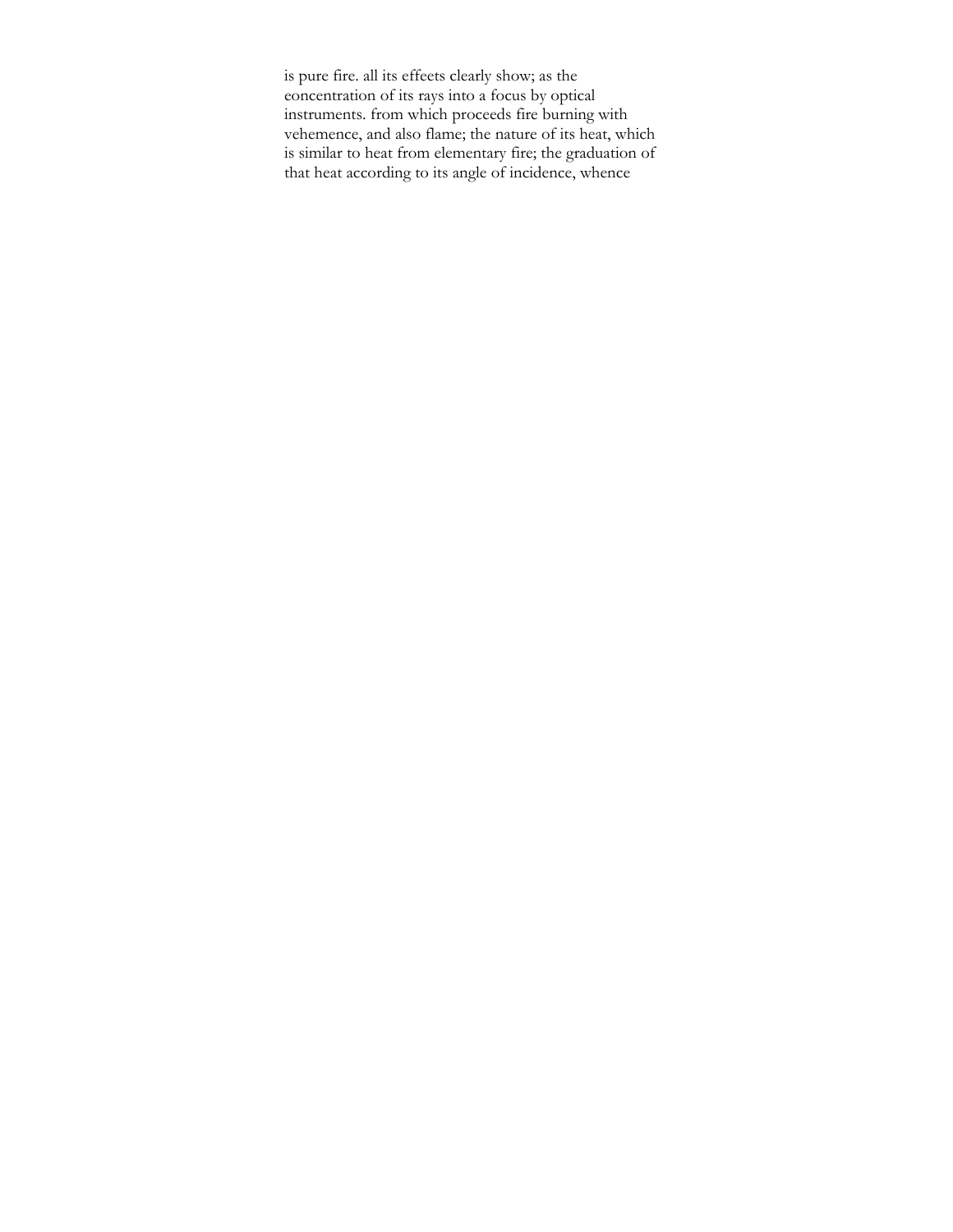is pure fire. all its effeets clearly show; as the eoncentration of its rays into a focus by optical instruments. from which proceeds fire burning with vehemence, and also flame; the nature of its heat, which is similar to heat from elementary fire; the graduation of that heat according to its angle of incidence, whence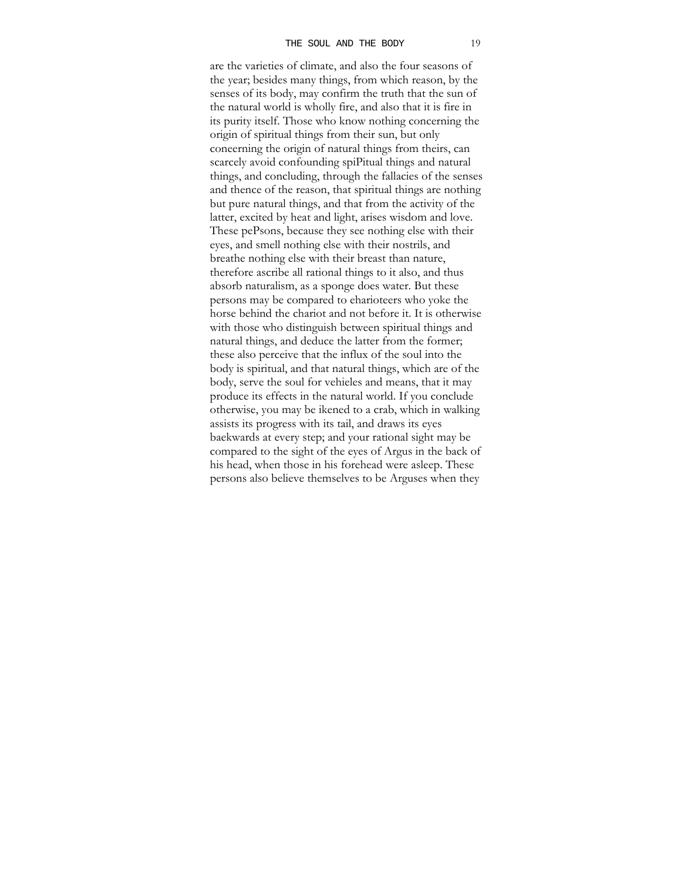are the varieties of climate, and also the four seasons of the year; besides many things, from which reason, by the senses of its body, may confirm the truth that the sun of the natural world is wholly fire, and also that it is fire in its purity itself. Those who know nothing concerning the origin of spiritual things from their sun, but only coneerning the origin of natural things from theirs, can scarcely avoid confounding spiPitual things and natural things, and concluding, through the fallacies of the senses and thence of the reason, that spiritual things are nothing but pure natural things, and that from the activity of the latter, excited by heat and light, arises wisdom and love. These pePsons, because they see nothing else with their eyes, and smell nothing else with their nostrils, and breathe nothing else with their breast than nature, therefore ascribe all rational things to it also, and thus absorb naturalism, as a sponge does water. But these persons may be compared to eharioteers who yoke the horse behind the chariot and not before it. It is otherwise with those who distinguish between spiritual things and natural things, and deduce the latter from the former; these also perceive that the influx of the soul into the body is spiritual, and that natural things, which are of the body, serve the soul for vehieles and means, that it may produce its effects in the natural world. If you conclude otherwise, you may be ikened to a crab, which in walking assists its progress with its tail, and draws its eyes baekwards at every step; and your rational sight may be compared to the sight of the eyes of Argus in the back of his head, when those in his forehead were asleep. These persons also believe themselves to be Arguses when they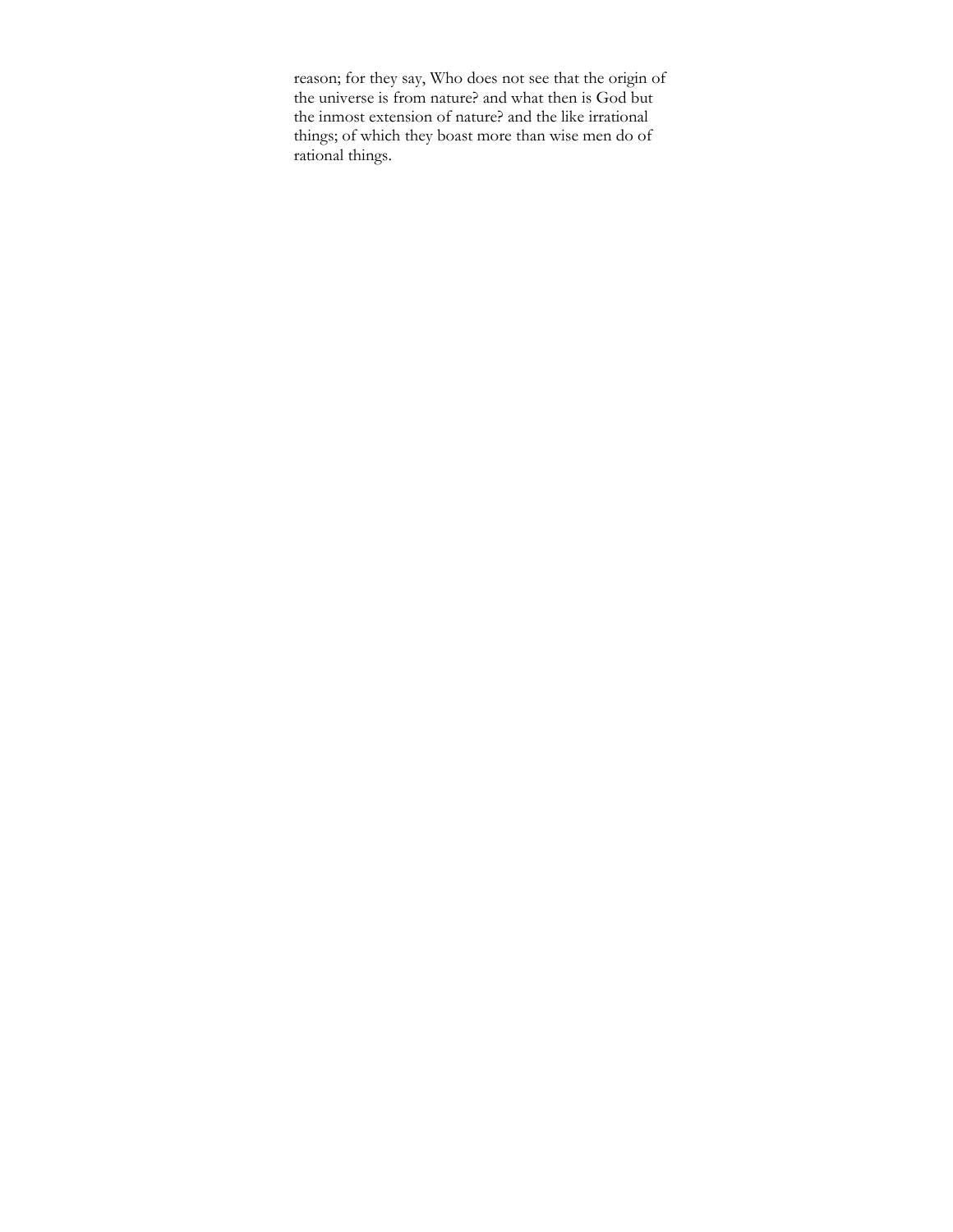reason; for they say, Who does not see that the origin of the universe is from nature? and what then is God but the inmost extension of nature? and the like irrational things; of which they boast more than wise men do of rational things.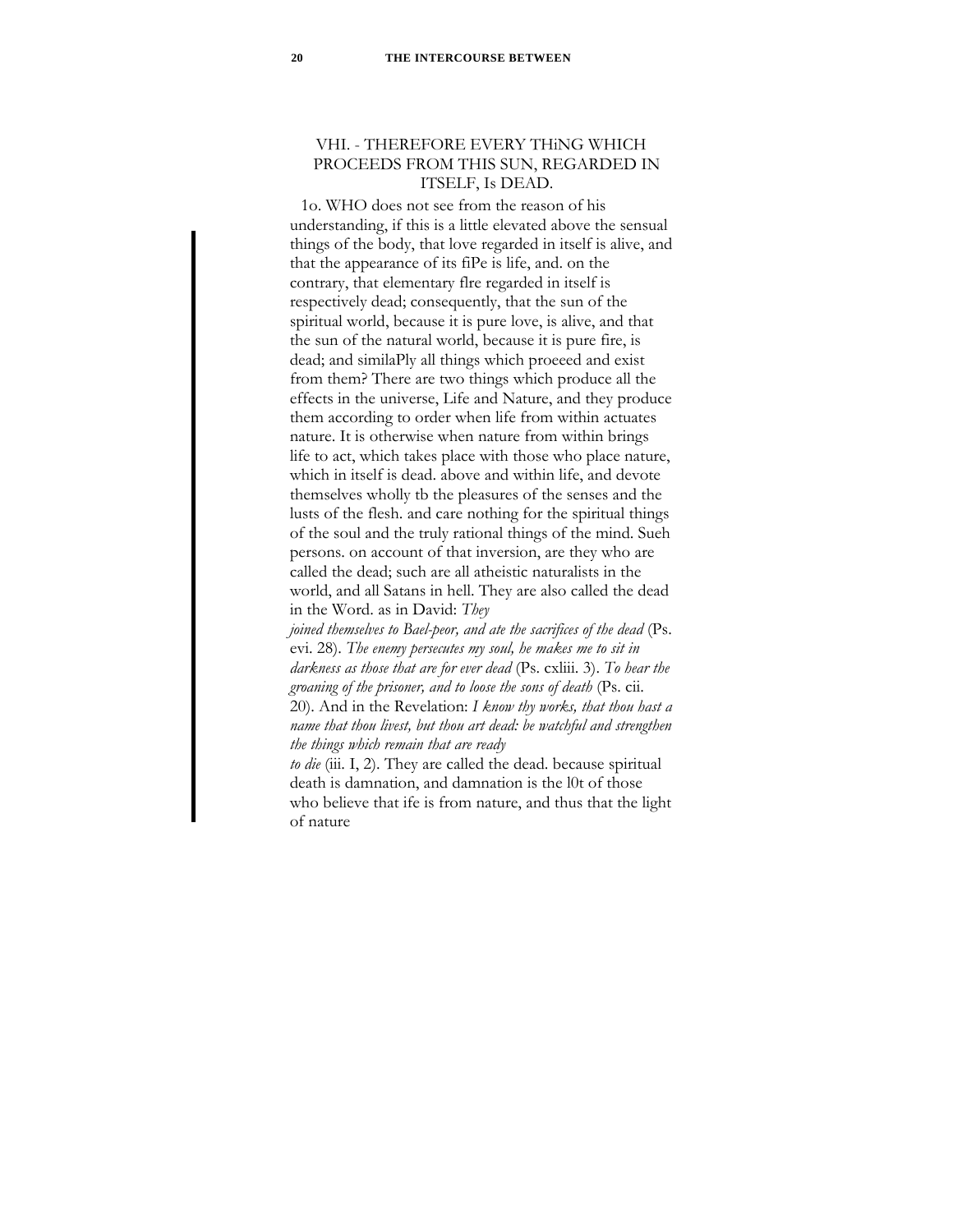## VHI. - THEREFORE EVERY THiNG WHICH PROCEEDS FROM THIS SUN, REGARDED IN ITSELF, Is DEAD.

1o. WHO does not see from the reason of his understanding, if this is a little elevated above the sensual things of the body, that love regarded in itself is alive, and that the appearance of its fiPe is life, and. on the contrary, that elementary flre regarded in itself is respectively dead; consequently, that the sun of the spiritual world, because it is pure love, is alive, and that the sun of the natural world, because it is pure fire, is dead; and similaPly all things which proeeed and exist from them? There are two things which produce all the effects in the universe, Life and Nature, and they produce them according to order when life from within actuates nature. It is otherwise when nature from within brings life to act, which takes place with those who place nature, which in itself is dead. above and within life, and devote themselves wholly tb the pleasures of the senses and the lusts of the flesh. and care nothing for the spiritual things of the soul and the truly rational things of the mind. Sueh persons. on account of that inversion, are they who are called the dead; such are all atheistic naturalists in the world, and all Satans in hell. They are also called the dead in the Word. as in David: *They joined themselves to Bael-peor, and ate the sacrifices of the dead* (Ps. evi. 28). *The enemy persecutes my soul, he makes me to sit in darkness as those that are for ever dead* (Ps. cxliii. 3). *To hear the groaning of the prisoner, and to loose the sons of death* (Ps. cii. 20). And in the Revelation: *I know thy works, that thou hast a name that thou livest, but thou art dead: be watchful and strengthen the things which remain that are ready to die* (iii. I, 2). They are called the dead. because spiritual death is damnation, and damnation is the l0t of those who believe that ife is from nature, and thus that the light of nature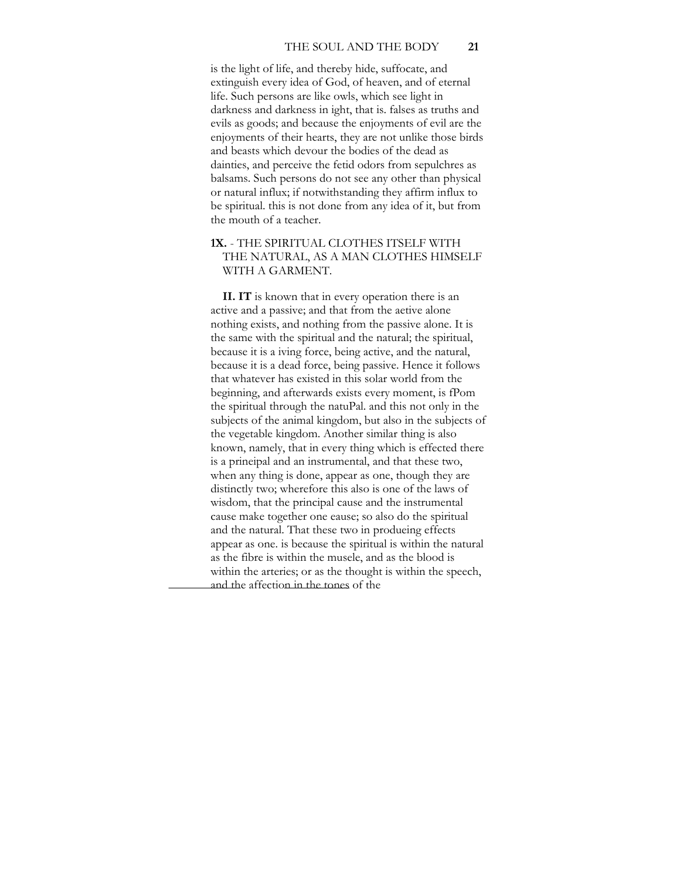is the light of life, and thereby hide, suffocate, and extinguish every idea of God, of heaven, and of eternal life. Such persons are like owls, which see light in darkness and darkness in ight, that is. falses as truths and evils as goods; and because the enjoyments of evil are the enjoyments of their hearts, they are not unlike those birds and beasts which devour the bodies of the dead as dainties, and perceive the fetid odors from sepulchres as balsams. Such persons do not see any other than physical or natural influx; if notwithstanding they affirm influx to be spiritual. this is not done from any idea of it, but from the mouth of a teacher.

## 1X. - THE SPIRITUAL CLOTHES ITSELF WITH THE NATURAL, AS A MAN CLOTHES HIMSELF WITH A GARMENT.

**II. IT** is known that in every operation there is an active and a passive; and that from the aetive alone nothing exists, and nothing from the passive alone. It is the same with the spiritual and the natural; the spiritual, because it is a iving force, being active, and the natural, because it is a dead force, being passive. Hence it follows that whatever has existed in this solar world from the beginning, and afterwards exists every moment, is fPom the spiritual through the natuPal. and this not only in the subjects of the animal kingdom, but also in the subjects of the vegetable kingdom. Another similar thing is also known, namely, that in every thing which is effected there is a prineipal and an instrumental, and that these two, when any thing is done, appear as one, though they are distinctly two; wherefore this also is one of the laws of wisdom, that the principal cause and the instrumental cause make together one eause; so also do the spiritual and the natural. That these two in produeing effects appear as one. is because the spiritual is within the natural as the fibre is within the musele, and as the blood is within the arteries; or as the thought is within the speech, and the affection in the tones of the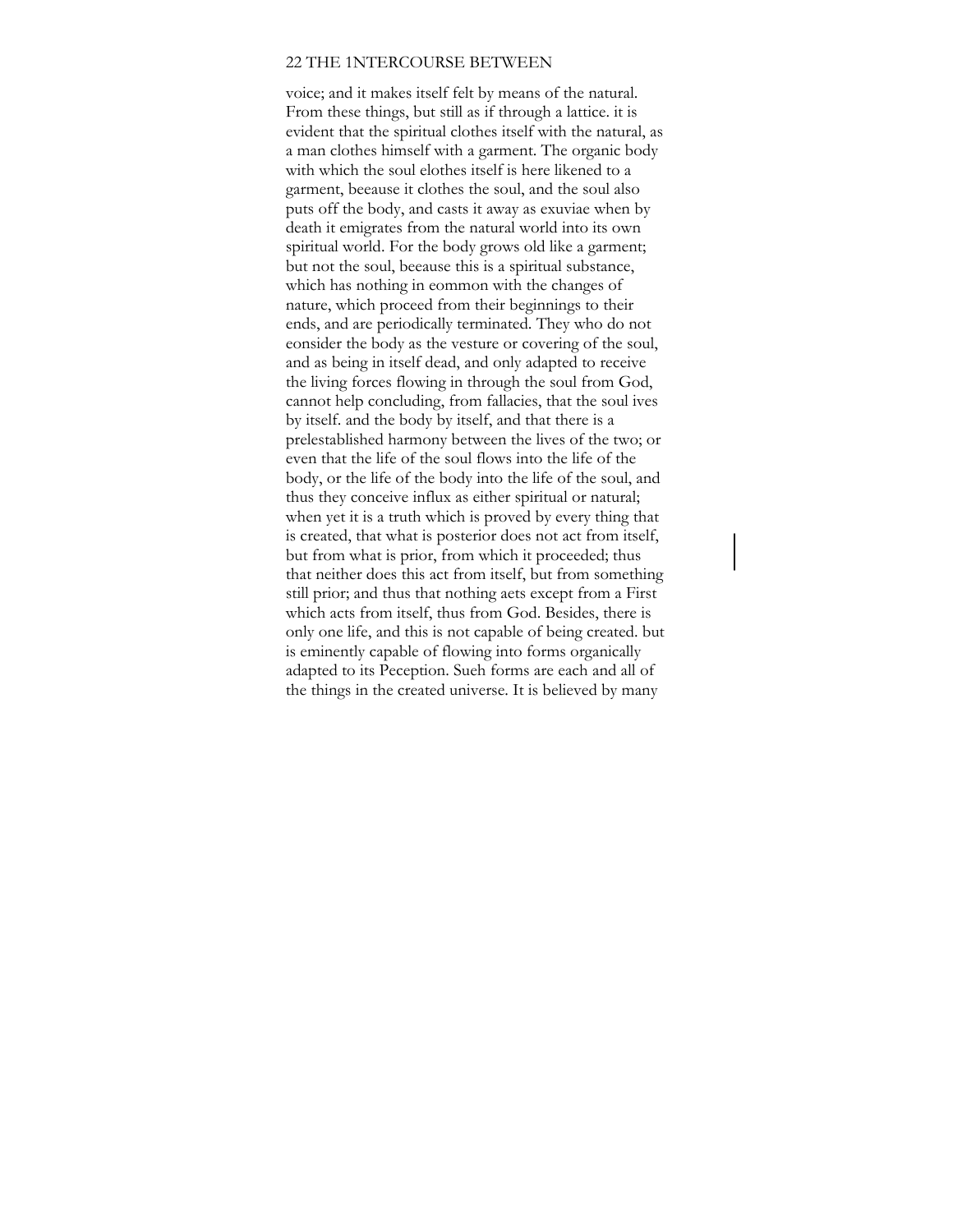voice; and it makes itself felt by means of the natural. From these things, but still as if through a lattice. it is evident that the spiritual clothes itself with the natural, as a man clothes himself with a garment. The organic body with which the soul elothes itself is here likened to a garment, beeause it clothes the soul, and the soul also puts off the body, and casts it away as exuviae when by death it emigrates from the natural world into its own spiritual world. For the body grows old like a garment; but not the soul, beeause this is a spiritual substance, which has nothing in eommon with the changes of nature, which proceed from their beginnings to their ends, and are periodically terminated. They who do not eonsider the body as the vesture or covering of the soul, and as being in itself dead, and only adapted to receive the living forces flowing in through the soul from God, cannot help concluding, from fallacies, that the soul ives by itself. and the body by itself, and that there is a prelestablished harmony between the lives of the two; or even that the life of the soul flows into the life of the body, or the life of the body into the life of the soul, and thus they conceive influx as either spiritual or natural; when yet it is a truth which is proved by every thing that is created, that what is posterior does not act from itself, but from what is prior, from which it proceeded; thus that neither does this act from itself, but from something still prior; and thus that nothing aets except from a First which acts from itself, thus from God. Besides, there is only one life, and this is not capable of being created. but is eminently capable of flowing into forms organically adapted to its Peception. Sueh forms are each and all of the things in the created universe. It is believed by many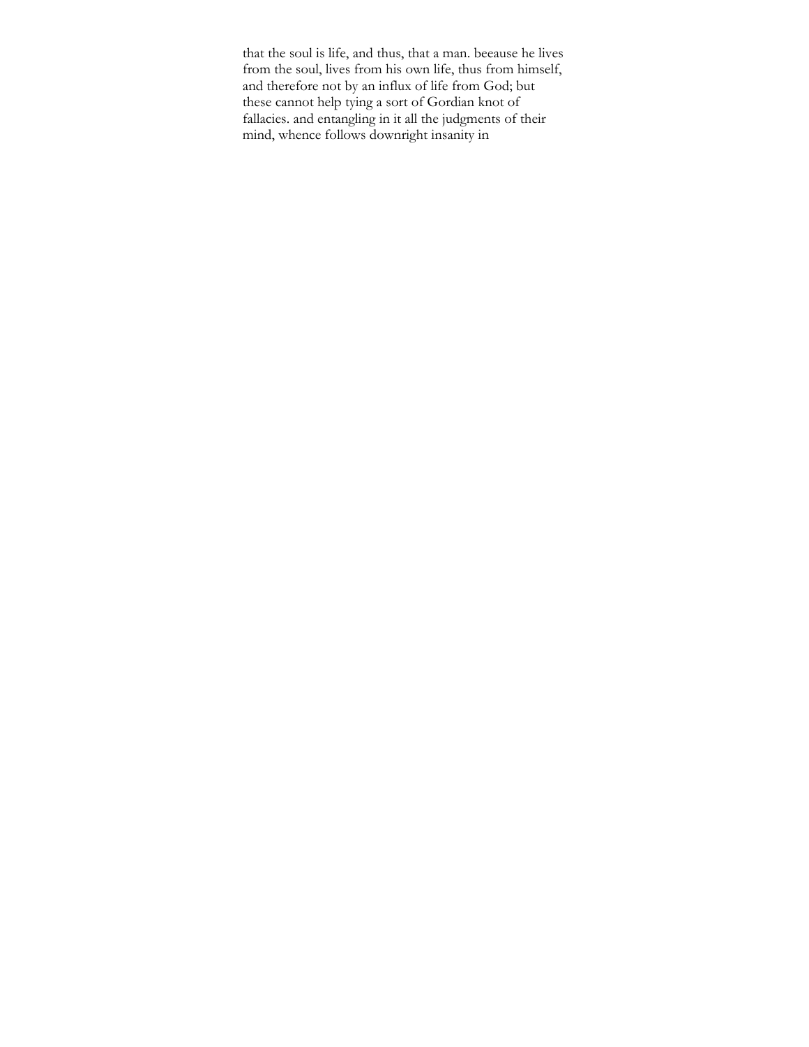that the soul is life, and thus, that a man. beeause he lives from the soul, lives from his own life, thus from himself, and therefore not by an influx of life from God; but these cannot help tying a sort of Gordian knot of fallacies. and entangling in it all the judgments of their mind, whence follows downright insanity in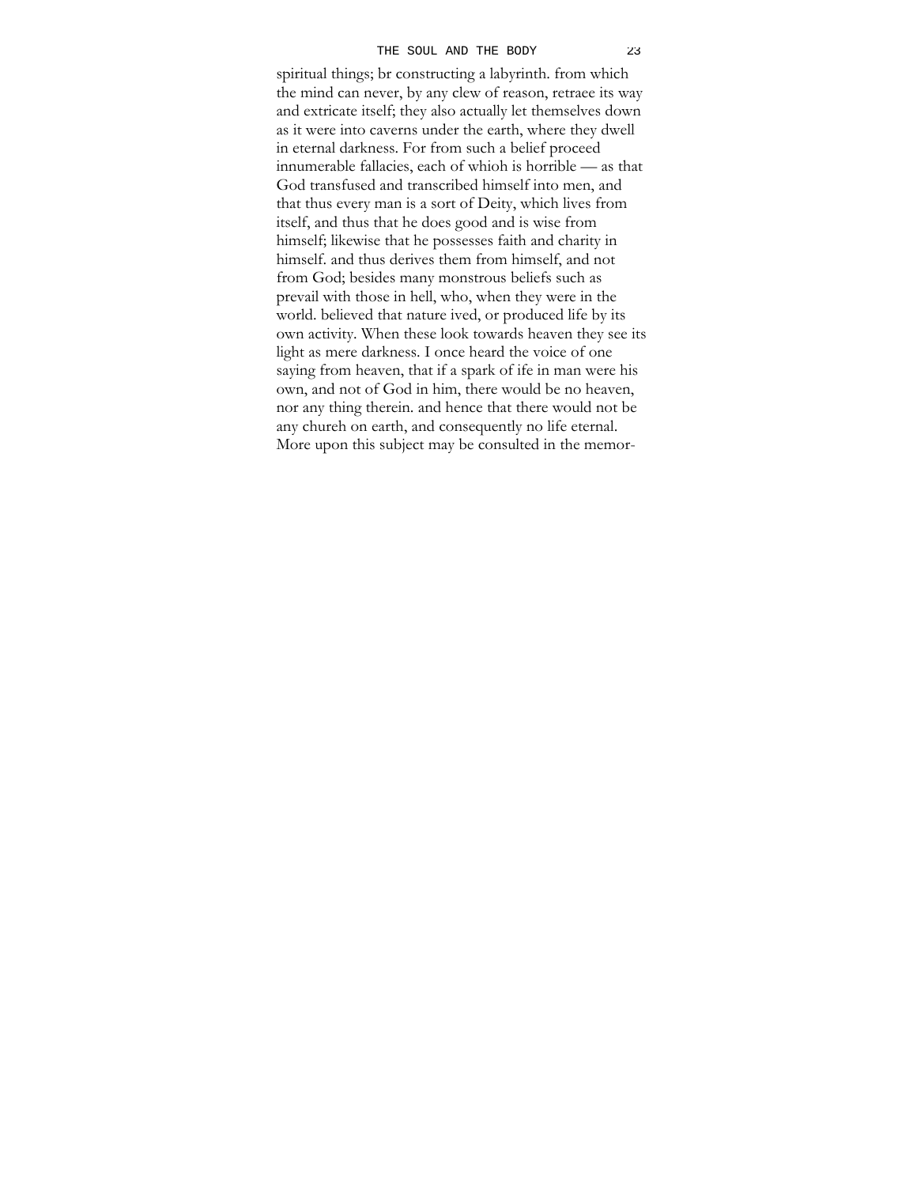spiritual things; br constructing a labyrinth. from which the mind can never, by any clew of reason, retraee its way and extricate itself; they also actually let themselves down as it were into caverns under the earth, where they dwell in eternal darkness. For from such a belief proceed innumerable fallacies, each of whioh is horrible — as that God transfused and transcribed himself into men, and that thus every man is a sort of Deity, which lives from itself, and thus that he does good and is wise from himself; likewise that he possesses faith and charity in himself. and thus derives them from himself, and not from God; besides many monstrous beliefs such as prevail with those in hell, who, when they were in the world. believed that nature ived, or produced life by its own activity. When these look towards heaven they see its light as mere darkness. I once heard the voice of one saying from heaven, that if a spark of ife in man were his own, and not of God in him, there would be no heaven, nor any thing therein. and hence that there would not be any chureh on earth, and consequently no life eternal. More upon this subject may be consulted in the memor-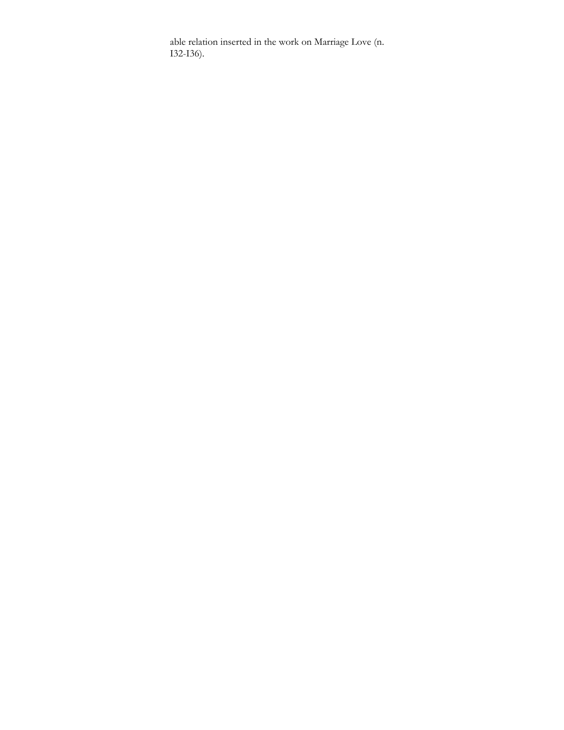able relation inserted in the work on Marriage Love (n. I32-I36).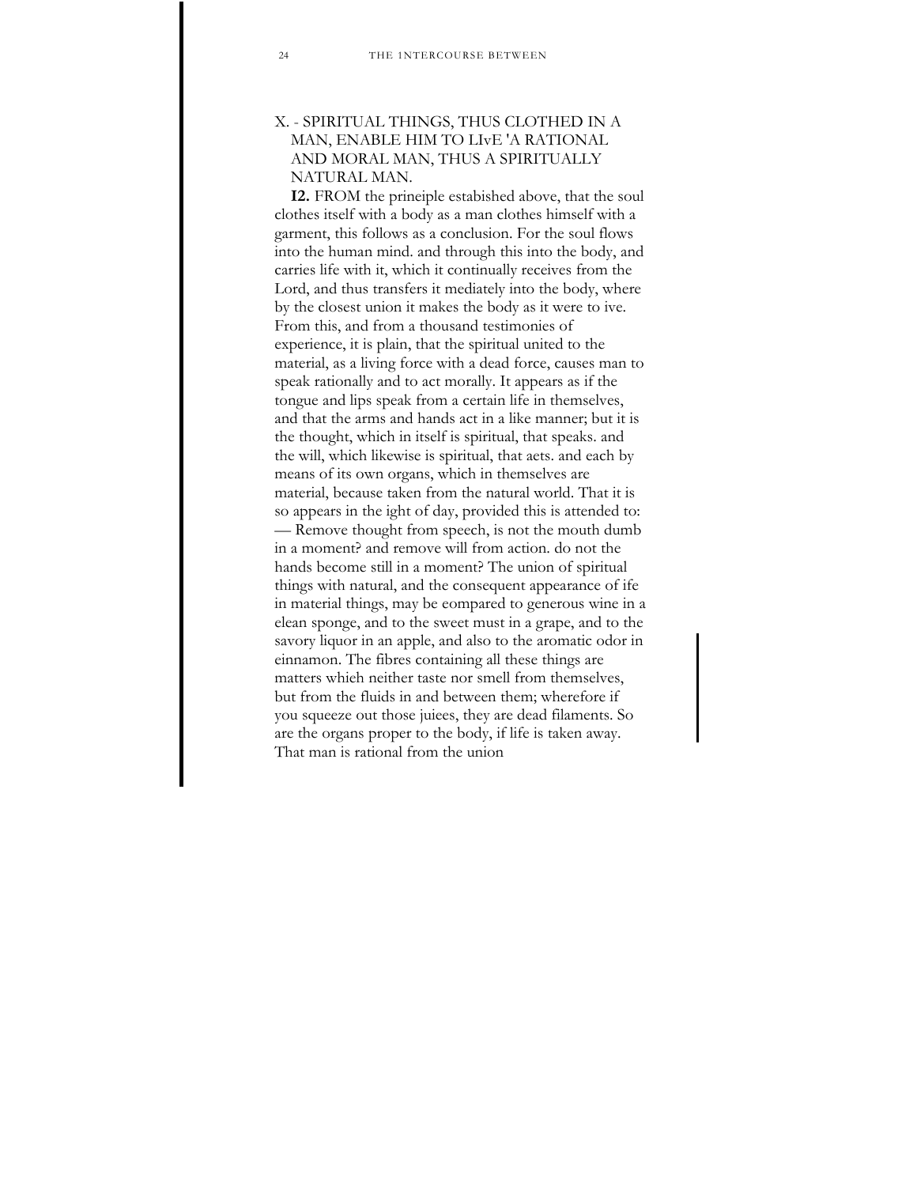## X. - SPIRITUAL THINGS, THUS CLOTHED IN A MAN, ENABLE HIM TO LIvE 'A RATIONAL AND MORAL MAN, THUS A SPIRITUALLY NATURAL MAN.

**I2.** FROM the prineiple estabished above, that the soul clothes itself with a body as a man clothes himself with a garment, this follows as a conclusion. For the soul flows into the human mind. and through this into the body, and carries life with it, which it continually receives from the Lord, and thus transfers it mediately into the body, where by the closest union it makes the body as it were to ive. From this, and from a thousand testimonies of experience, it is plain, that the spiritual united to the material, as a living force with a dead force, causes man to speak rationally and to act morally. It appears as if the tongue and lips speak from a certain life in themselves, and that the arms and hands act in a like manner; but it is the thought, which in itself is spiritual, that speaks. and the will, which likewise is spiritual, that aets. and each by means of its own organs, which in themselves are material, because taken from the natural world. That it is so appears in the ight of day, provided this is attended to: — Remove thought from speech, is not the mouth dumb in a moment? and remove will from action. do not the hands become still in a moment? The union of spiritual things with natural, and the consequent appearance of ife in material things, may be eompared to generous wine in a elean sponge, and to the sweet must in a grape, and to the savory liquor in an apple, and also to the aromatic odor in einnamon. The fibres containing all these things are matters whieh neither taste nor smell from themselves, but from the fluids in and between them; wherefore if you squeeze out those juiees, they are dead filaments. So are the organs proper to the body, if life is taken away. That man is rational from the union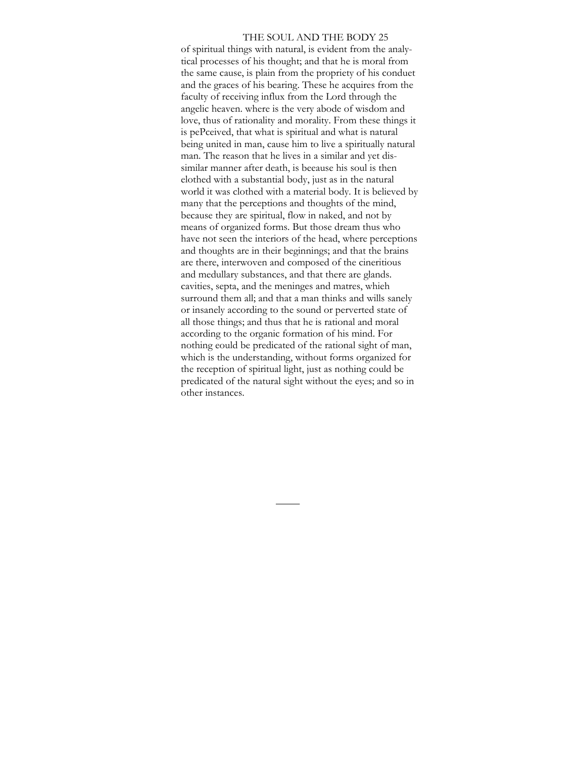of spiritual things with natural, is evident from the analytical processes of his thought; and that he is moral from the same cause, is plain from the propriety of his conduet and the graces of his bearing. These he acquires from the faculty of receiving influx from the Lord through the angelic heaven. where is the very abode of wisdom and love, thus of rationality and morality. From these things it is pePceived, that what is spiritual and what is natural being united in man, cause him to live a spiritually natural man. The reason that he lives in a similar and yet dissimilar manner after death, is beeause his soul is then elothed with a substantial body, just as in the natural world it was clothed with a material body. It is believed by many that the perceptions and thoughts of the mind, because they are spiritual, flow in naked, and not by means of organized forms. But those dream thus who have not seen the interiors of the head, where perceptions and thoughts are in their beginnings; and that the brains are there, interwoven and composed of the cineritious and medullary substances, and that there are glands. cavities, septa, and the meninges and matres, whieh surround them all; and that a man thinks and wills sanely or insanely according to the sound or perverted state of all those things; and thus that he is rational and moral according to the organic formation of his mind. For nothing eould be predicated of the rational sight of man, which is the understanding, without forms organized for the reception of spiritual light, just as nothing could be predicated of the natural sight without the eyes; and so in other instances.

---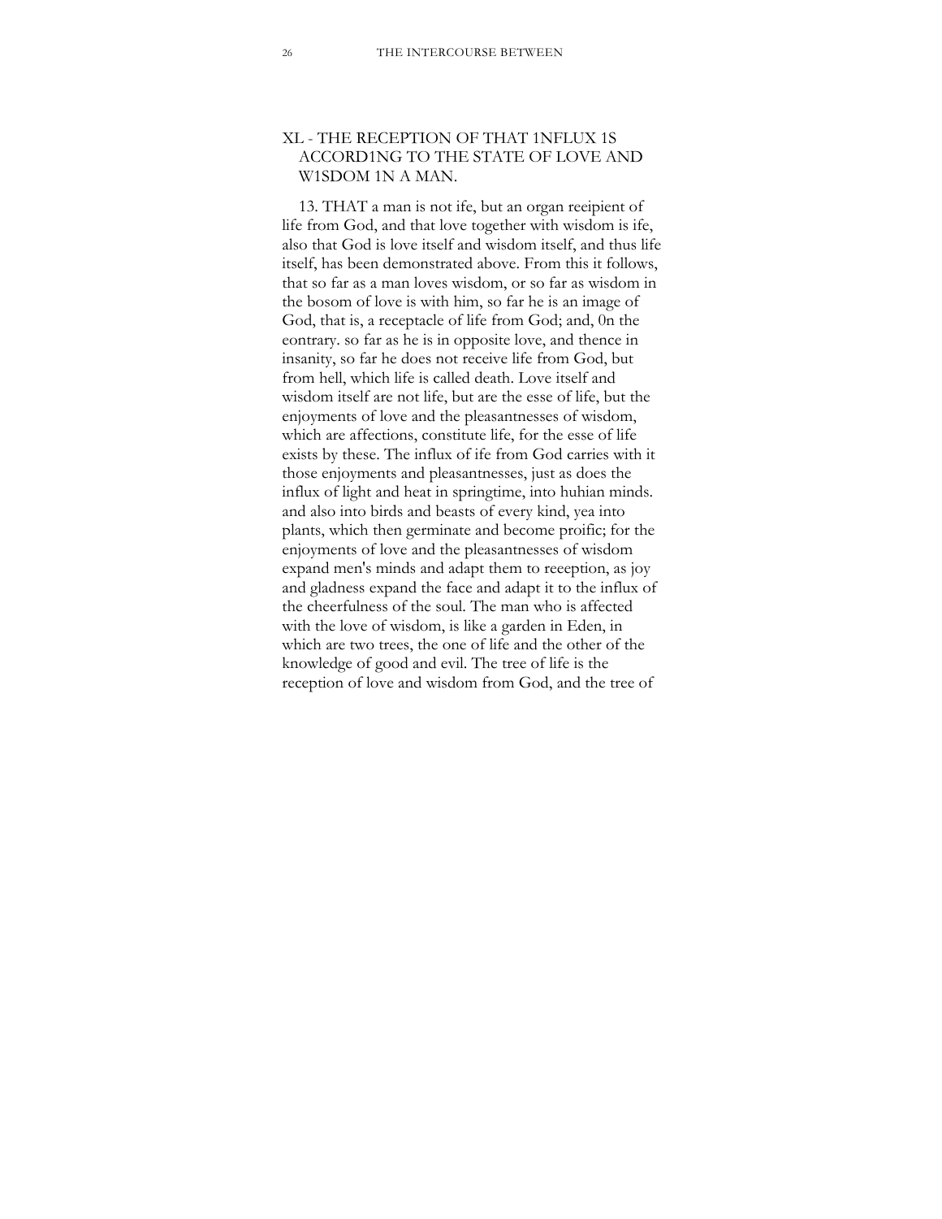## XI. - THE RECEPTION OF THAT 1NFLUX 1S ACCORD1NG TO THE STATE OF LOVE AND W1SDOM 1N A MAN.

13. THAT a man is not ife, but an organ reeipient of life from God, and that love together with wisdom is ife, also that God is love itself and wisdom itself, and thus life itself, has been demonstrated above. From this it follows, that so far as a man loves wisdom, or so far as wisdom in the bosom of love is with him, so far he is an image of God, that is, a receptacle of life from God; and, 0n the eontrary. so far as he is in opposite love, and thence in insanity, so far he does not receive life from God, but from hell, which life is called death. Love itself and wisdom itself are not life, but are the esse of life, but the enjoyments of love and the pleasantnesses of wisdom, which are affections, constitute life, for the esse of life exists by these. The influx of ife from God carries with it those enjoyments and pleasantnesses, just as does the influx of light and heat in springtime, into huhian minds. and also into birds and beasts of every kind, yea into plants, which then germinate and become proific; for the enjoyments of love and the pleasantnesses of wisdom expand men's minds and adapt them to reeeption, as joy and gladness expand the face and adapt it to the influx of the cheerfulness of the soul. The man who is affected with the love of wisdom, is like a garden in Eden, in which are two trees, the one of life and the other of the knowledge of good and evil. The tree of life is the reception of love and wisdom from God, and the tree of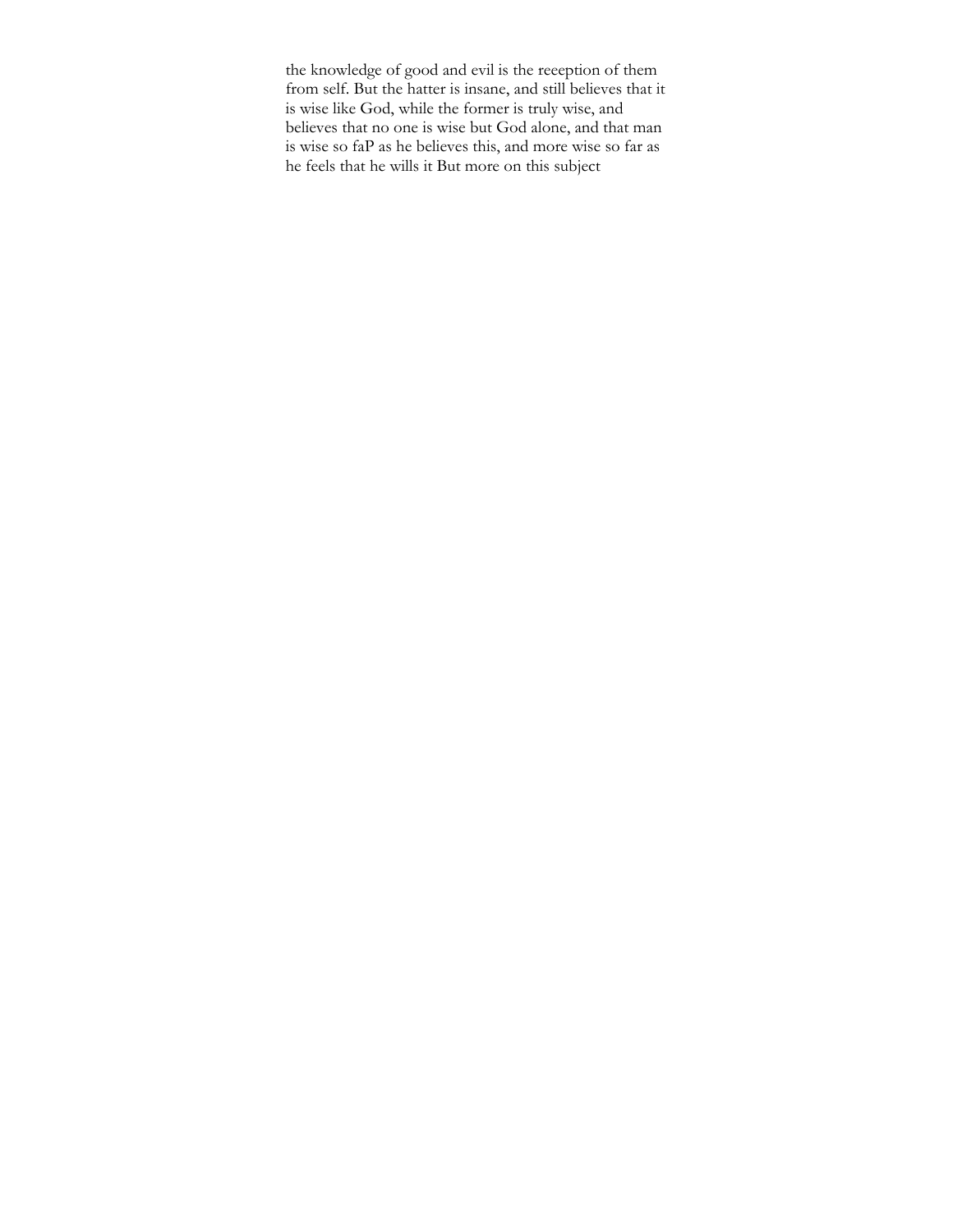the knowledge of good and evil is the reeeption of them from self. But the hatter is insane, and still believes that it is wise like God, while the former is truly wise, and believes that no one is wise but God alone, and that man is wise so faP as he believes this, and more wise so far as he feels that he wills it But more on this subject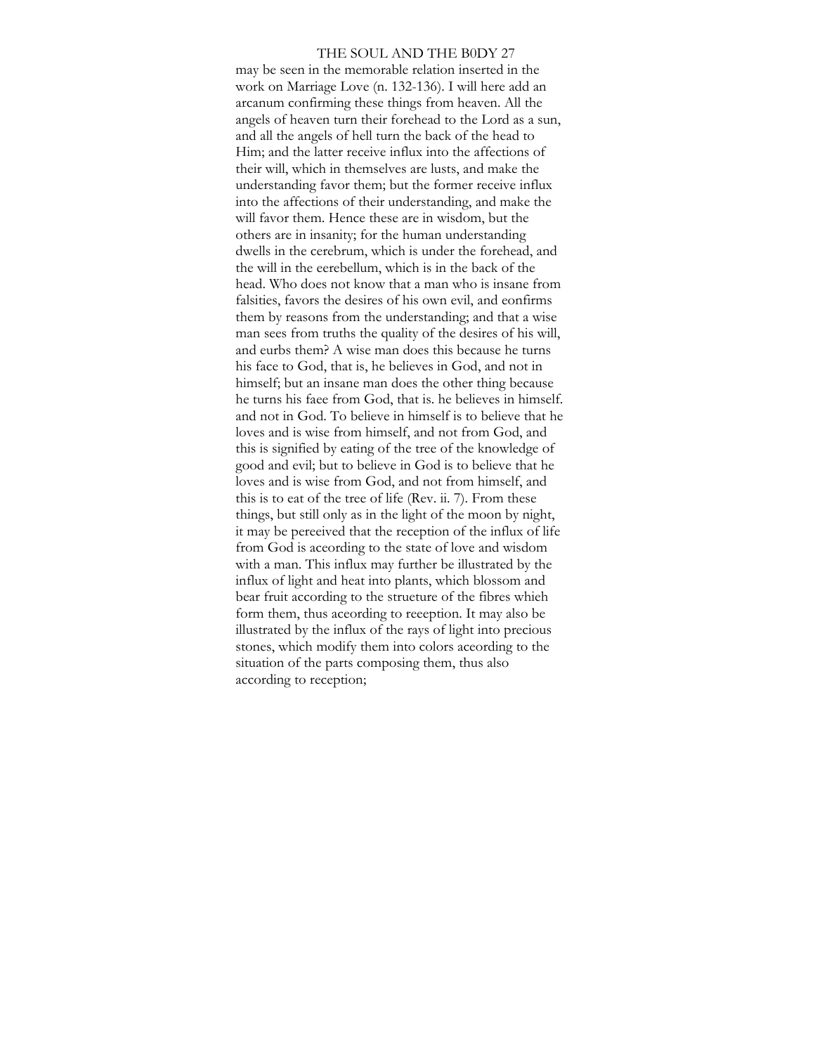may be seen in the memorable relation inserted in the work on Marriage Love (n. 132-136). I will here add an arcanum confirming these things from heaven. All the angels of heaven turn their forehead to the Lord as a sun, and all the angels of hell turn the back of the head to Him; and the latter receive influx into the affections of their will, which in themselves are lusts, and make the understanding favor them; but the former receive influx into the affections of their understanding, and make the will favor them. Hence these are in wisdom, but the others are in insanity; for the human understanding dwells in the cerebrum, which is under the forehead, and the will in the eerebellum, which is in the back of the head. Who does not know that a man who is insane from falsities, favors the desires of his own evil, and eonfirms them by reasons from the understanding; and that a wise man sees from truths the quality of the desires of his will, and eurbs them? A wise man does this because he turns his face to God, that is, he believes in God, and not in himself; but an insane man does the other thing because he turns his faee from God, that is. he believes in himself. and not in God. To believe in himself is to believe that he loves and is wise from himself, and not from God, and this is signified by eating of the tree of the knowledge of good and evil; but to believe in God is to believe that he loves and is wise from God, and not from himself, and this is to eat of the tree of life (Rev. ii. 7). From these things, but still only as in the light of the moon by night, it may be pereeived that the reception of the influx of life from God is aceording to the state of love and wisdom with a man. This influx may further be illustrated by the influx of light and heat into plants, which blossom and bear fruit according to the strueture of the fibres whieh form them, thus aceording to reeeption. It may also be illustrated by the influx of the rays of light into precious stones, which modify them into colors aceording to the situation of the parts composing them, thus also according to reception;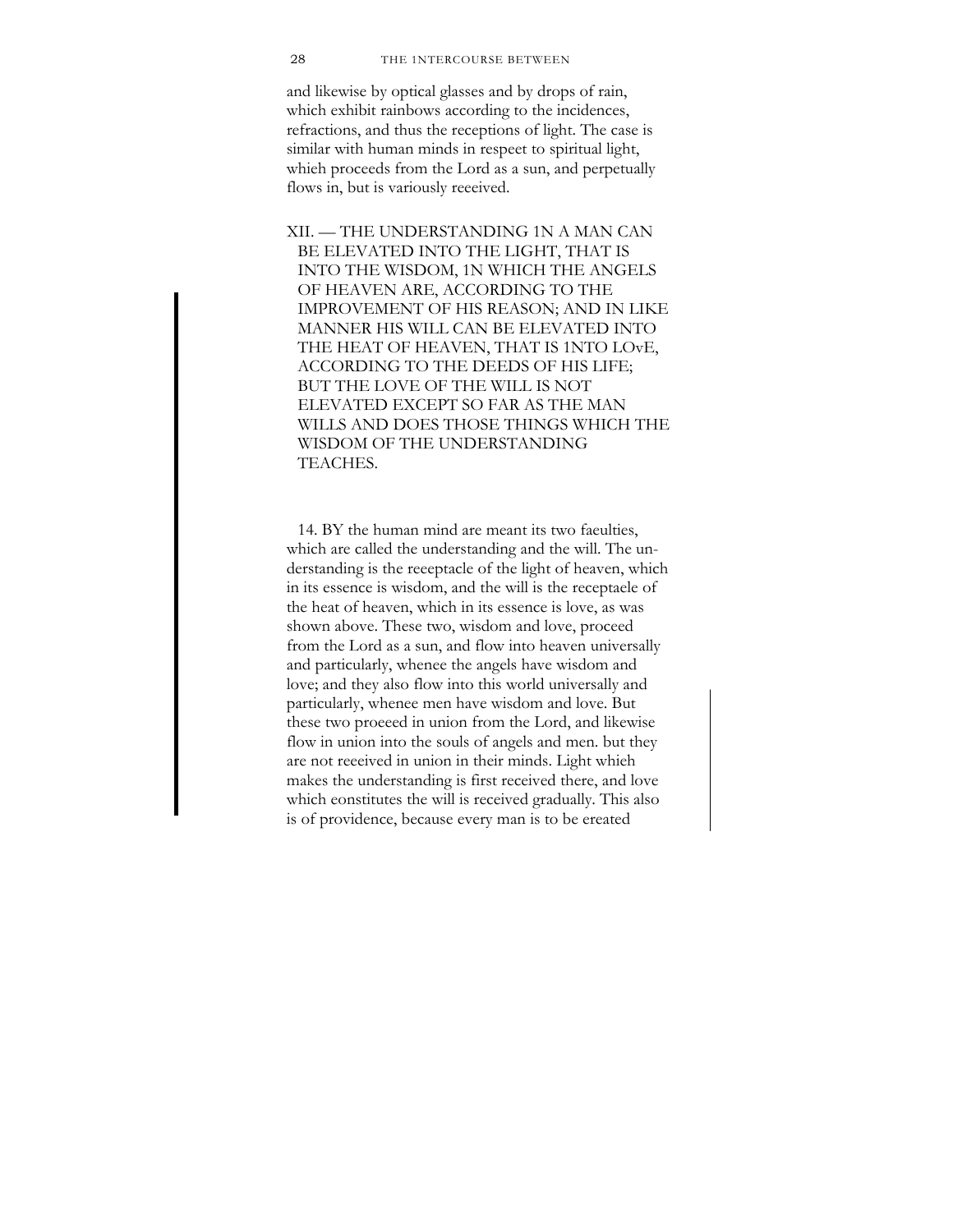and likewise by optical glasses and by drops of rain, which exhibit rainbows according to the incidences, refractions, and thus the receptions of light. The case is similar with human minds in respeet to spiritual light, whieh proceeds from the Lord as a sun, and perpetually flows in, but is variously reeeived.

## XII. — THE UNDERSTANDING 1N A MAN CAN BE ELEVATED INTO THE LIGHT, THAT IS INTO THE WISDOM, 1N WHICH THE ANGELS OF HEAVEN ARE, ACCORDING TO THE IMPROVEMENT OF HIS REASON; AND IN LIKE MANNER HIS WILL CAN BE ELEVATED INTO THE HEAT OF HEAVEN, THAT IS 1NTO LOvE, ACCORDING TO THE DEEDS OF HIS LIFE; BUT THE LOVE OF THE WILL IS NOT ELEVATED EXCEPT SO FAR AS THE MAN WILLS AND DOES THOSE THINGS WHICH THE WISDOM OF THE UNDERSTANDING TEACHES.

14. BY the human mind are meant its two faeulties, which are called the understanding and the will. The understanding is the reeeptacle of the light of heaven, which in its essence is wisdom, and the will is the receptaele of the heat of heaven, which in its essence is love, as was shown above. These two, wisdom and love, proceed from the Lord as a sun, and flow into heaven universally and particularly, whenee the angels have wisdom and love; and they also flow into this world universally and particularly, whenee men have wisdom and love. But these two proeeed in union from the Lord, and likewise flow in union into the souls of angels and men. but they are not reeeived in union in their minds. Light whieh makes the understanding is first received there, and love which eonstitutes the will is received gradually. This also is of providence, because every man is to be ereated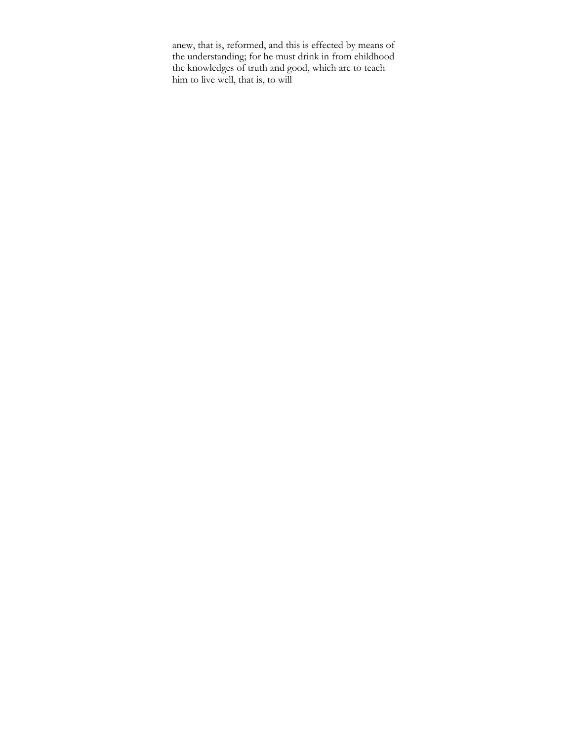anew, that is, reformed, and this is effected by means of the understanding; for he must drink in from ehildhood the knowledges of truth and good, which are to teach him to live well, that is, to will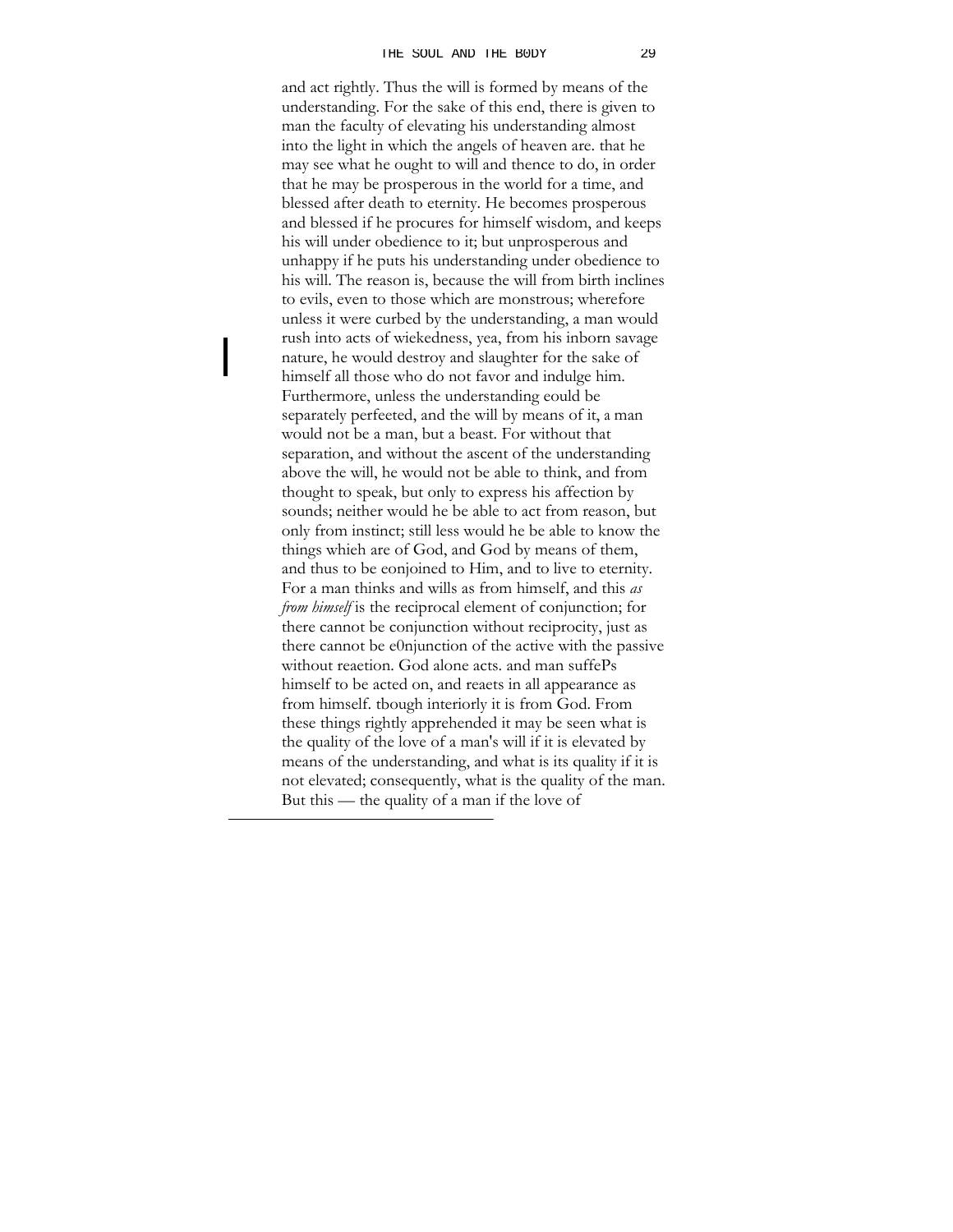and act rightly. Thus the will is formed by means of the understanding. For the sake of this end, there is given to man the faculty of elevating his understanding almost into the light in which the angels of heaven are. that he may see what he ought to will and thence to do, in order that he may be prosperous in the world for a time, and blessed after death to eternity. He becomes prosperous and blessed if he procures for himself wisdom, and keeps his will under obedience to it; but unprosperous and unhappy if he puts his understanding under obedience to his will. The reason is, because the will from birth inclines to evils, even to those which are monstrous; wherefore unless it were curbed by the understanding, a man would rush into acts of wiekedness, yea, from his inborn savage nature, he would destroy and slaughter for the sake of himself all those who do not favor and indulge him. Furthermore, unless the understanding eould be separately perfeeted, and the will by means of it, a man would not be a man, but a beast. For without that separation, and without the ascent of the understanding above the will, he would not be able to think, and from thought to speak, but only to express his affection by sounds; neither would he be able to act from reason, but only from instinct; still less would he be able to know the things whieh are of God, and God by means of them, and thus to be eonjoined to Him, and to live to eternity. For a man thinks and wills as from himself, and this *as from himself* is the reciprocal element of conjunction; for there cannot be conjunction without reciprocity, just as there cannot be e0njunction of the active with the passive without reaetion. God alone acts. and man suffePs himself to be acted on, and reaets in all appearance as from himself. tbough interiorly it is from God. From these things rightly apprehended it may be seen what is the quality of the love of a man's will if it is elevated by means of the understanding, and what is its quality if it is not elevated; consequently, what is the quality of the man. But this — the quality of a man if the love of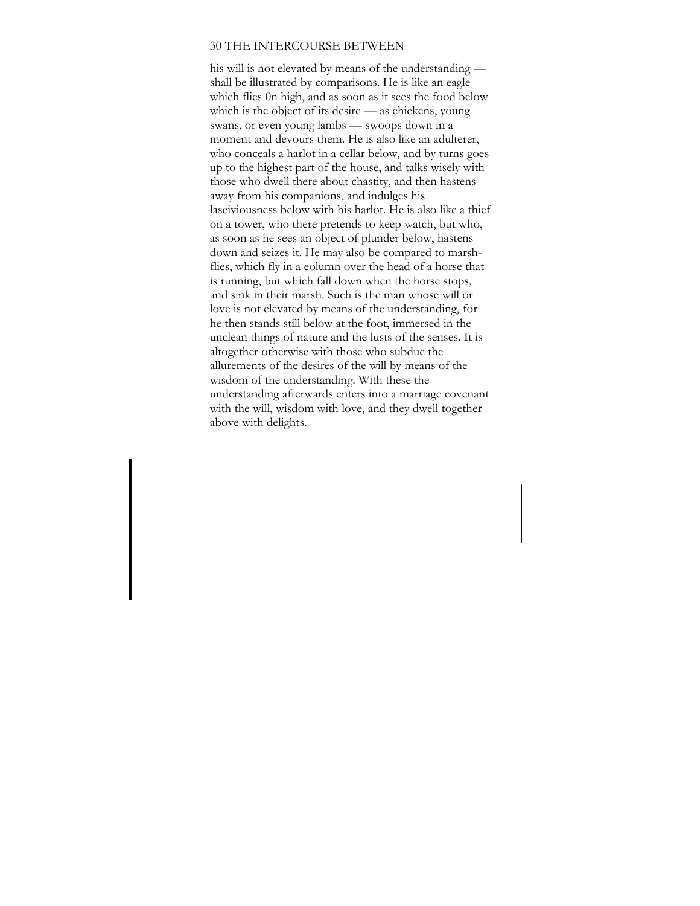his will is not elevated by means of the understanding — shall be illustrated by comparisons. He is like an eagle whieh flies 0n high, and as soon as it sees the food below which is the object of its desire — as ehiekens, young swans, or even young lambs — swoops down in a moment and devours them. He is also like an adulterer, who conceals a harlot in a cellar below, and by turns goes up to the highest part of the house, and talks wisely with those who dwell there about chastity, and then hastens away from his companions, and indulges his laseiviousness below with his harlot. He is also like a thief on a tower, who there pretends to keep watch, but who, as soon as he sees an object of plunder below, hastens down and seizes it. He may also be compared to marsh-flies, which fly in a eolumn over the head of a horse that is running, but which fall down when the horse stops, and sink in their marsh. Such is the man whose will or love is not elevated by means of the understanding, for he then stands still below at the foot, immersed in the unclean things of nature and the lusts of the senses. It is altogether otherwise with those who subdue the allurements of the desires of the will by means of the wisdom of the understanding. With these the understanding afterwards enters into a marriage covenant with the will, wisdom with love, and they dwell together above with delights.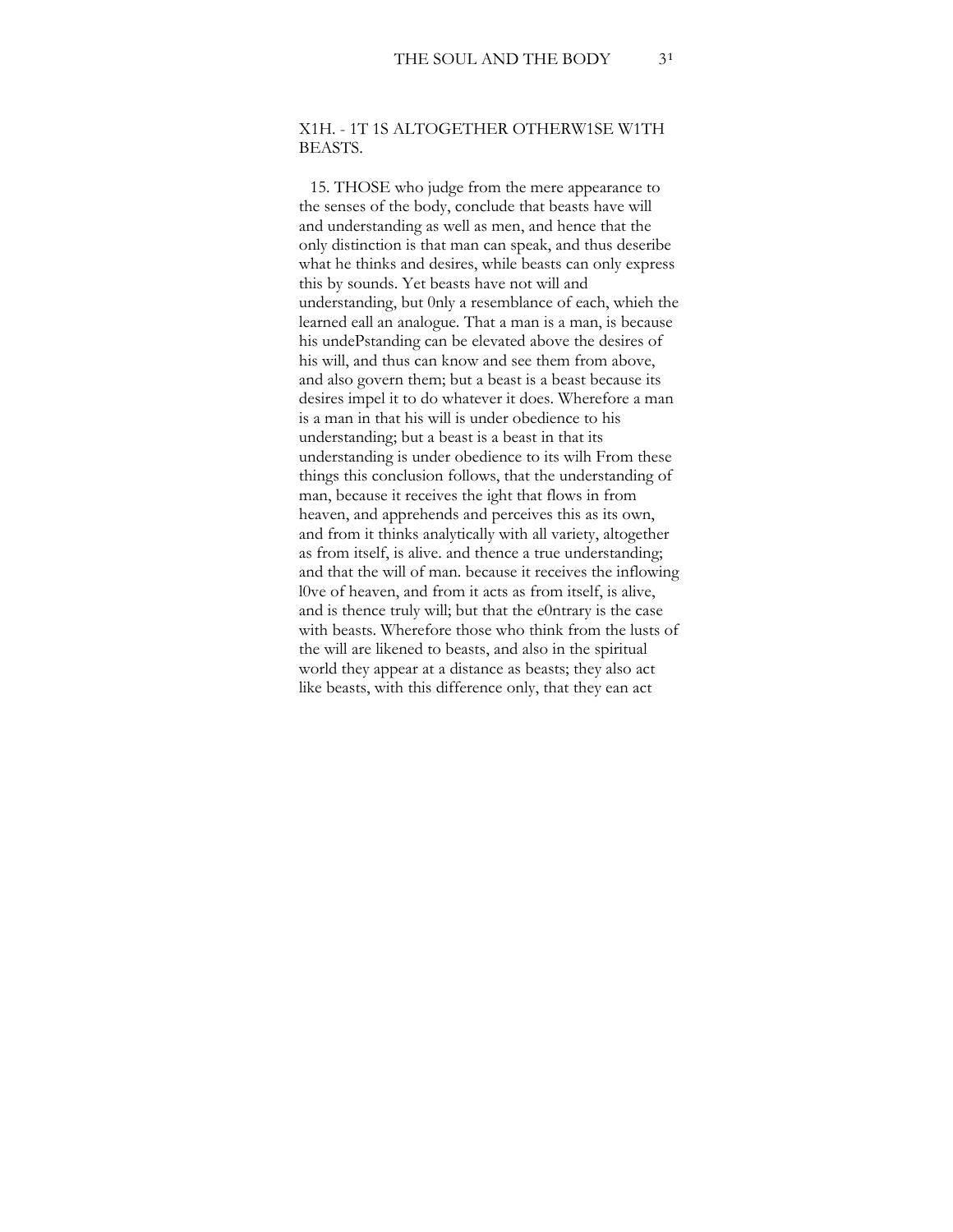## XIII. - IT IS ALTOGETHER OTHERWISE WITH BEASTS.

15. THOSE who judge from the mere appearance to the senses of the body, conclude that beasts have will and understanding as well as men, and hence that the only distinction is that man can speak, and thus describe what he thinks and desires, while beasts can only express this by sounds. Yet beasts have not will and understanding, but only a resemblance of each, which the learned call an analogue. That a man is a man, is because his understanding can be elevated above the desires of his will, and thus can know and see them from above, and also govern them; but a beast is a beast because its desires impel it to do whatever it does. Wherefore a man is a man in that his will is under obedience to his understanding; but a beast is a beast in that its understanding is under obedience to its will. From these things this conclusion follows, that the understanding of man, because it receives the light that flows in from heaven, and apprehends and perceives this as its own, and from it thinks analytically with all variety, altogether as from itself, is alive. and thence a true understanding; and that the will of man. because it receives the inflowing love of heaven, and from it acts as from itself, is alive, and is thence truly will; but that the contrary is the case with beasts. Wherefore those who think from the lusts of the will are likened to beasts, and also in the spiritual world they appear at a distance as beasts; they also act like beasts, with this difference only, that they can act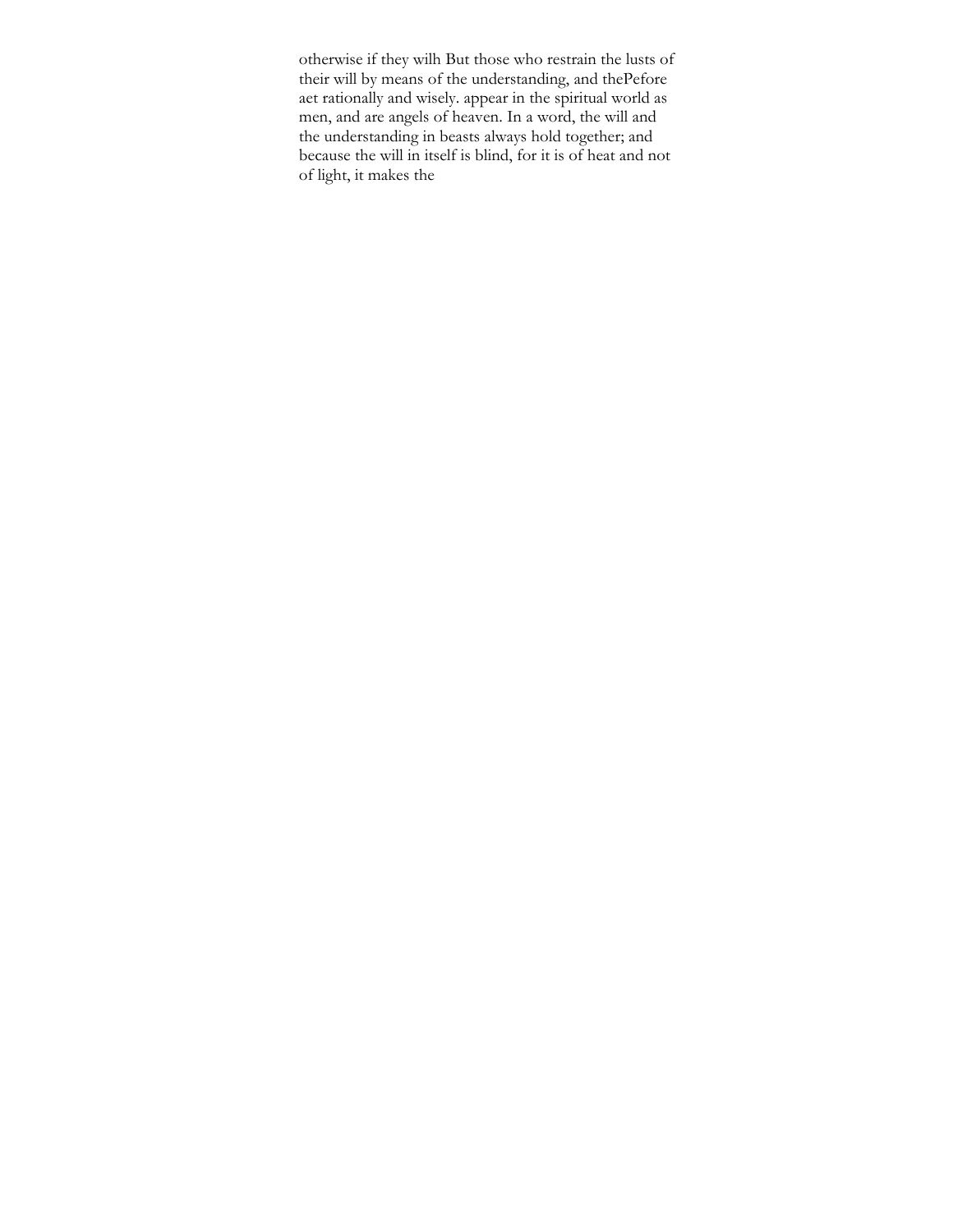otherwise if they wilh But those who restrain the lusts of their will by means of the understanding, and thePefore aet rationally and wisely. appear in the spiritual world as men, and are angels of heaven. In a word, the will and the understanding in beasts always hold together; and because the will in itself is blind, for it is of heat and not of light, it makes the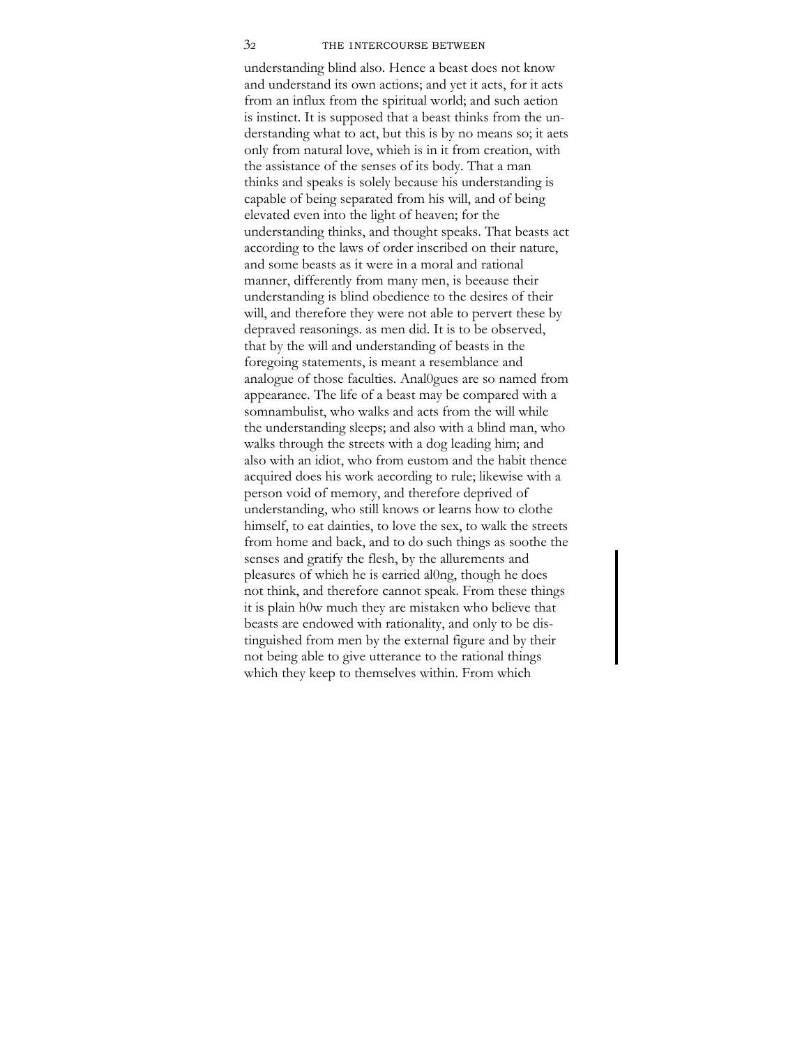understanding blind also. Hence a beast does not know and understand its own actions; and yet it acts, for it acts from an influx from the spiritual world; and such aetion is instinct. It is supposed that a beast thinks from the understanding what to act, but this is by no means so; it aets only from natural love, whieh is in it from creation, with the assistance of the senses of its body. That a man thinks and speaks is solely because his understanding is capable of being separated from his will, and of being elevated even into the light of heaven; for the understanding thinks, and thought speaks. That beasts act according to the laws of order inscribed on their nature, and some beasts as it were in a moral and rational manner, differently from many men, is beeause their understanding is blind obedience to the desires of their will, and therefore they were not able to pervert these by depraved reasonings. as men did. It is to be observed, that by the will and understanding of beasts in the foregoing statements, is meant a resemblance and analogue of those faculties. Anal0gues are so named from appearanee. The life of a beast may be compared with a somnambulist, who walks and acts from the will while the understanding sleeps; and also with a blind man, who walks through the streets with a dog leading him; and also with an idiot, who from eustom and the habit thence acquired does his work aecording to rule; likewise with a person void of memory, and therefore deprived of understanding, who still knows or learns how to clothe himself, to eat dainties, to love the sex, to walk the streets from home and back, and to do such things as soothe the senses and gratify the flesh, by the allurements and pleasures of whieh he is earried al0ng, though he does not think, and therefore cannot speak. From these things it is plain h0w much they are mistaken who believe that beasts are endowed with rationality, and only to be distinguished from men by the external figure and by their not being able to give utterance to the rational things which they keep to themselves within. From which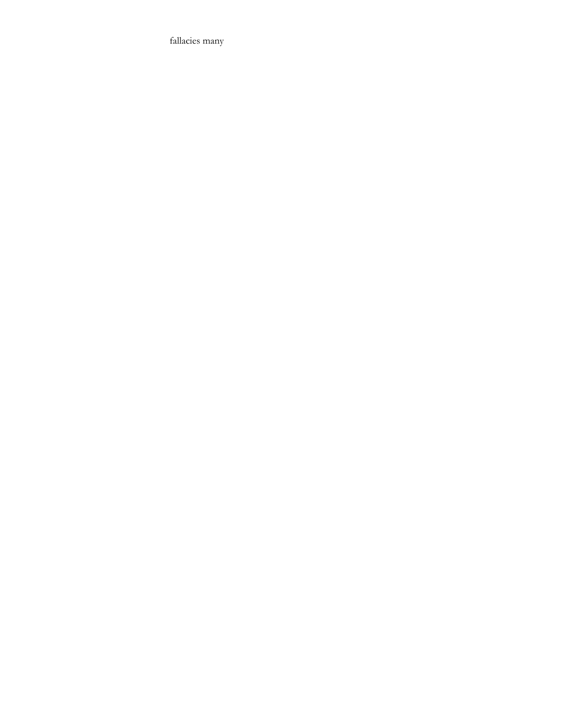fallacies many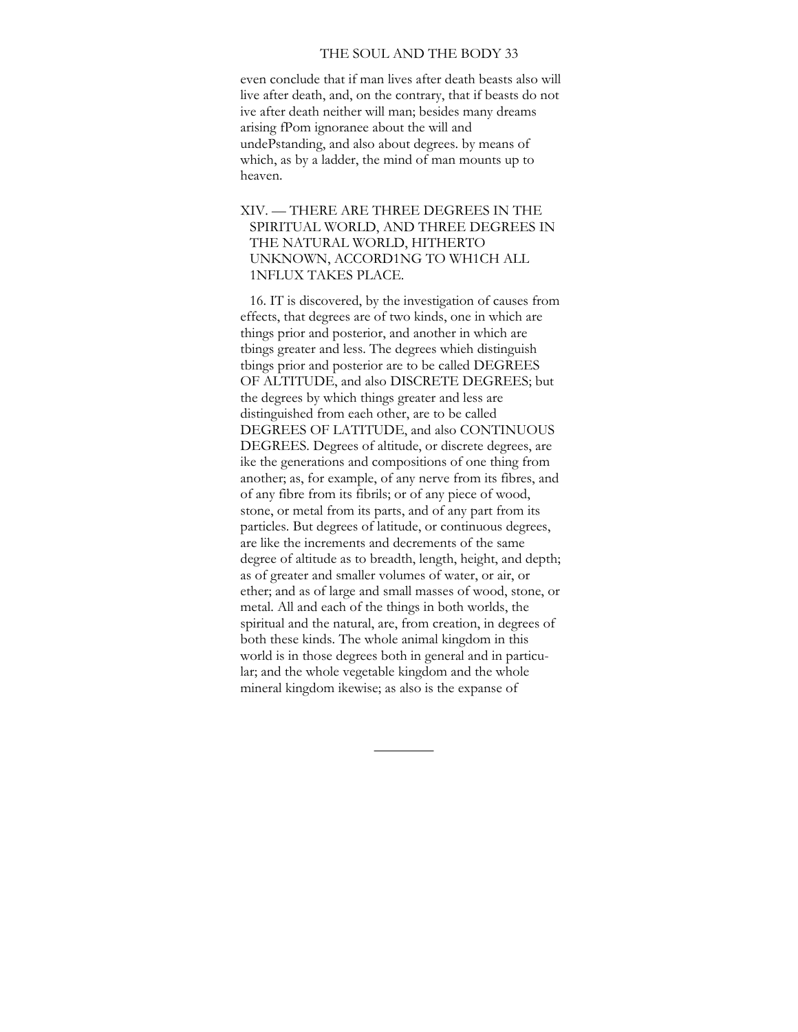even conclude that if man lives after death beasts also will live after death, and, on the contrary, that if beasts do not ive after death neither will man; besides many dreams arising fPom ignoranee about the will and undePstanding, and also about degrees. by means of which, as by a ladder, the mind of man mounts up to heaven.

## XIV. — THERE ARE THREE DEGREES IN THE SPIRITUAL WORLD, AND THREE DEGREES IN THE NATURAL WORLD, HITHERTO UNKNOWN, ACCORD1NG TO WH1CH ALL 1NFLUX TAKES PLACE.

16. IT is discovered, by the investigation of causes from effects, that degrees are of two kinds, one in which are things prior and posterior, and another in which are tbings greater and less. The degrees whieh distinguish tbings prior and posterior are to be called DEGREES OF ALTITUDE, and also DISCRETE DEGREES; but the degrees by which things greater and less are distinguished from eaeh other, are to be called DEGREES OF LATITUDE, and also CONTINUOUS DEGREES. Degrees of altitude, or discrete degrees, are ike the generations and compositions of one thing from another; as, for example, of any nerve from its fibres, and of any fibre from its fibrils; or of any piece of wood, stone, or metal from its parts, and of any part from its particles. But degrees of latitude, or continuous degrees, are like the increments and decrements of the same degree of altitude as to breadth, length, height, and depth; as of greater and smaller volumes of water, or air, or ether; and as of large and small masses of wood, stone, or metal. All and each of the things in both worlds, the spiritual and the natural, are, from creation, in degrees of both these kinds. The whole animal kingdom in this world is in those degrees both in general and in particular; and the whole vegetable kingdom and the whole mineral kingdom ikewise; as also is the expanse of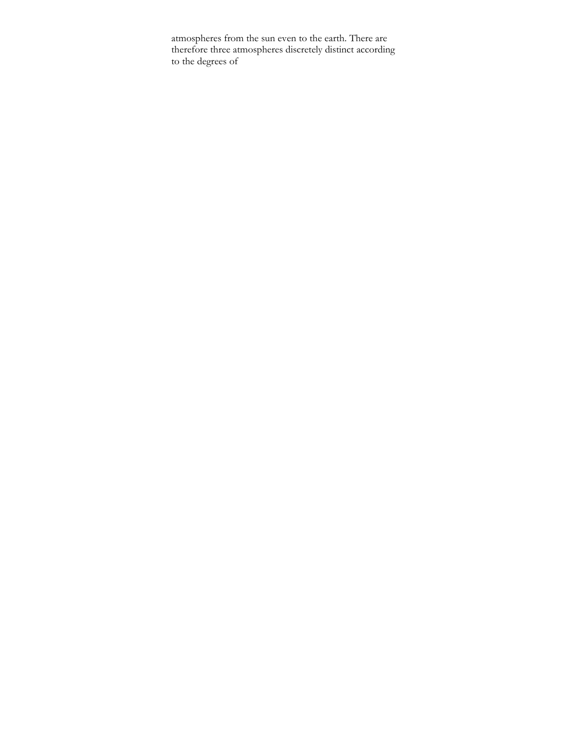atmospheres from the sun even to the earth. There are therefore three atmospheres discretely distinct according to the degrees of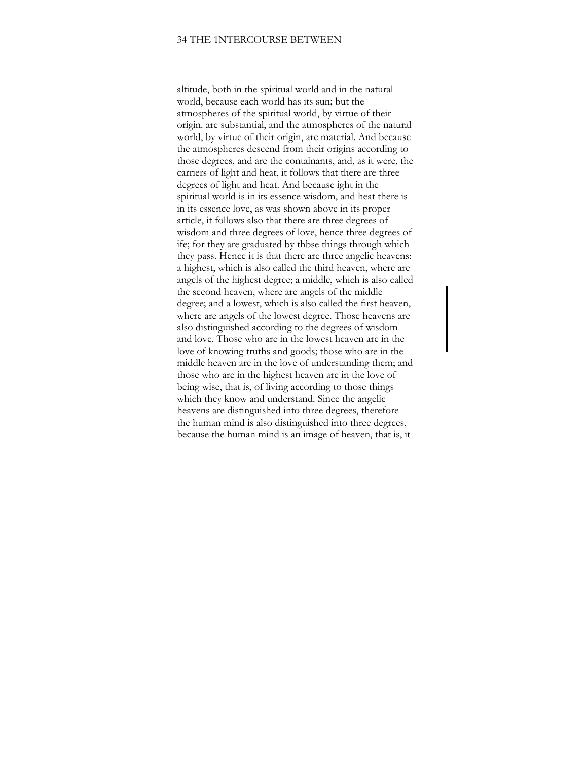altitude, both in the spiritual world and in the natural world, because each world has its sun; but the atmospheres of the spiritual world, by virtue of their origin. are substantial, and the atmospheres of the natural world, by virtue of their origin, are material. And because the atmospheres descend from their origins according to those degrees, and are the containants, and, as it were, the carriers of light and heat, it follows that there are three degrees of light and heat. And because ight in the spiritual world is in its essence wisdom, and heat there is in its essence love, as was shown above in its proper article, it follows also that there are three degrees of wisdom and three degrees of love, hence three degrees of ife; for they are graduated by thbse things through which they pass. Hence it is that there are three angelic heavens: a highest, which is also called the third heaven, where are angels of the highest degree; a middle, which is also called the seeond heaven, where are angels of the middle degree; and a lowest, which is also called the first heaven, where are angels of the lowest degree. Those heavens are also distinguished according to the degrees of wisdom and love. Those who are in the lowest heaven are in the love of knowing truths and goods; those who are in the middle heaven are in the love of understanding them; and those who are in the highest heaven are in the love of being wise, that is, of living according to those things which they know and understand. Since the angelic heavens are distinguished into three degrees, therefore the human mind is also distinguished into three degrees, because the human mind is an image of heaven, that is, it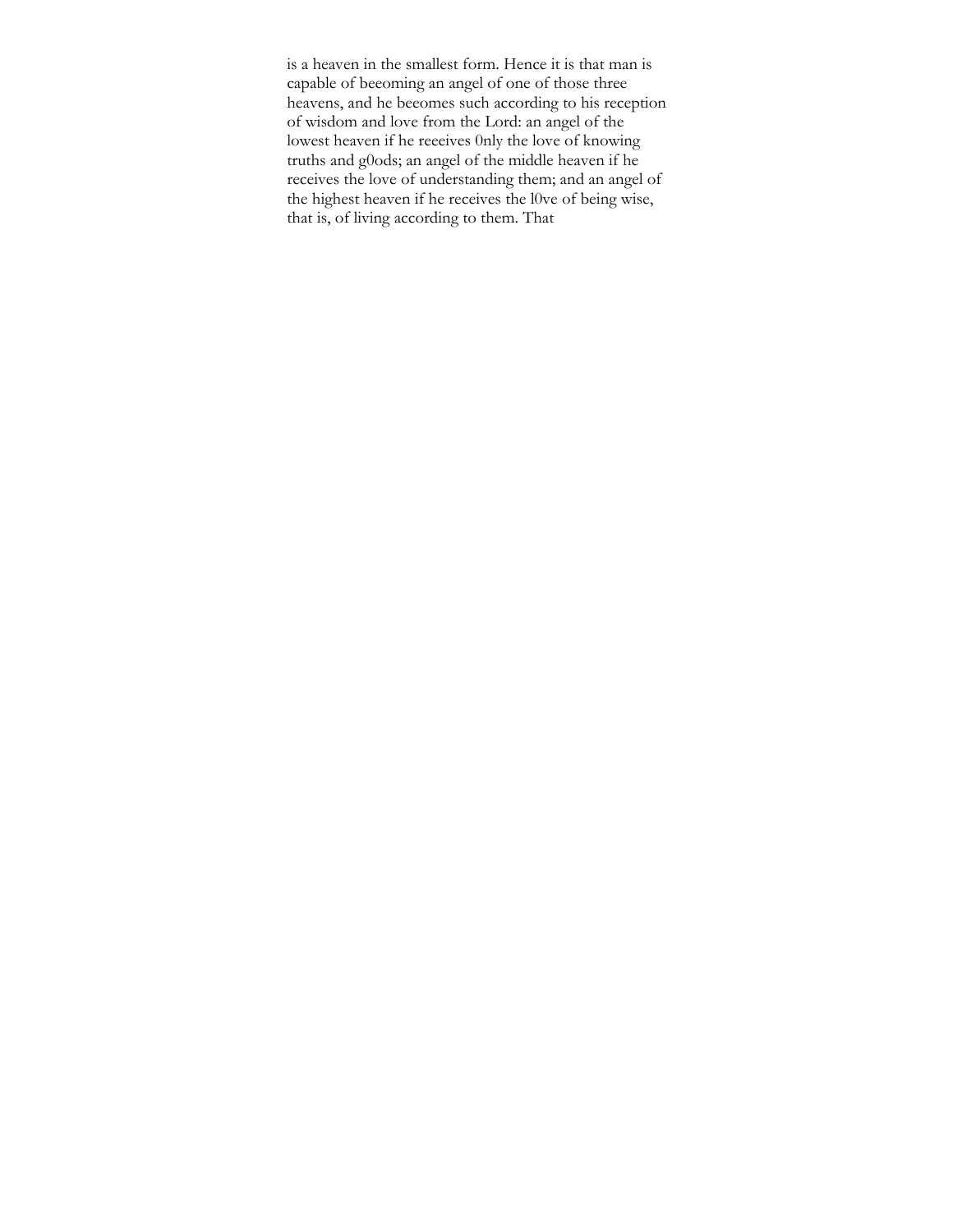is a heaven in the smallest form. Hence it is that man is capable of beeoming an angel of one of those three heavens, and he beeomes such according to his reception of wisdom and love from the Lord: an angel of the lowest heaven if he reeeives 0nly the love of knowing truths and g0ods; an angel of the middle heaven if he receives the love of understanding them; and an angel of the highest heaven if he receives the l0ve of being wise, that is, of living according to them. That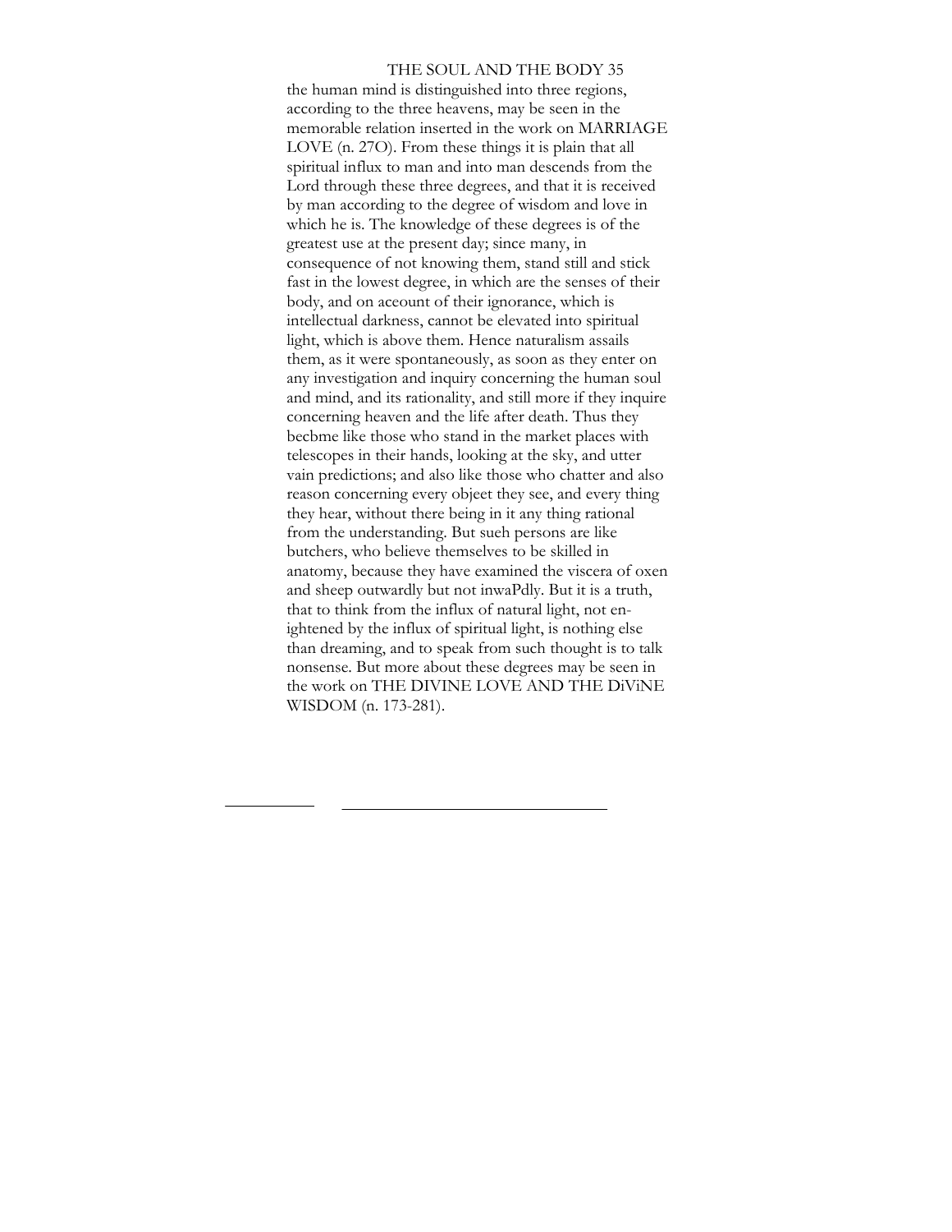the human mind is distinguished into three regions, according to the three heavens, may be seen in the memorable relation inserted in the work on MARRIAGE LOVE (n. 27O). From these things it is plain that all spiritual influx to man and into man descends from the Lord through these three degrees, and that it is received by man according to the degree of wisdom and love in which he is. The knowledge of these degrees is of the greatest use at the present day; since many, in consequence of not knowing them, stand still and stick fast in the lowest degree, in which are the senses of their body, and on aceount of their ignorance, which is intellectual darkness, cannot be elevated into spiritual light, which is above them. Hence naturalism assails them, as it were spontaneously, as soon as they enter on any investigation and inquiry concerning the human soul and mind, and its rationality, and still more if they inquire concerning heaven and the life after death. Thus they becbme like those who stand in the market places with telescopes in their hands, looking at the sky, and utter vain predictions; and also like those who chatter and also reason concerning every objeet they see, and every thing they hear, without there being in it any thing rational from the understanding. But sueh persons are like butchers, who believe themselves to be skilled in anatomy, because they have examined the viscera of oxen and sheep outwardly but not inwaPdly. But it is a truth, that to think from the influx of natural light, not enlightened by the influx of spiritual light, is nothing else than dreaming, and to speak from such thought is to talk nonsense. But more about these degrees may be seen in the work on THE DIVINE LOVE AND THE DiViNE WISDOM (n. 173-281).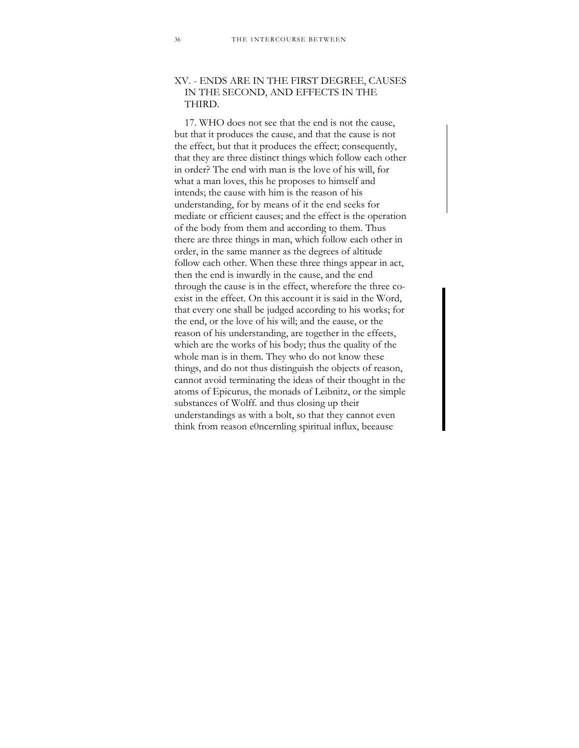## XV. - ENDS ARE IN THE FIRST DEGREE, CAUSES IN THE SECOND, AND EFFECTS IN THE THIRD.

17. WHO does not see that the end is not the cause, but that it produces the cause, and that the cause is not the effect, but that it produces the effect; consequently, that they are three distinct things which follow each other in order? The end with man is the love of his will, for what a man loves, this he proposes to himself and intends; the cause with him is the reason of his understanding, for by means of it the end seeks for mediate or efficient causes; and the effect is the operation of the body from them and according to them. Thus there are three things in man, which follow each other in order, in the same manner as the degrees of altitude follow each other. When these three things appear in act, then the end is inwardly in the cause, and the end through the cause is in the effect, wherefore the three co-exist in the effeet. On this account it is said in the Word, that every one shall be judged according to his works; for the end, or the love of his will; and the eause, or the reason of his understanding, are together in the effeets, whieh are the works of his body; thus the quality of the whole man is in them. They who do not know these things, and do not thus distinguish the objects of reason, cannot avoid terminating the ideas of their thought in the atoms of Epicurus, the monads of Leibnitz, or the simple substances of Wolff. and thus closing up their understandings as with a bolt, so that they cannot even think from reason e0ncernling spiritual influx, beeause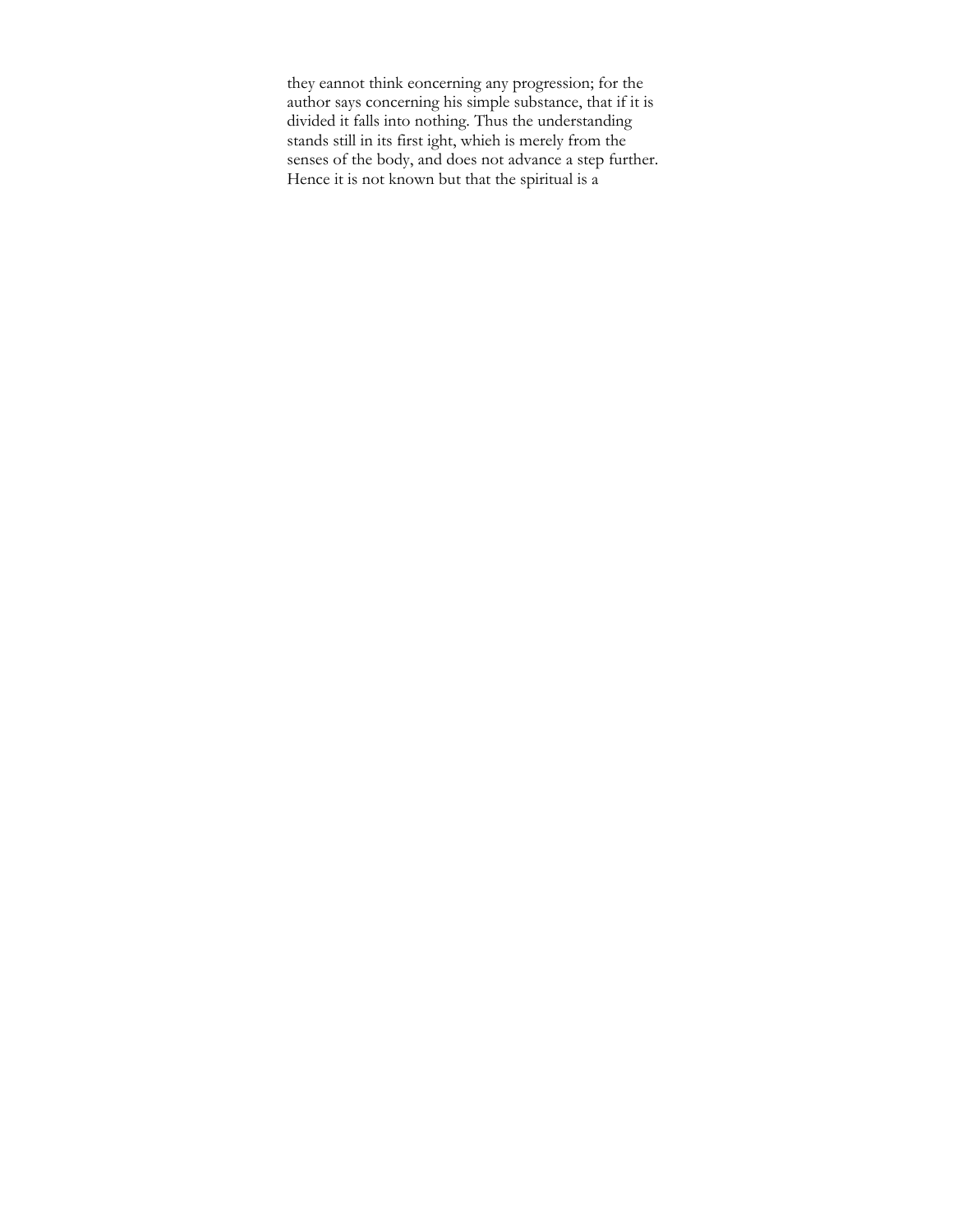they eannot think eoncerning any progression; for the author says concerning his simple substance, that if it is divided it falls into nothing. Thus the understanding stands still in its first ight, whieh is merely from the senses of the body, and does not advance a step further. Hence it is not known but that the spiritual is a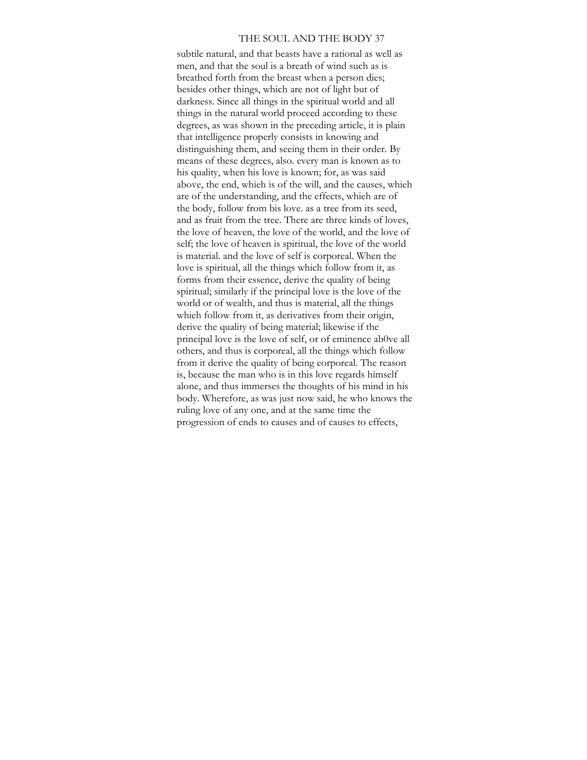subtile natural, and that beasts have a rational as well as men, and that the soul is a breath of wind such as is breathed forth from the breast when a person dies; besides other things, which are not of light but of darkness. Since all things in the spiritual world and all things in the natural world proceed according to these degrees, as was shown in the preceding article, it is plain that intelligence properly consists in knowing and distinguishing them, and seeing them in their order. By means of these degrees, also. every man is known as to his quality, when his love is known; for, as was said above, the end, whieh is of the will, and the causes, whieh are of the understanding, and the effects, whieh are of the body, follow from bis love. as a tree from its seed, and as fruit from the tree. There are three kinds of loves, the love of heaven, the love of the world, and the love of self; the love of heaven is spiritual, the love of the world is material. and the love of self is corporeal. When the love is spiritual, all the things which follow from it, as forms from their essence, derive the quality of being spiritual; similarly if the principal love is the love of the world or of wealth, and thus is material, all the things whieh follow from it, as derivatives from their origin, derive the quality of being material; likewise if the prineipal love is the love of self, or of eminence ab0ve all others, and thus is corporeal, all the things which follow from it derive the quality of being eorporeal. The reason is, because the man who is in this love regards himself alone, and thus immerses the thoughts of his mind in his body. Wherefore, as was just now said, he who knows the ruling love of any one, and at the same time the progression of ends to causes and of causes to effects,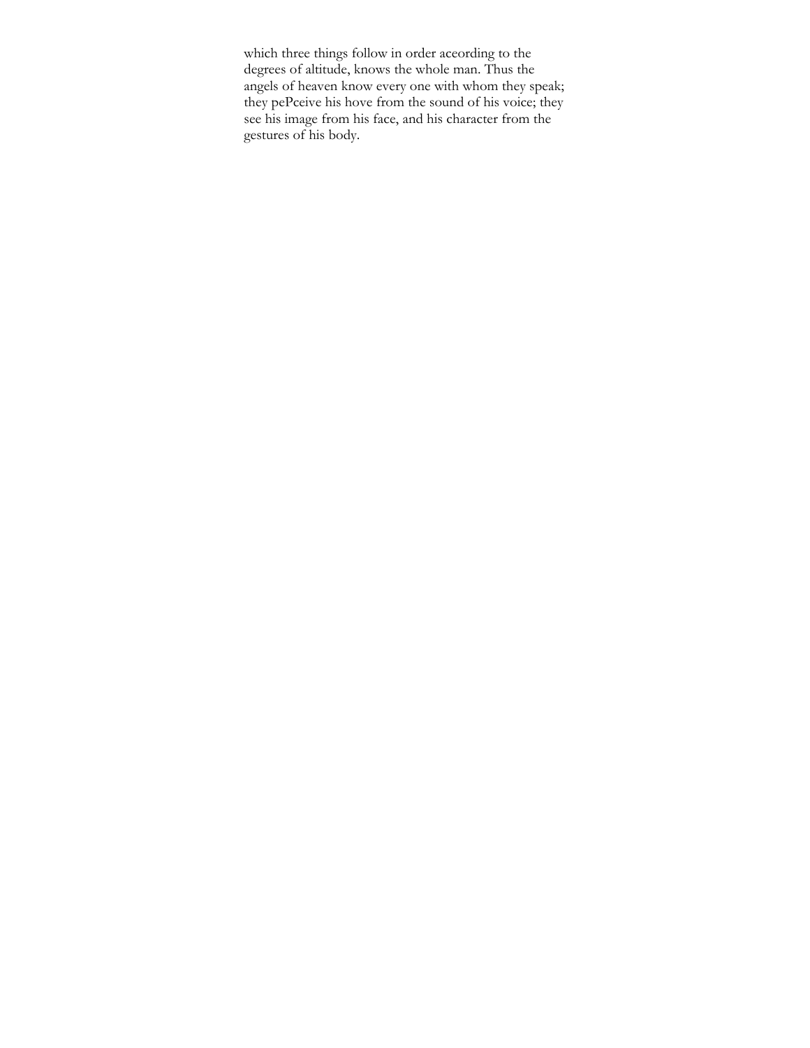which three things follow in order aceording to the degrees of altitude, knows the whole man. Thus the angels of heaven know every one with whom they speak; they pePceive his hove from the sound of his voice; they see his image from his face, and his character from the gestures of his body.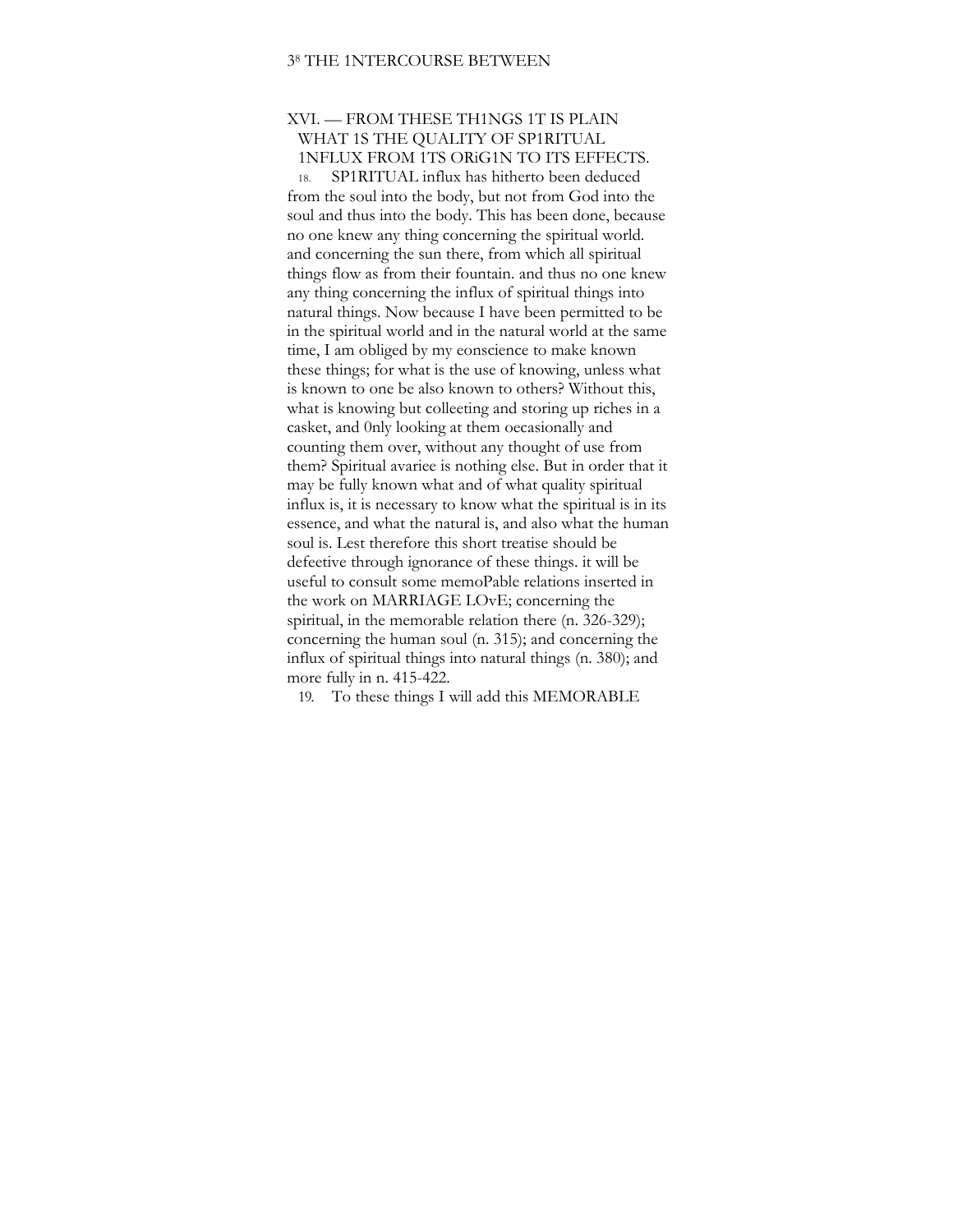## XVI. — FROM THESE TH1NGS 1T IS PLAIN WHAT 1S THE QUALITY OF SP1RITUAL 1NFLUX FROM 1TS ORiG1N TO ITS EFFECTS.

18. SP1RITUAL influx has hitherto been deduced from the soul into the body, but not from God into the soul and thus into the body. This has been done, because no one knew any thing concerning the spiritual world. and concerning the sun there, from which all spiritual things flow as from their fountain. and thus no one knew any thing concerning the influx of spiritual things into natural things. Now because I have been permitted to be in the spiritual world and in the natural world at the same time, I am obliged by my eonscience to make known these things; for what is the use of knowing, unless what is known to one be also known to others? Without this, what is knowing but colleeting and storing up riches in a casket, and 0nly looking at them oecasionally and counting them over, without any thought of use from them? Spiritual avariee is nothing else. But in order that it may be fully known what and of what quality spiritual influx is, it is necessary to know what the spiritual is in its essence, and what the natural is, and also what the human soul is. Lest therefore this short treatise should be defeetive through ignorance of these things. it will be useful to consult some memoPable relations inserted in the work on MARRIAGE LOvE; concerning the spiritual, in the memorable relation there (n. 326-329); concerning the human soul (n. 315); and concerning the influx of spiritual things into natural things (n. 380); and more fully in n. 415-422.

19. To these things I will add this MEMORABLE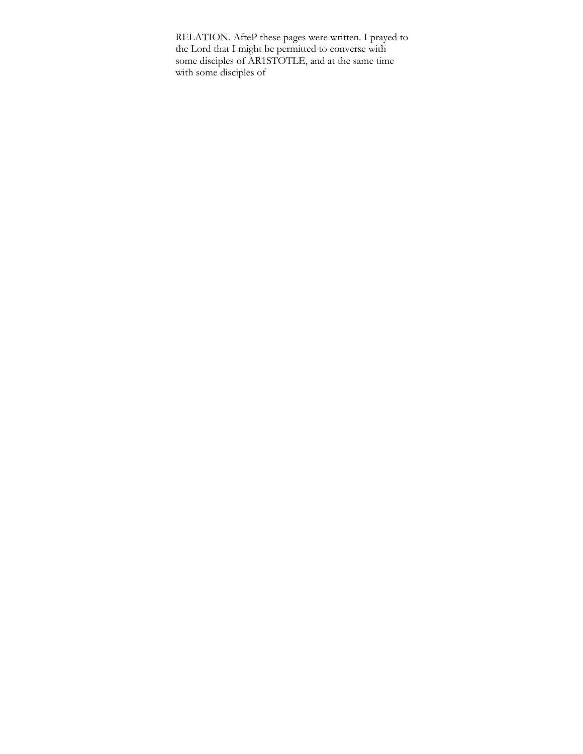RELATION. AfteP these pages were written. I prayed to the Lord that I might be permitted to eonverse with some disciples of AR1STOTLE, and at the same time with some disciples of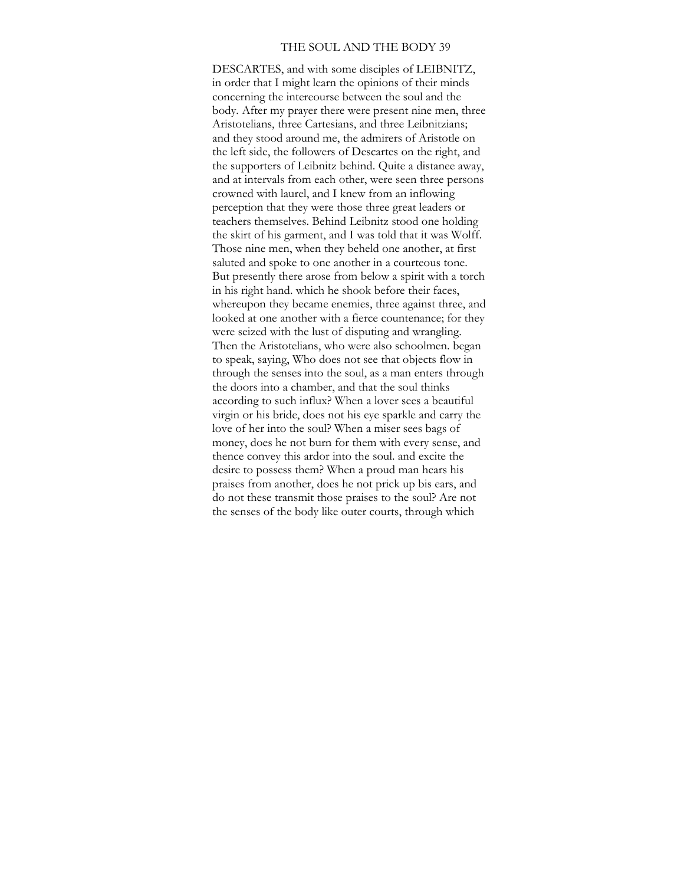DESCARTES, and with some disciples of LEIBNITZ, in order that I might learn the opinions of their minds concerning the intercourse between the soul and the body. After my prayer there were present nine men, three Aristotelians, three Cartesians, and three Leibnitzians; and they stood around me, the admirers of Aristotle on the left side, the followers of Descartes on the right, and the supporters of Leibnitz behind. Quite a distance away, and at intervals from each other, were seen three persons crowned with laurel, and I knew from an inflowing perception that they were those three great leaders or teachers themselves. Behind Leibnitz stood one holding the skirt of his garment, and I was told that it was Wolff. Those nine men, when they beheld one another, at first saluted and spoke to one another in a courteous tone. But presently there arose from below a spirit with a torch in his right hand. which he shook before their faces, whereupon they became enemies, three against three, and looked at one another with a fierce countenance; for they were seized with the lust of disputing and wrangling. Then the Aristotelians, who were also schoolmen. began to speak, saying, Who does not see that objects flow in through the senses into the soul, as a man enters through the doors into a chamber, and that the soul thinks according to such influx? When a lover sees a beautiful virgin or his bride, does not his eye sparkle and carry the love of her into the soul? When a miser sees bags of money, does he not burn for them with every sense, and thence convey this ardor into the soul. and excite the desire to possess them? When a proud man hears his praises from another, does he not prick up his ears, and do not these transmit those praises to the soul? Are not the senses of the body like outer courts, through which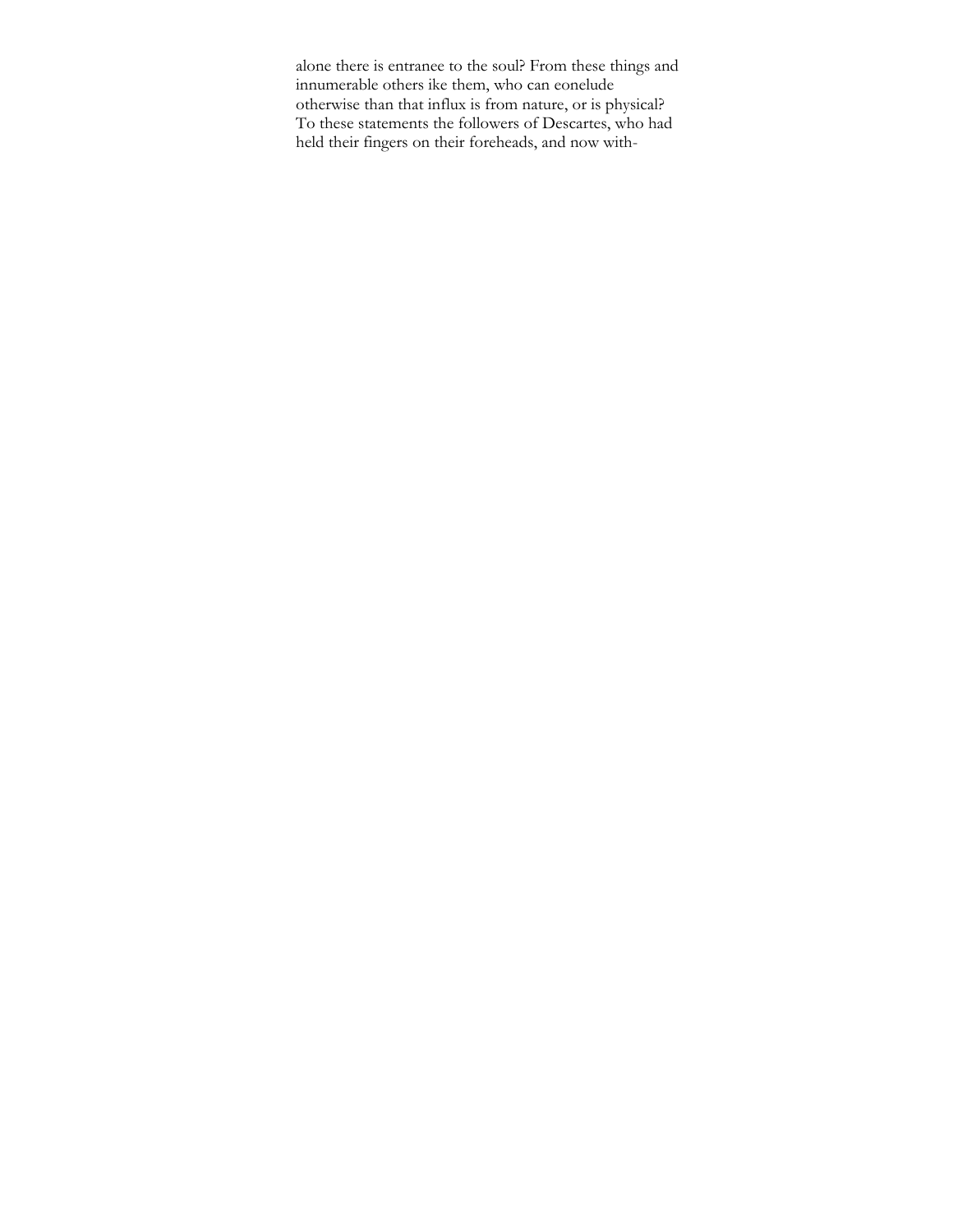alone there is entranee to the soul? From these things and innumerable others ike them, who can eonelude otherwise than that influx is from nature, or is physical? To these statements the followers of Descartes, who had held their fingers on their foreheads, and now with-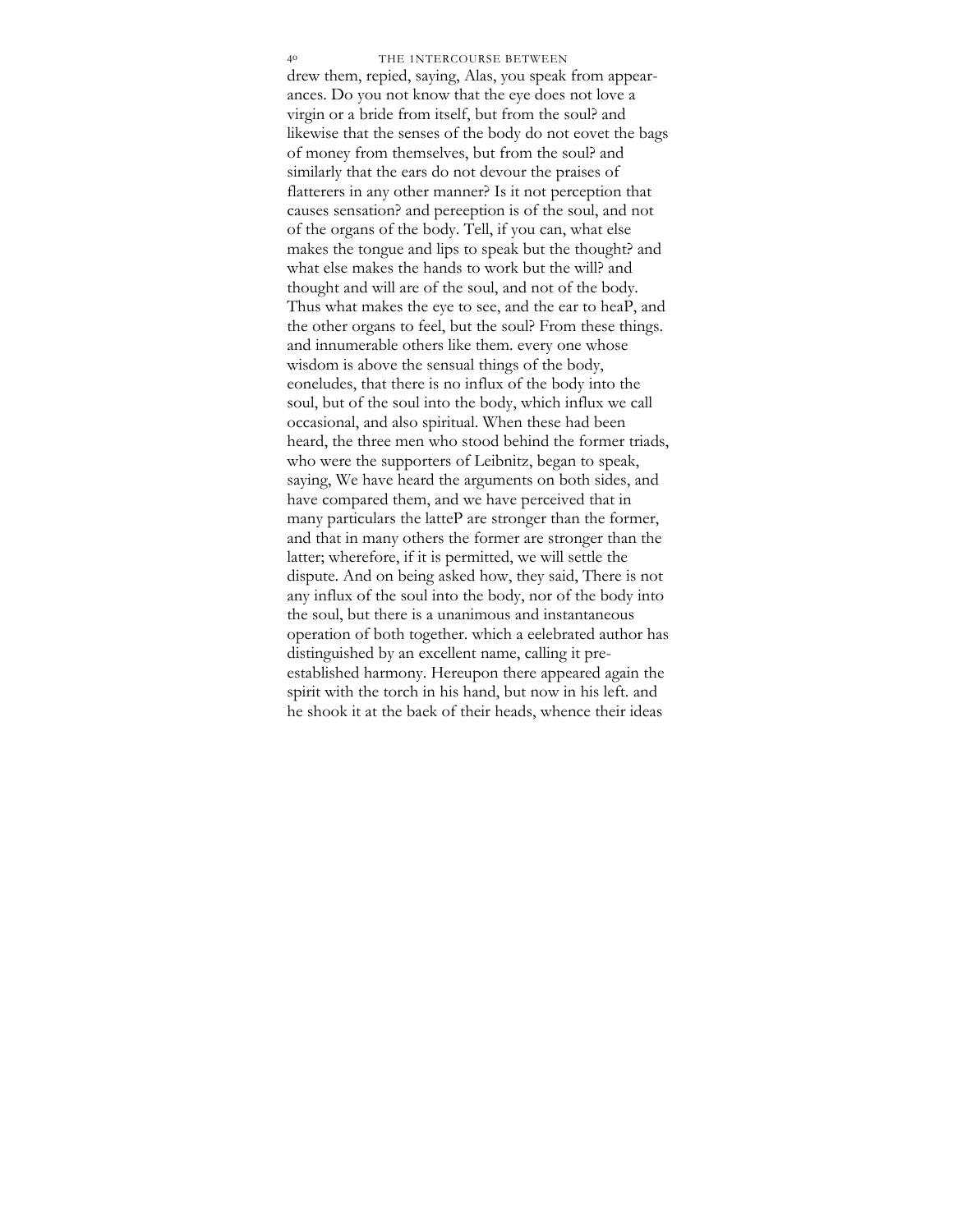drew them, repied, saying, Alas, you speak from appearances. Do you not know that the eye does not love a virgin or a bride from itself, but from the soul? and likewise that the senses of the body do not eovet the bags of money from themselves, but from the soul? and similarly that the ears do not devour the praises of flatterers in any other manner? Is it not perception that causes sensation? and pereeption is of the soul, and not of the organs of the body. Tell, if you can, what else makes the tongue and lips to speak but the thought? and what else makes the hands to work but the will? and thought and will are of the soul, and not of the body. Thus what makes the eye to see, and the ear to heaP, and the other organs to feel, but the soul? From these things. and innumerable others like them. every one whose wisdom is above the sensual things of the body, eoneludes, that there is no influx of the body into the soul, but of the soul into the body, which influx we call occasional, and also spiritual. When these had been heard, the three men who stood behind the former triads, who were the supporters of Leibnitz, began to speak, saying, We have heard the arguments on both sides, and have compared them, and we have perceived that in many particulars the latteP are stronger than the former, and that in many others the former are stronger than the latter; wherefore, if it is permitted, we will settle the dispute. And on being asked how, they said, There is not any influx of the soul into the body, nor of the body into the soul, but there is a unanimous and instantaneous operation of both together. which a eelebrated author has distinguished by an excellent name, calling it pre-established harmony. Hereupon there appeared again the spirit with the torch in his hand, but now in his left. and he shook it at the baek of their heads, whence their ideas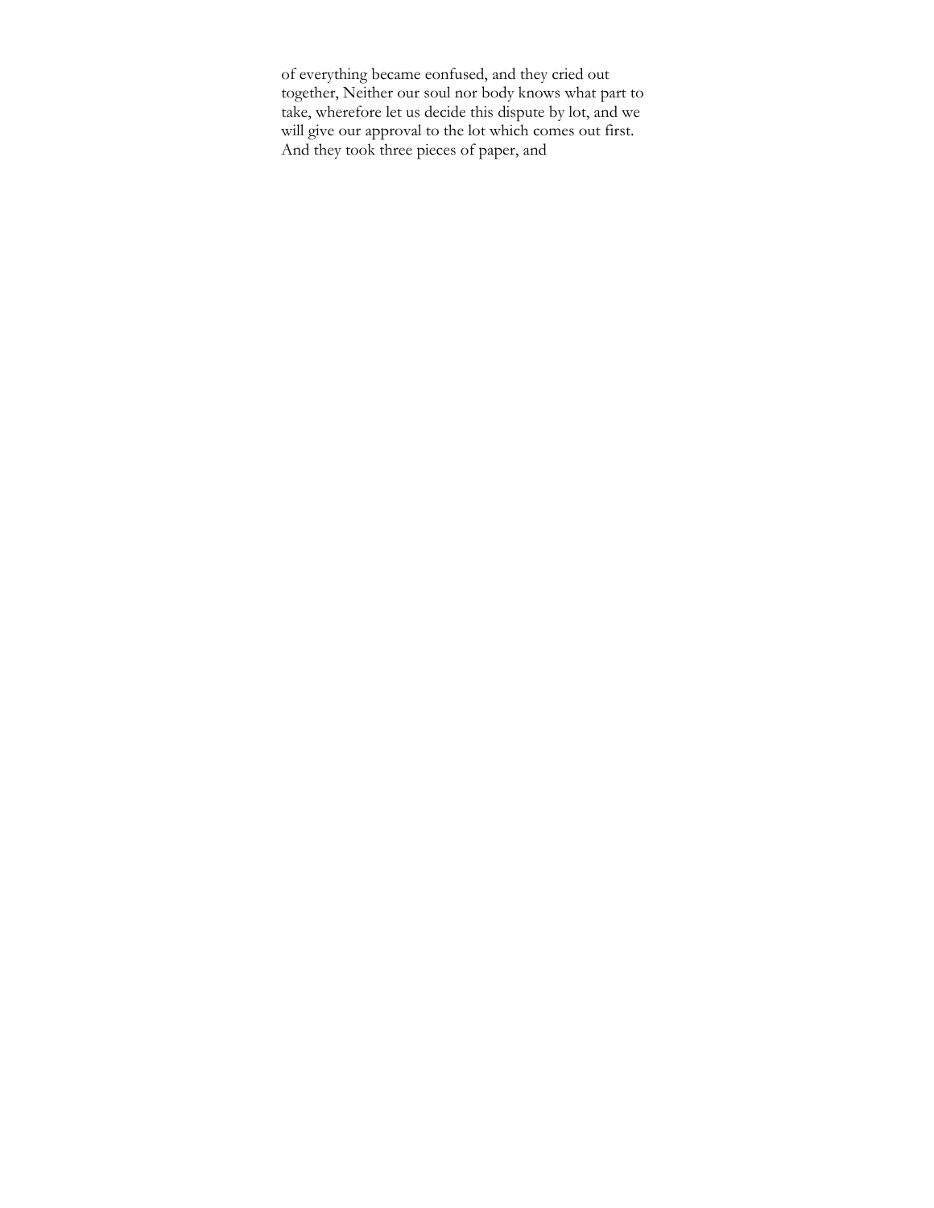of everything became eonfused, and they cried out together, Neither our soul nor body knows what part to take, wherefore let us decide this dispute by lot, and we will give our approval to the lot which comes out first. And they took three pieces of paper, and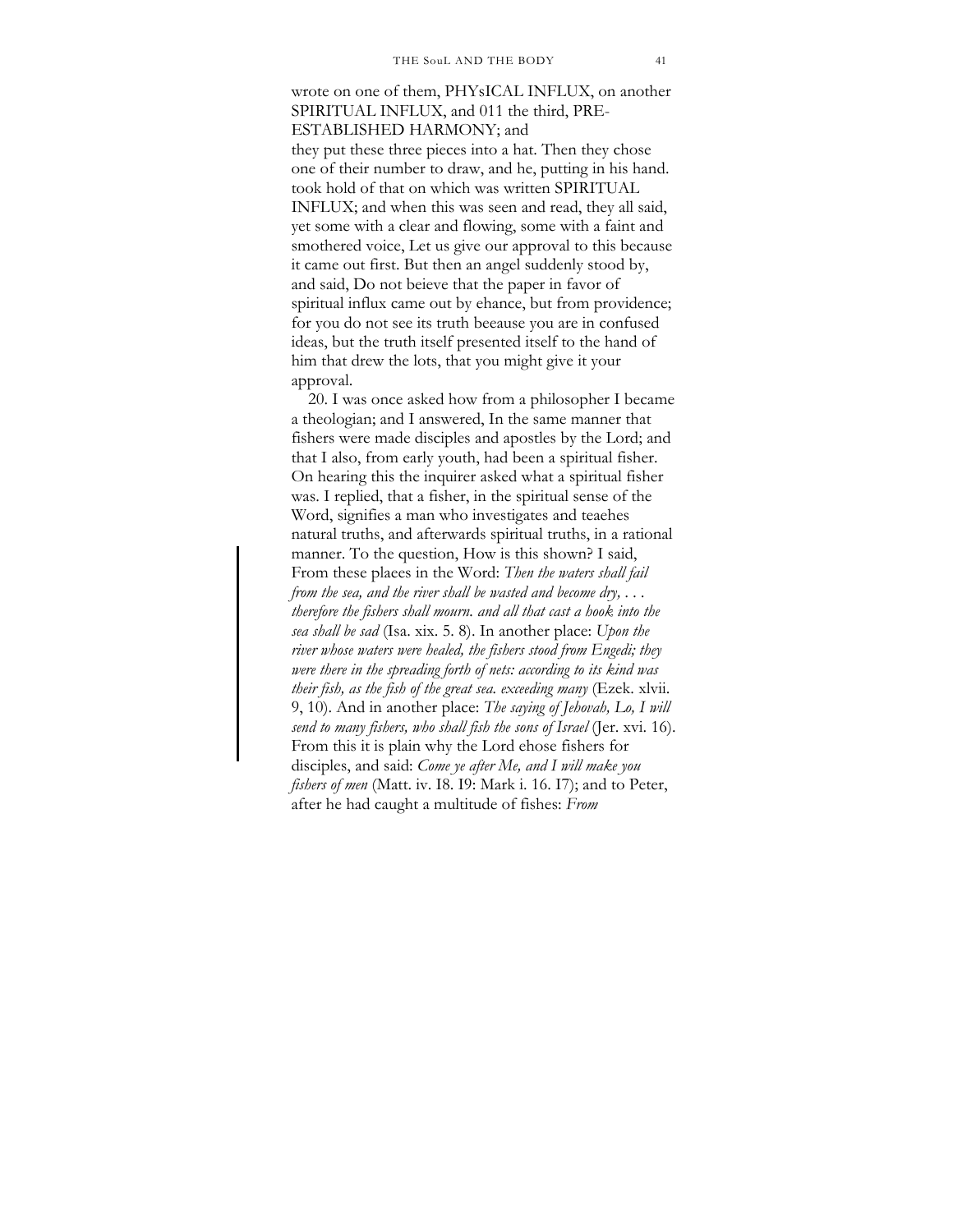wrote on one of them, PHYsICAL INFLUX, on another SPIRITUAL INFLUX, and 011 the third, PRE-ESTABLISHED HARMONY; and they put these three pieces into a hat. Then they chose one of their number to draw, and he, putting in his hand. took hold of that on which was written SPIRITUAL INFLUX; and when this was seen and read, they all said, yet some with a clear and flowing, some with a faint and smothered voice, Let us give our approval to this because it came out first. But then an angel suddenly stood by, and said, Do not beieve that the paper in favor of spiritual influx came out by ehance, but from providence; for you do not see its truth beeause you are in confused ideas, but the truth itself presented itself to the hand of him that drew the lots, that you might give it your approval.

20. I was once asked how from a philosopher I became a theologian; and I answered, In the same manner that fishers were made disciples and apostles by the Lord; and that I also, from early youth, had been a spiritual fisher. On hearing this the inquirer asked what a spiritual fisher was. I replied, that a fisher, in the spiritual sense of the Word, signifies a man who investigates and teaehes natural truths, and afterwards spiritual truths, in a rational manner. To the question, How is this shown? I said, From these plaees in the Word: *Then the waters shall fail from the sea, and the river shall be wasted and become dry, . . . therefore the fishers shall mourn. and all that cast a hook into the sea shall be sad* (Isa. xix. 5. 8). In another place: *Upon the river whose waters were healed, the fishers stood from Engedi; they were there in the spreading forth of nets: according to its kind was their fish, as the fish of the great sea. exceeding many* (Ezek. xlvii. 9, 10). And in another place: *The saying of Jehovah, Lo, I will send to many fishers, who shall fish the sons of Israel* (Jer. xvi. 16). From this it is plain why the Lord ehose fishers for disciples, and said: *Come ye after Me, and I will make you fishers of men* (Matt. iv. I8. I9: Mark i. 16. I7); and to Peter, after he had caught a multitude of fishes: *From*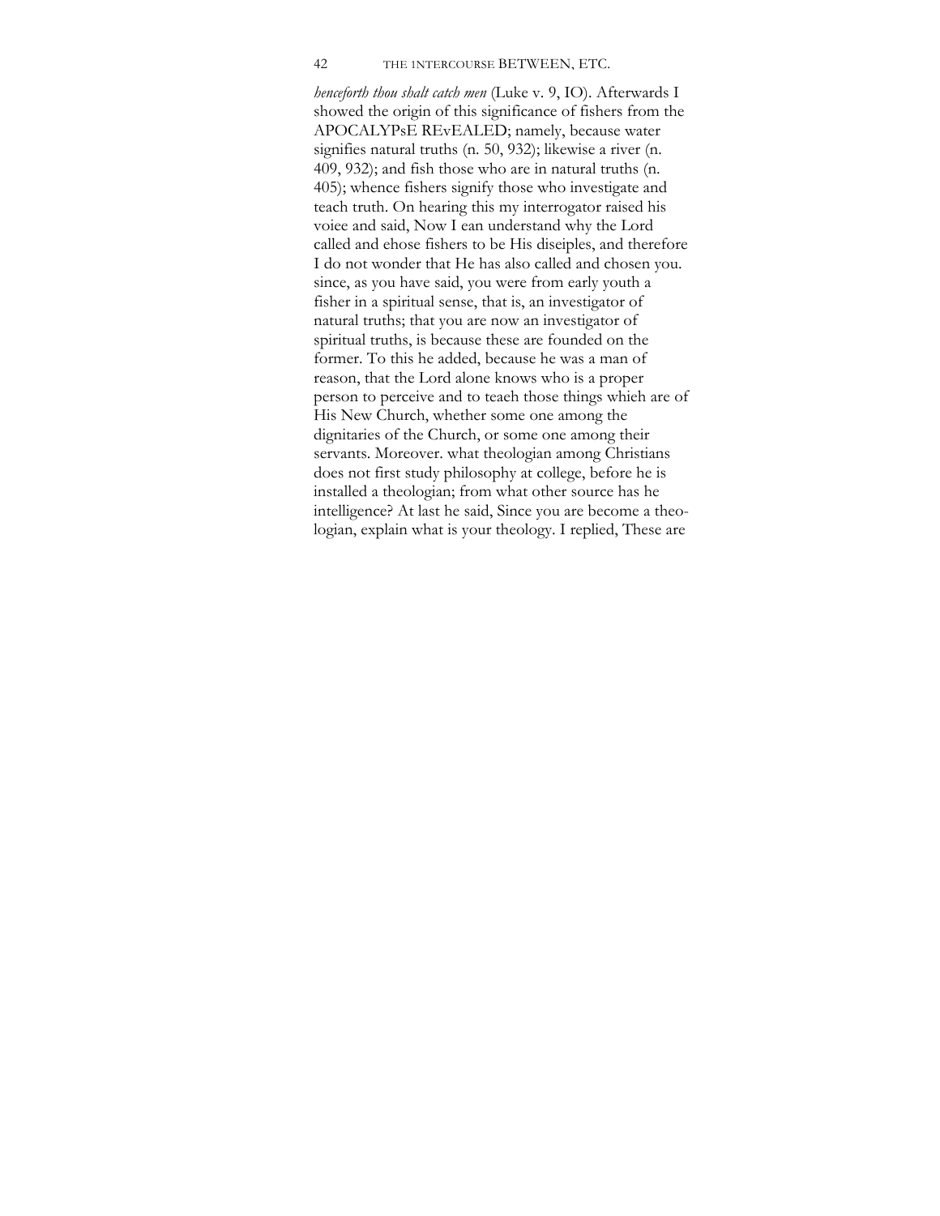*henceforth thou shalt catch men* (Luke v. 9, IO). Afterwards I showed the origin of this significance of fishers from the APOCALYPsE REvEALED; namely, because water signifies natural truths (n. 50, 932); likewise a river (n. 409, 932); and fish those who are in natural truths (n. 405); whence fishers signify those who investigate and teach truth. On hearing this my interrogator raised his voiee and said, Now I ean understand why the Lord called and ehose fishers to be His diseiples, and therefore I do not wonder that He has also called and chosen you. since, as you have said, you were from early youth a fisher in a spiritual sense, that is, an investigator of natural truths; that you are now an investigator of spiritual truths, is because these are founded on the former. To this he added, because he was a man of reason, that the Lord alone knows who is a proper person to perceive and to teaeh those things whieh are of His New Church, whether some one among the dignitaries of the Church, or some one among their servants. Moreover. what theologian among Christians does not first study philosophy at college, before he is installed a theologian; from what other source has he intelligence? At last he said, Since you are become a theologian, explain what is your theology. I replied, These are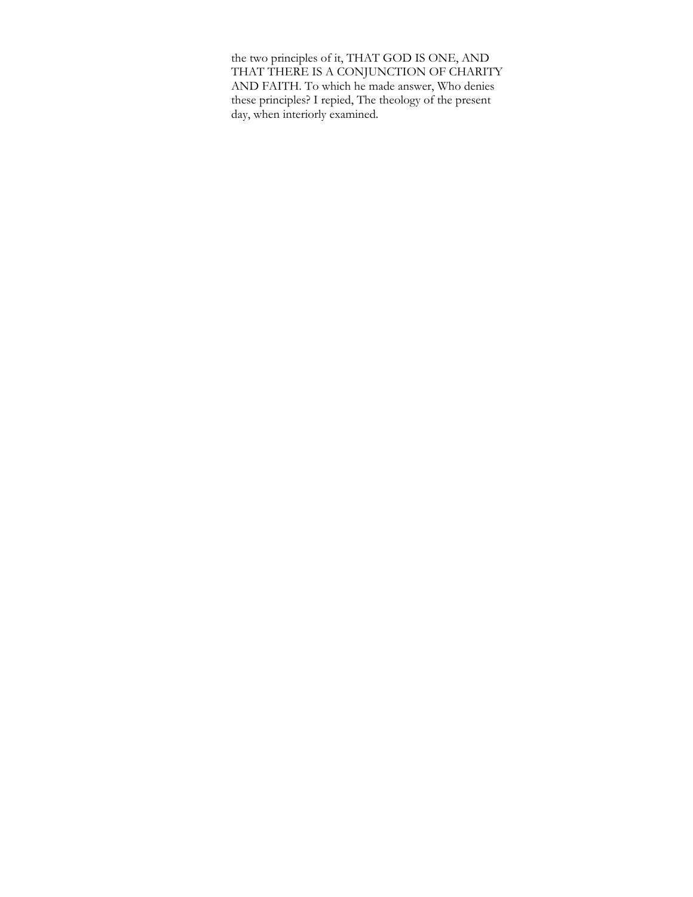the two principles of it, THAT GOD IS ONE, AND THAT THERE IS A CONJUNCTION OF CHARITY AND FAITH. To which he made answer, Who denies these principles? I repied, The theology of the present day, when interiorly examined.